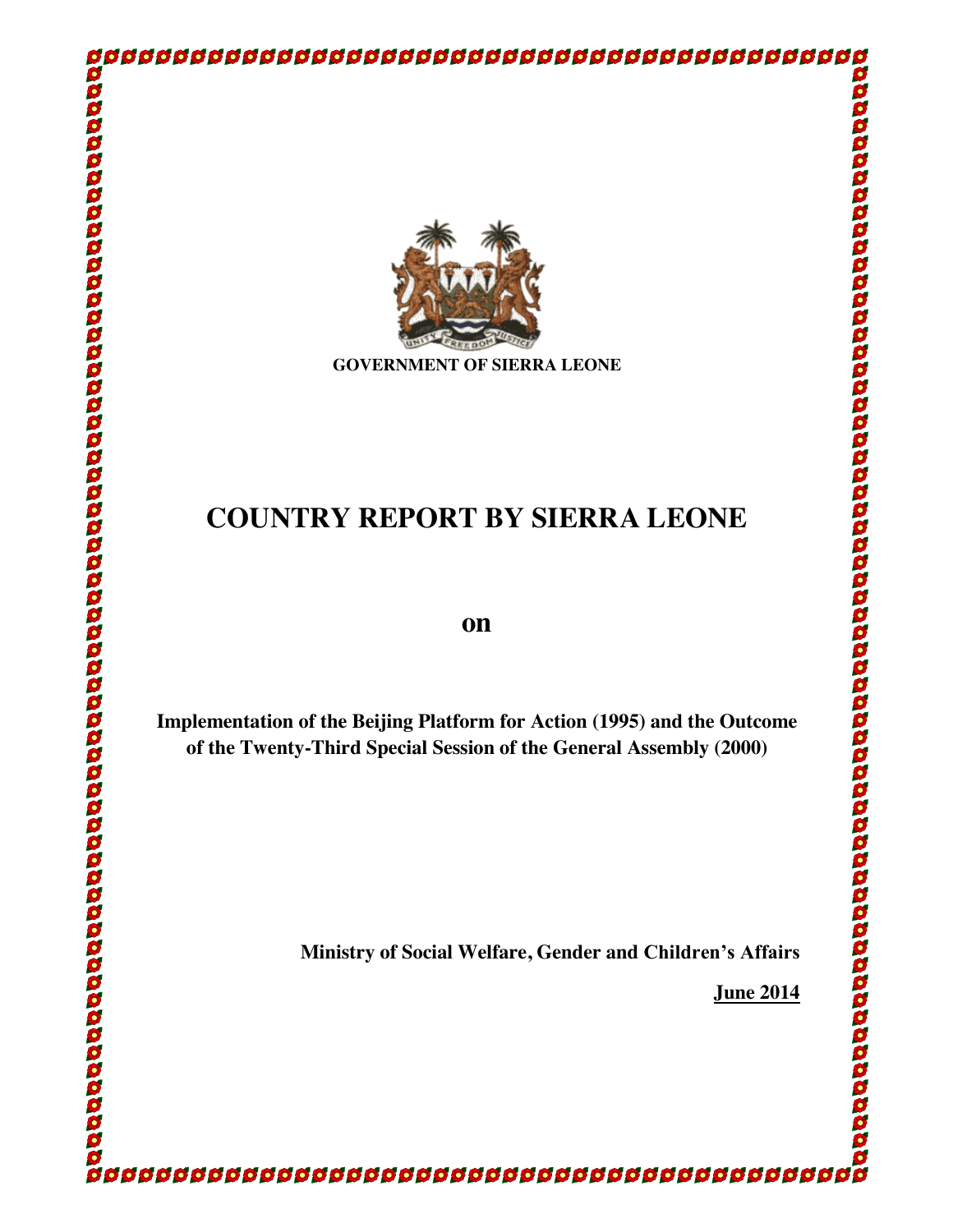**GOVERNMENT OF SIERRA LEONE**

# COUNTRY REPORT BY SIERRA LEONE

## on

**Implementation of the Beijing Platform for Action (1995) and the Outcome of the Twenty-Third Special Session of the General Assembly (2000)**

**Ministry of Social Welfare, Gender and Children's Affairs**

**June 2014**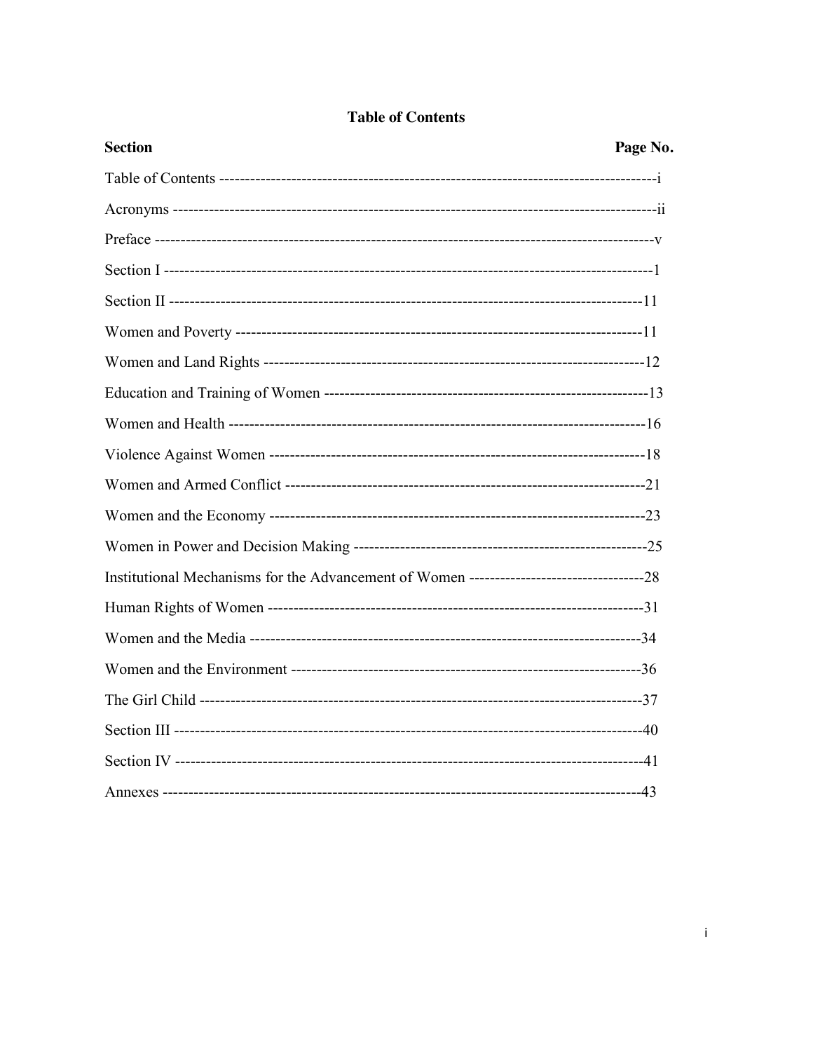# Table of Contents

| Section | Page No. |
| --- | --- |
| Table of Contents | i |
| Acronyms | ii |
| Preface | v |
| Section I | 1 |
| Section II | 11 |
| Women and Poverty | 11 |
| Women and Land Rights | 12 |
| Education and Training of Women | 13 |
| Women and Health | 16 |
| Violence Against Women | 18 |
| Women and Armed Conflict | 21 |
| Women and the Economy | 23 |
| Women in Power and Decision Making | 25 |
| Institutional Mechanisms for the Advancement of Women | 28 |
| Human Rights of Women | 31 |
| Women and the Media | 34 |
| Women and the Environment | 36 |
| The Girl Child | 37 |
| Section III | 40 |
| Section IV | 41 |
| Annexes | 43 |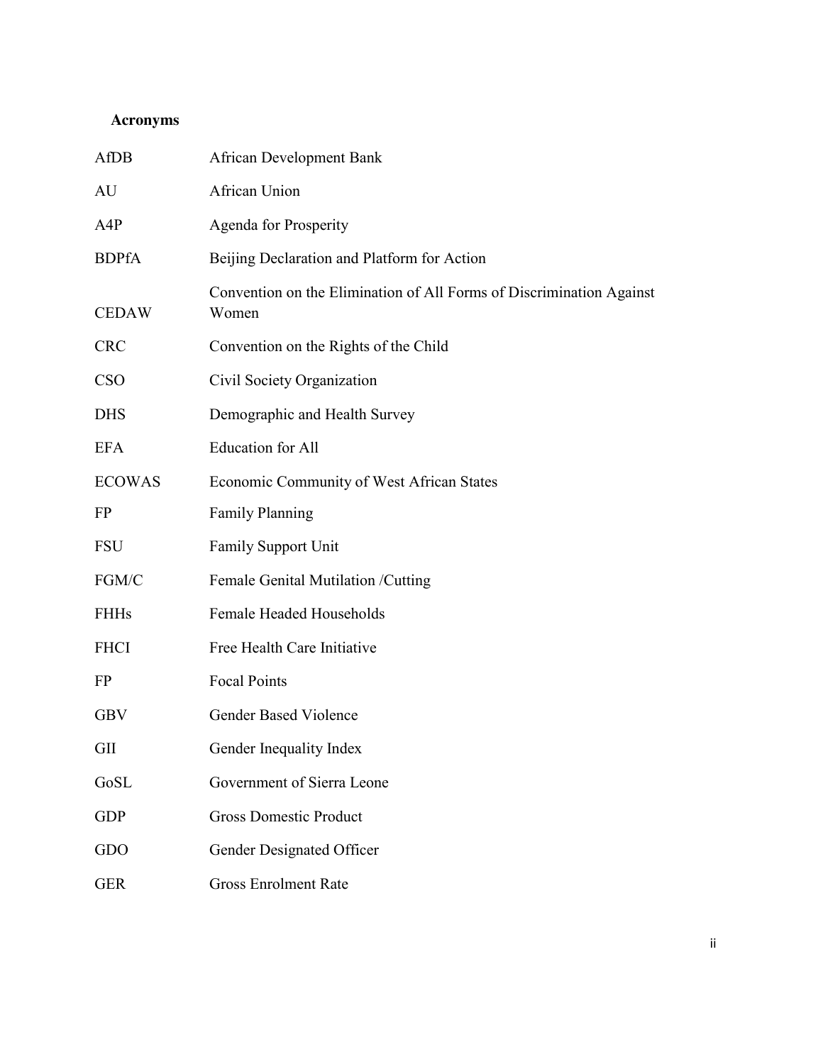## Acronyms

| | |
|---|---|
| AfDB | African Development Bank |
| AU | African Union |
| A4P | Agenda for Prosperity |
| BDPfA | Beijing Declaration and Platform for Action |
| CEDAW | Convention on the Elimination of All Forms of Discrimination Against Women |
| CRC | Convention on the Rights of the Child |
| CSO | Civil Society Organization |
| DHS | Demographic and Health Survey |
| EFA | Education for All |
| ECOWAS | Economic Community of West African States |
| FP | Family Planning |
| FSU | Family Support Unit |
| FGM/C | Female Genital Mutilation /Cutting |
| FHHs | Female Headed Households |
| FHCI | Free Health Care Initiative |
| FP | Focal Points |
| GBV | Gender Based Violence |
| GII | Gender Inequality Index |
| GoSL | Government of Sierra Leone |
| GDP | Gross Domestic Product |
| GDO | Gender Designated Officer |
| GER | Gross Enrolment Rate |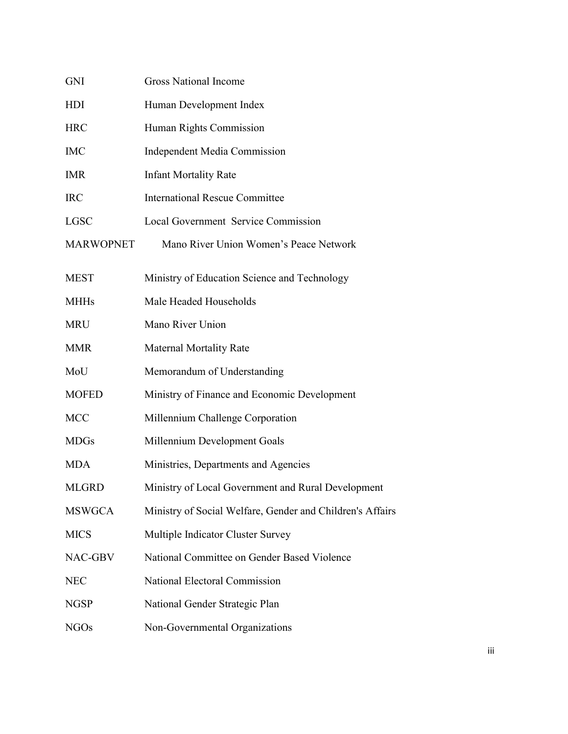| | |
|---|---|
| GNI | Gross National Income |
| HDI | Human Development Index |
| HRC | Human Rights Commission |
| IMC | Independent Media Commission |
| IMR | Infant Mortality Rate |
| IRC | International Rescue Committee |
| LGSC | Local Government Service Commission |
| MARWOPNET | Mano River Union Women's Peace Network |
| MEST | Ministry of Education Science and Technology |
| MHHs | Male Headed Households |
| MRU | Mano River Union |
| MMR | Maternal Mortality Rate |
| MoU | Memorandum of Understanding |
| MOFED | Ministry of Finance and Economic Development |
| MCC | Millennium Challenge Corporation |
| MDGs | Millennium Development Goals |
| MDA | Ministries, Departments and Agencies |
| MLGRD | Ministry of Local Government and Rural Development |
| MSWGCA | Ministry of Social Welfare, Gender and Children's Affairs |
| MICS | Multiple Indicator Cluster Survey |
| NAC-GBV | National Committee on Gender Based Violence |
| NEC | National Electoral Commission |
| NGSP | National Gender Strategic Plan |
| NGOs | Non-Governmental Organizations |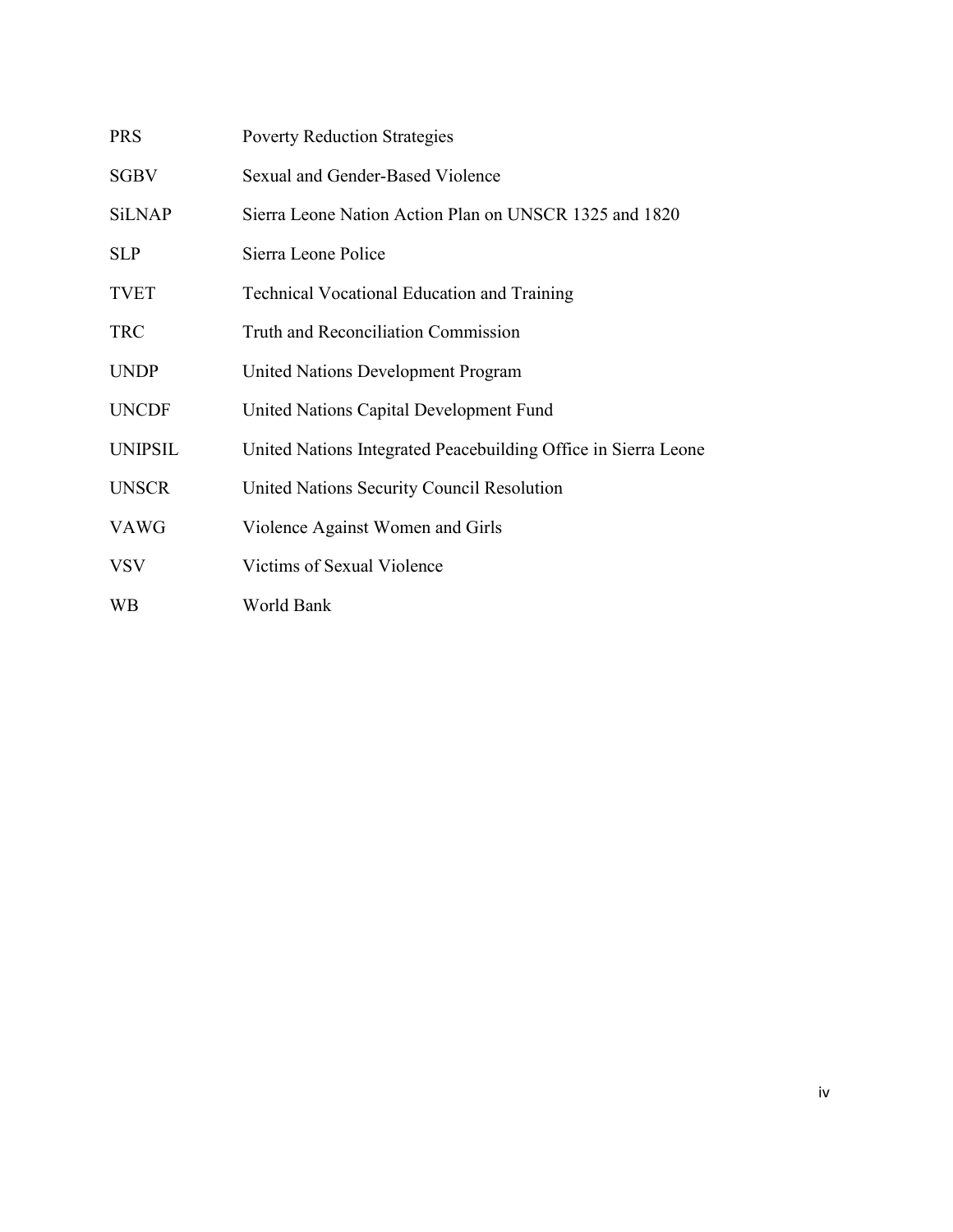| | |
|---|---|
| PRS | Poverty Reduction Strategies |
| SGBV | Sexual and Gender-Based Violence |
| SiLNAP | Sierra Leone Nation Action Plan on UNSCR 1325 and 1820 |
| SLP | Sierra Leone Police |
| TVET | Technical Vocational Education and Training |
| TRC | Truth and Reconciliation Commission |
| UNDP | United Nations Development Program |
| UNCDF | United Nations Capital Development Fund |
| UNIPSIL | United Nations Integrated Peacebuilding Office in Sierra Leone |
| UNSCR | United Nations Security Council Resolution |
| VAWG | Violence Against Women and Girls |
| VSV | Victims of Sexual Violence |
| WB | World Bank |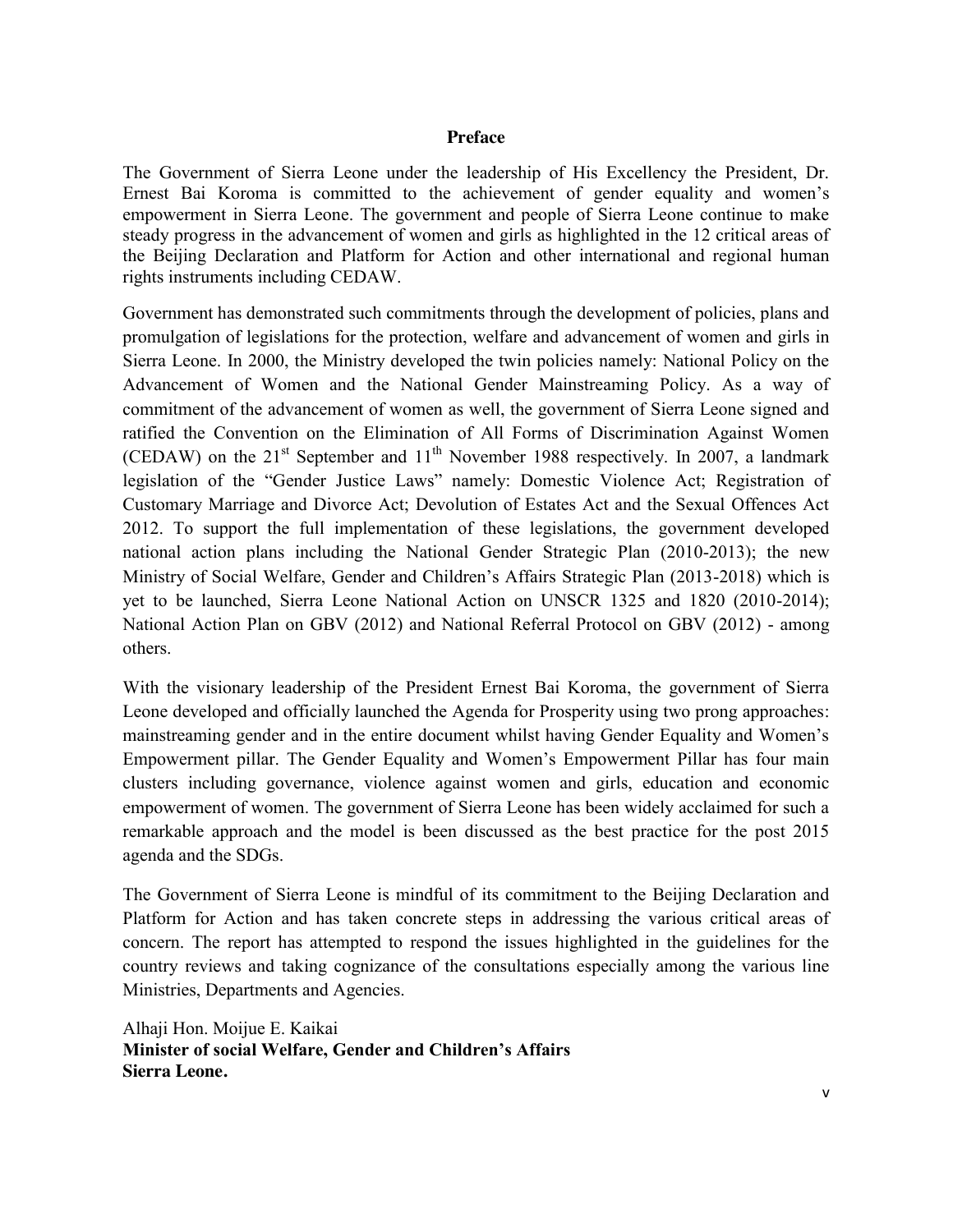## Preface

The Government of Sierra Leone under the leadership of His Excellency the President, Dr. Ernest Bai Koroma is committed to the achievement of gender equality and women's empowerment in Sierra Leone. The government and people of Sierra Leone continue to make steady progress in the advancement of women and girls as highlighted in the 12 critical areas of the Beijing Declaration and Platform for Action and other international and regional human rights instruments including CEDAW.

Government has demonstrated such commitments through the development of policies, plans and promulgation of legislations for the protection, welfare and advancement of women and girls in Sierra Leone. In 2000, the Ministry developed the twin policies namely: National Policy on the Advancement of Women and the National Gender Mainstreaming Policy. As a way of commitment of the advancement of women as well, the government of Sierra Leone signed and ratified the Convention on the Elimination of All Forms of Discrimination Against Women (CEDAW) on the 21st September and 11th November 1988 respectively. In 2007, a landmark legislation of the "Gender Justice Laws" namely: Domestic Violence Act; Registration of Customary Marriage and Divorce Act; Devolution of Estates Act and the Sexual Offences Act 2012. To support the full implementation of these legislations, the government developed national action plans including the National Gender Strategic Plan (2010-2013); the new Ministry of Social Welfare, Gender and Children's Affairs Strategic Plan (2013-2018) which is yet to be launched, Sierra Leone National Action on UNSCR 1325 and 1820 (2010-2014); National Action Plan on GBV (2012) and National Referral Protocol on GBV (2012) - among others.

With the visionary leadership of the President Ernest Bai Koroma, the government of Sierra Leone developed and officially launched the Agenda for Prosperity using two prong approaches: mainstreaming gender and in the entire document whilst having Gender Equality and Women's Empowerment pillar. The Gender Equality and Women's Empowerment Pillar has four main clusters including governance, violence against women and girls, education and economic empowerment of women. The government of Sierra Leone has been widely acclaimed for such a remarkable approach and the model is been discussed as the best practice for the post 2015 agenda and the SDGs.

The Government of Sierra Leone is mindful of its commitment to the Beijing Declaration and Platform for Action and has taken concrete steps in addressing the various critical areas of concern. The report has attempted to respond the issues highlighted in the guidelines for the country reviews and taking cognizance of the consultations especially among the various line Ministries, Departments and Agencies.

Alhaji Hon. Moijue E. Kaikai
**Minister of social Welfare, Gender and Children's Affairs**
**Sierra Leone.**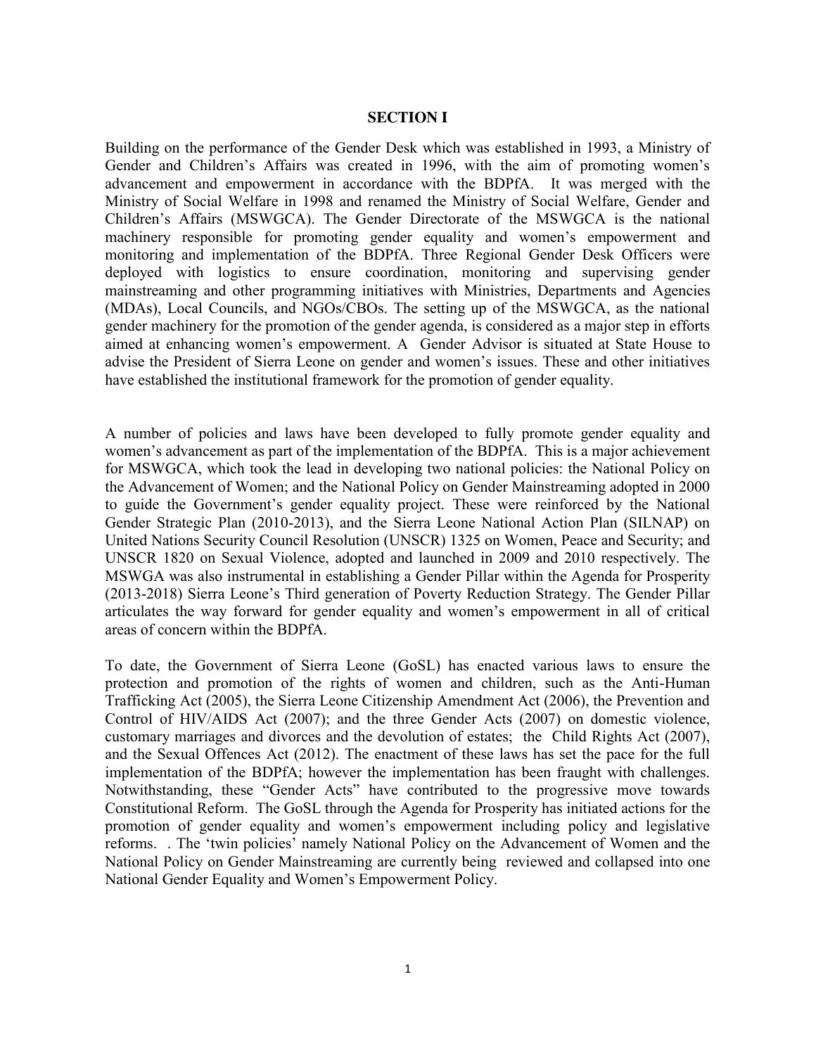# SECTION I

Building on the performance of the Gender Desk which was established in 1993, a Ministry of Gender and Children's Affairs was created in 1996, with the aim of promoting women's advancement and empowerment in accordance with the BDPfA. It was merged with the Ministry of Social Welfare in 1998 and renamed the Ministry of Social Welfare, Gender and Children's Affairs (MSWGCA). The Gender Directorate of the MSWGCA is the national machinery responsible for promoting gender equality and women's empowerment and monitoring and implementation of the BDPfA. Three Regional Gender Desk Officers were deployed with logistics to ensure coordination, monitoring and supervising gender mainstreaming and other programming initiatives with Ministries, Departments and Agencies (MDAs), Local Councils, and NGOs/CBOs. The setting up of the MSWGCA, as the national gender machinery for the promotion of the gender agenda, is considered as a major step in efforts aimed at enhancing women's empowerment. A Gender Advisor is situated at State House to advise the President of Sierra Leone on gender and women's issues. These and other initiatives have established the institutional framework for the promotion of gender equality.

A number of policies and laws have been developed to fully promote gender equality and women's advancement as part of the implementation of the BDPfA. This is a major achievement for MSWGCA, which took the lead in developing two national policies: the National Policy on the Advancement of Women; and the National Policy on Gender Mainstreaming adopted in 2000 to guide the Government's gender equality project. These were reinforced by the National Gender Strategic Plan (2010-2013), and the Sierra Leone National Action Plan (SILNAP) on United Nations Security Council Resolution (UNSCR) 1325 on Women, Peace and Security; and UNSCR 1820 on Sexual Violence, adopted and launched in 2009 and 2010 respectively. The MSWGA was also instrumental in establishing a Gender Pillar within the Agenda for Prosperity (2013-2018) Sierra Leone's Third generation of Poverty Reduction Strategy. The Gender Pillar articulates the way forward for gender equality and women's empowerment in all of critical areas of concern within the BDPfA.

To date, the Government of Sierra Leone (GoSL) has enacted various laws to ensure the protection and promotion of the rights of women and children, such as the Anti-Human Trafficking Act (2005), the Sierra Leone Citizenship Amendment Act (2006), the Prevention and Control of HIV/AIDS Act (2007); and the three Gender Acts (2007) on domestic violence, customary marriages and divorces and the devolution of estates; the Child Rights Act (2007), and the Sexual Offences Act (2012). The enactment of these laws has set the pace for the full implementation of the BDPfA; however the implementation has been fraught with challenges. Notwithstanding, these "Gender Acts" have contributed to the progressive move towards Constitutional Reform. The GoSL through the Agenda for Prosperity has initiated actions for the promotion of gender equality and women's empowerment including policy and legislative reforms. . The 'twin policies' namely National Policy on the Advancement of Women and the National Policy on Gender Mainstreaming are currently being reviewed and collapsed into one National Gender Equality and Women's Empowerment Policy.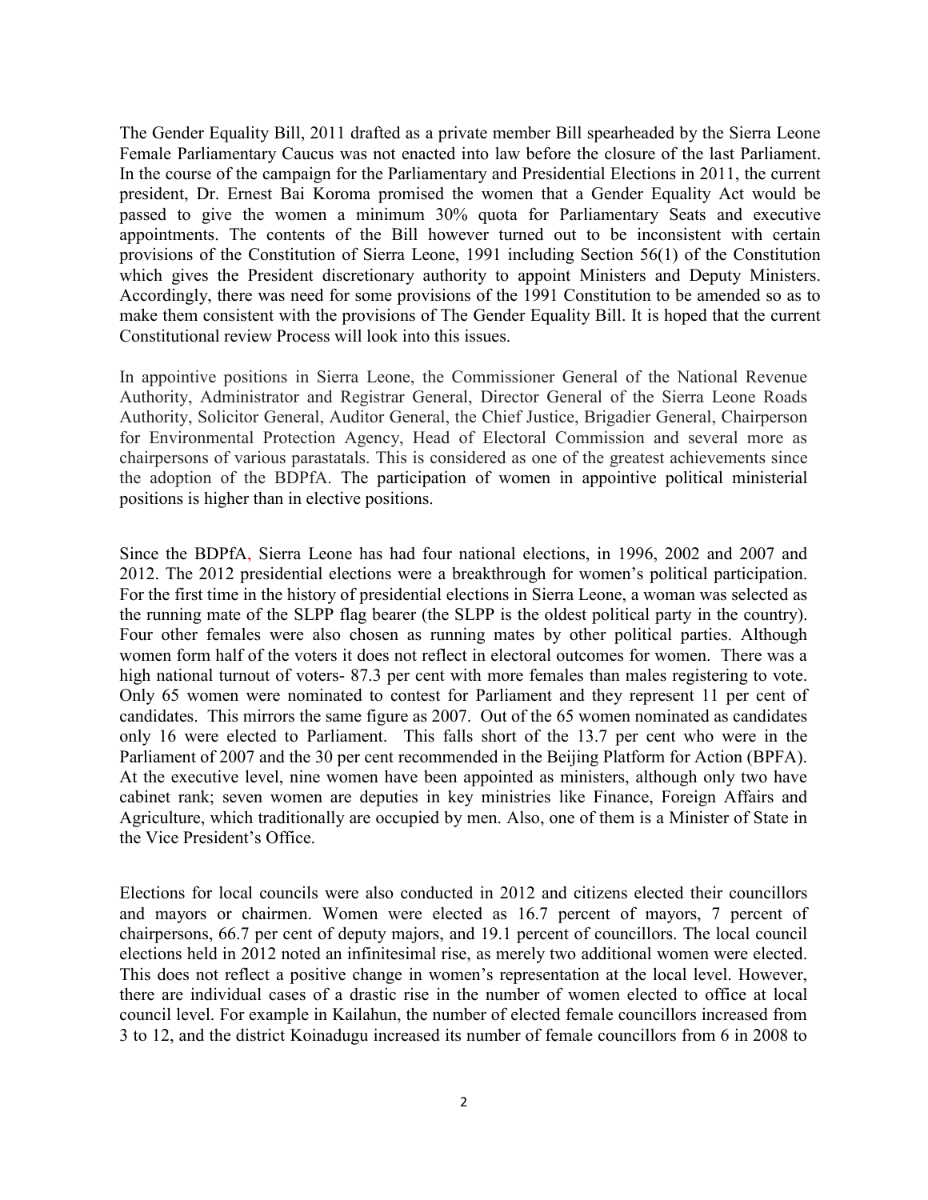The Gender Equality Bill, 2011 drafted as a private member Bill spearheaded by the Sierra Leone Female Parliamentary Caucus was not enacted into law before the closure of the last Parliament. In the course of the campaign for the Parliamentary and Presidential Elections in 2011, the current president, Dr. Ernest Bai Koroma promised the women that a Gender Equality Act would be passed to give the women a minimum 30% quota for Parliamentary Seats and executive appointments. The contents of the Bill however turned out to be inconsistent with certain provisions of the Constitution of Sierra Leone, 1991 including Section 56(1) of the Constitution which gives the President discretionary authority to appoint Ministers and Deputy Ministers. Accordingly, there was need for some provisions of the 1991 Constitution to be amended so as to make them consistent with the provisions of The Gender Equality Bill. It is hoped that the current Constitutional review Process will look into this issues.

In appointive positions in Sierra Leone, the Commissioner General of the National Revenue Authority, Administrator and Registrar General, Director General of the Sierra Leone Roads Authority, Solicitor General, Auditor General, the Chief Justice, Brigadier General, Chairperson for Environmental Protection Agency, Head of Electoral Commission and several more as chairpersons of various parastatals. This is considered as one of the greatest achievements since the adoption of the BDPfA. The participation of women in appointive political ministerial positions is higher than in elective positions.

Since the BDPfA, Sierra Leone has had four national elections, in 1996, 2002 and 2007 and 2012. The 2012 presidential elections were a breakthrough for women's political participation. For the first time in the history of presidential elections in Sierra Leone, a woman was selected as the running mate of the SLPP flag bearer (the SLPP is the oldest political party in the country). Four other females were also chosen as running mates by other political parties. Although women form half of the voters it does not reflect in electoral outcomes for women. There was a high national turnout of voters- 87.3 per cent with more females than males registering to vote. Only 65 women were nominated to contest for Parliament and they represent 11 per cent of candidates. This mirrors the same figure as 2007. Out of the 65 women nominated as candidates only 16 were elected to Parliament. This falls short of the 13.7 per cent who were in the Parliament of 2007 and the 30 per cent recommended in the Beijing Platform for Action (BPFA). At the executive level, nine women have been appointed as ministers, although only two have cabinet rank; seven women are deputies in key ministries like Finance, Foreign Affairs and Agriculture, which traditionally are occupied by men. Also, one of them is a Minister of State in the Vice President's Office.

Elections for local councils were also conducted in 2012 and citizens elected their councillors and mayors or chairmen. Women were elected as 16.7 percent of mayors, 7 percent of chairpersons, 66.7 per cent of deputy majors, and 19.1 percent of councillors. The local council elections held in 2012 noted an infinitesimal rise, as merely two additional women were elected. This does not reflect a positive change in women's representation at the local level. However, there are individual cases of a drastic rise in the number of women elected to office at local council level. For example in Kailahun, the number of elected female councillors increased from 3 to 12, and the district Koinadugu increased its number of female councillors from 6 in 2008 to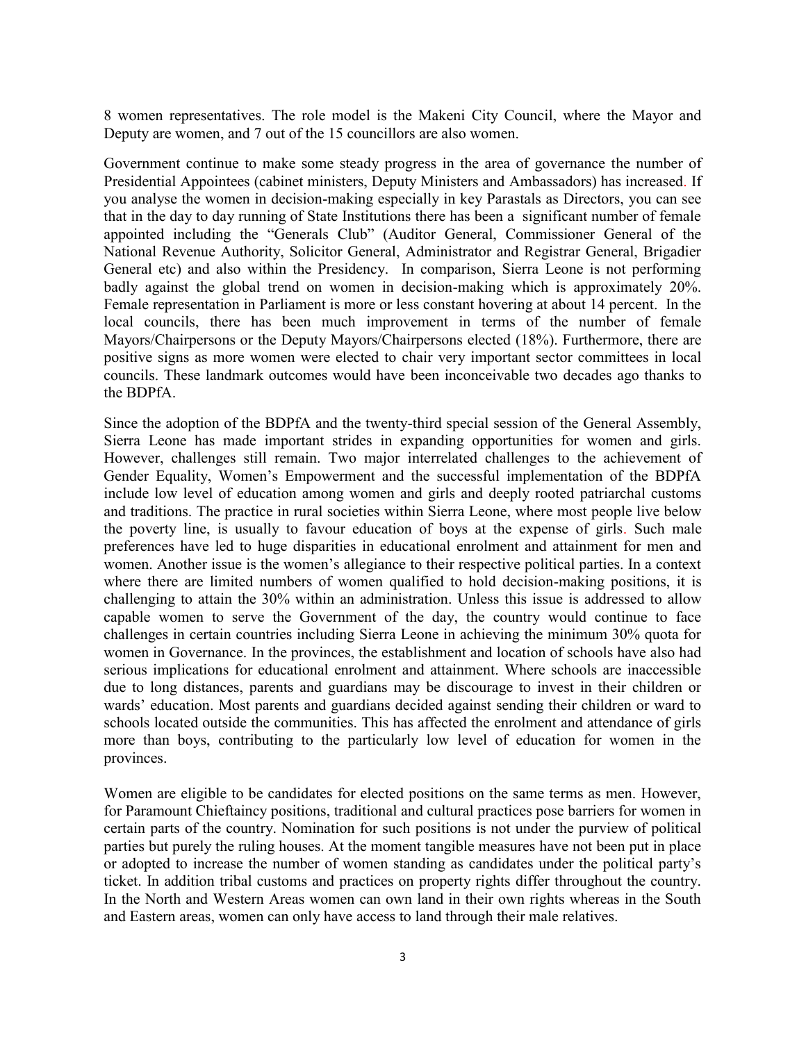8 women representatives. The role model is the Makeni City Council, where the Mayor and Deputy are women, and 7 out of the 15 councillors are also women.

Government continue to make some steady progress in the area of governance the number of Presidential Appointees (cabinet ministers, Deputy Ministers and Ambassadors) has increased. If you analyse the women in decision-making especially in key Parastals as Directors, you can see that in the day to day running of State Institutions there has been a significant number of female appointed including the "Generals Club" (Auditor General, Commissioner General of the National Revenue Authority, Solicitor General, Administrator and Registrar General, Brigadier General etc) and also within the Presidency. In comparison, Sierra Leone is not performing badly against the global trend on women in decision-making which is approximately 20%. Female representation in Parliament is more or less constant hovering at about 14 percent. In the local councils, there has been much improvement in terms of the number of female Mayors/Chairpersons or the Deputy Mayors/Chairpersons elected (18%). Furthermore, there are positive signs as more women were elected to chair very important sector committees in local councils. These landmark outcomes would have been inconceivable two decades ago thanks to the BDPfA.

Since the adoption of the BDPfA and the twenty-third special session of the General Assembly, Sierra Leone has made important strides in expanding opportunities for women and girls. However, challenges still remain. Two major interrelated challenges to the achievement of Gender Equality, Women's Empowerment and the successful implementation of the BDPfA include low level of education among women and girls and deeply rooted patriarchal customs and traditions. The practice in rural societies within Sierra Leone, where most people live below the poverty line, is usually to favour education of boys at the expense of girls. Such male preferences have led to huge disparities in educational enrolment and attainment for men and women. Another issue is the women's allegiance to their respective political parties. In a context where there are limited numbers of women qualified to hold decision-making positions, it is challenging to attain the 30% within an administration. Unless this issue is addressed to allow capable women to serve the Government of the day, the country would continue to face challenges in certain countries including Sierra Leone in achieving the minimum 30% quota for women in Governance. In the provinces, the establishment and location of schools have also had serious implications for educational enrolment and attainment. Where schools are inaccessible due to long distances, parents and guardians may be discourage to invest in their children or wards' education. Most parents and guardians decided against sending their children or ward to schools located outside the communities. This has affected the enrolment and attendance of girls more than boys, contributing to the particularly low level of education for women in the provinces.

Women are eligible to be candidates for elected positions on the same terms as men. However, for Paramount Chieftaincy positions, traditional and cultural practices pose barriers for women in certain parts of the country. Nomination for such positions is not under the purview of political parties but purely the ruling houses. At the moment tangible measures have not been put in place or adopted to increase the number of women standing as candidates under the political party's ticket. In addition tribal customs and practices on property rights differ throughout the country. In the North and Western Areas women can own land in their own rights whereas in the South and Eastern areas, women can only have access to land through their male relatives.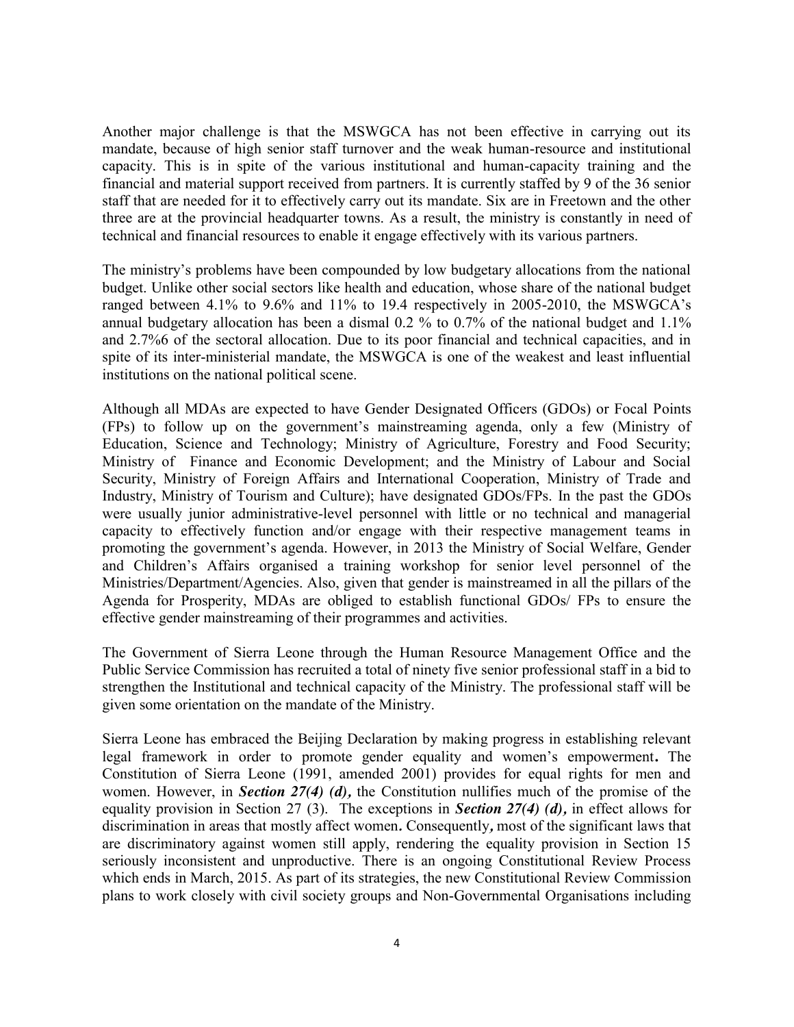Another major challenge is that the MSWGCA has not been effective in carrying out its mandate, because of high senior staff turnover and the weak human-resource and institutional capacity. This is in spite of the various institutional and human-capacity training and the financial and material support received from partners. It is currently staffed by 9 of the 36 senior staff that are needed for it to effectively carry out its mandate. Six are in Freetown and the other three are at the provincial headquarter towns. As a result, the ministry is constantly in need of technical and financial resources to enable it engage effectively with its various partners.

The ministry's problems have been compounded by low budgetary allocations from the national budget. Unlike other social sectors like health and education, whose share of the national budget ranged between 4.1% to 9.6% and 11% to 19.4 respectively in 2005-2010, the MSWGCA's annual budgetary allocation has been a dismal 0.2 % to 0.7% of the national budget and 1.1% and 2.7%6 of the sectoral allocation. Due to its poor financial and technical capacities, and in spite of its inter-ministerial mandate, the MSWGCA is one of the weakest and least influential institutions on the national political scene.

Although all MDAs are expected to have Gender Designated Officers (GDOs) or Focal Points (FPs) to follow up on the government's mainstreaming agenda, only a few (Ministry of Education, Science and Technology; Ministry of Agriculture, Forestry and Food Security; Ministry of Finance and Economic Development; and the Ministry of Labour and Social Security, Ministry of Foreign Affairs and International Cooperation, Ministry of Trade and Industry, Ministry of Tourism and Culture); have designated GDOs/FPs. In the past the GDOs were usually junior administrative-level personnel with little or no technical and managerial capacity to effectively function and/or engage with their respective management teams in promoting the government's agenda. However, in 2013 the Ministry of Social Welfare, Gender and Children's Affairs organised a training workshop for senior level personnel of the Ministries/Department/Agencies. Also, given that gender is mainstreamed in all the pillars of the Agenda for Prosperity, MDAs are obliged to establish functional GDOs/ FPs to ensure the effective gender mainstreaming of their programmes and activities.

The Government of Sierra Leone through the Human Resource Management Office and the Public Service Commission has recruited a total of ninety five senior professional staff in a bid to strengthen the Institutional and technical capacity of the Ministry. The professional staff will be given some orientation on the mandate of the Ministry.

Sierra Leone has embraced the Beijing Declaration by making progress in establishing relevant legal framework in order to promote gender equality and women's empowerment**.** The Constitution of Sierra Leone (1991, amended 2001) provides for equal rights for men and women. However, in ***Section 27(4) (d),*** the Constitution nullifies much of the promise of the equality provision in Section 27 (3). The exceptions in ***Section 27(4) (d),*** in effect allows for discrimination in areas that mostly affect women**.** Consequently**,** most of the significant laws that are discriminatory against women still apply, rendering the equality provision in Section 15 seriously inconsistent and unproductive. There is an ongoing Constitutional Review Process which ends in March, 2015. As part of its strategies, the new Constitutional Review Commission plans to work closely with civil society groups and Non-Governmental Organisations including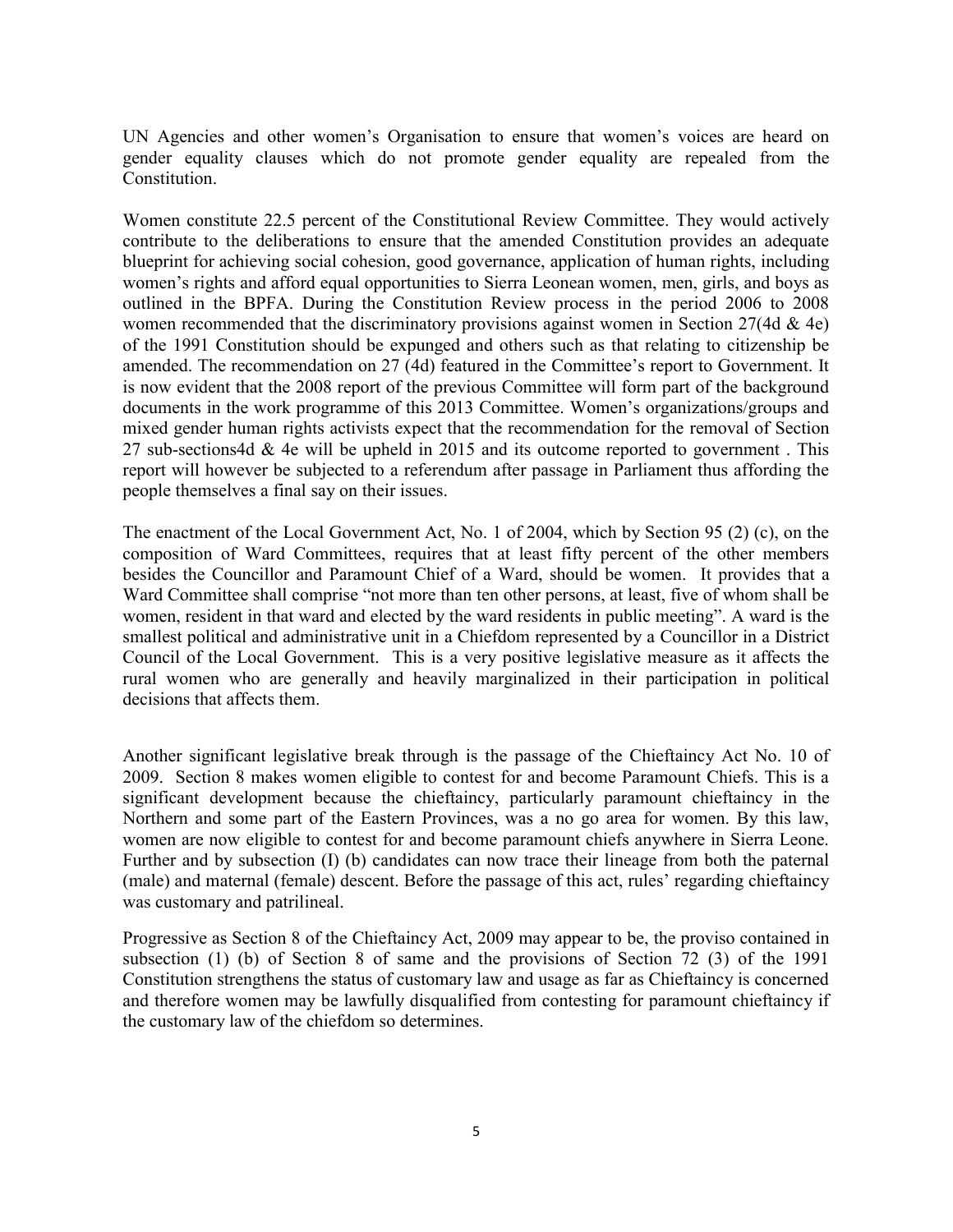UN Agencies and other women's Organisation to ensure that women's voices are heard on gender equality clauses which do not promote gender equality are repealed from the Constitution.

Women constitute 22.5 percent of the Constitutional Review Committee. They would actively contribute to the deliberations to ensure that the amended Constitution provides an adequate blueprint for achieving social cohesion, good governance, application of human rights, including women's rights and afford equal opportunities to Sierra Leonean women, men, girls, and boys as outlined in the BPFA. During the Constitution Review process in the period 2006 to 2008 women recommended that the discriminatory provisions against women in Section 27(4d & 4e) of the 1991 Constitution should be expunged and others such as that relating to citizenship be amended. The recommendation on 27 (4d) featured in the Committee's report to Government. It is now evident that the 2008 report of the previous Committee will form part of the background documents in the work programme of this 2013 Committee. Women's organizations/groups and mixed gender human rights activists expect that the recommendation for the removal of Section 27 sub-sections4d & 4e will be upheld in 2015 and its outcome reported to government . This report will however be subjected to a referendum after passage in Parliament thus affording the people themselves a final say on their issues.

The enactment of the Local Government Act, No. 1 of 2004, which by Section 95 (2) (c), on the composition of Ward Committees, requires that at least fifty percent of the other members besides the Councillor and Paramount Chief of a Ward, should be women. It provides that a Ward Committee shall comprise "not more than ten other persons, at least, five of whom shall be women, resident in that ward and elected by the ward residents in public meeting". A ward is the smallest political and administrative unit in a Chiefdom represented by a Councillor in a District Council of the Local Government. This is a very positive legislative measure as it affects the rural women who are generally and heavily marginalized in their participation in political decisions that affects them.

Another significant legislative break through is the passage of the Chieftaincy Act No. 10 of 2009. Section 8 makes women eligible to contest for and become Paramount Chiefs. This is a significant development because the chieftaincy, particularly paramount chieftaincy in the Northern and some part of the Eastern Provinces, was a no go area for women. By this law, women are now eligible to contest for and become paramount chiefs anywhere in Sierra Leone. Further and by subsection (I) (b) candidates can now trace their lineage from both the paternal (male) and maternal (female) descent. Before the passage of this act, rules' regarding chieftaincy was customary and patrilineal.

Progressive as Section 8 of the Chieftaincy Act, 2009 may appear to be, the proviso contained in subsection (1) (b) of Section 8 of same and the provisions of Section 72 (3) of the 1991 Constitution strengthens the status of customary law and usage as far as Chieftaincy is concerned and therefore women may be lawfully disqualified from contesting for paramount chieftaincy if the customary law of the chiefdom so determines.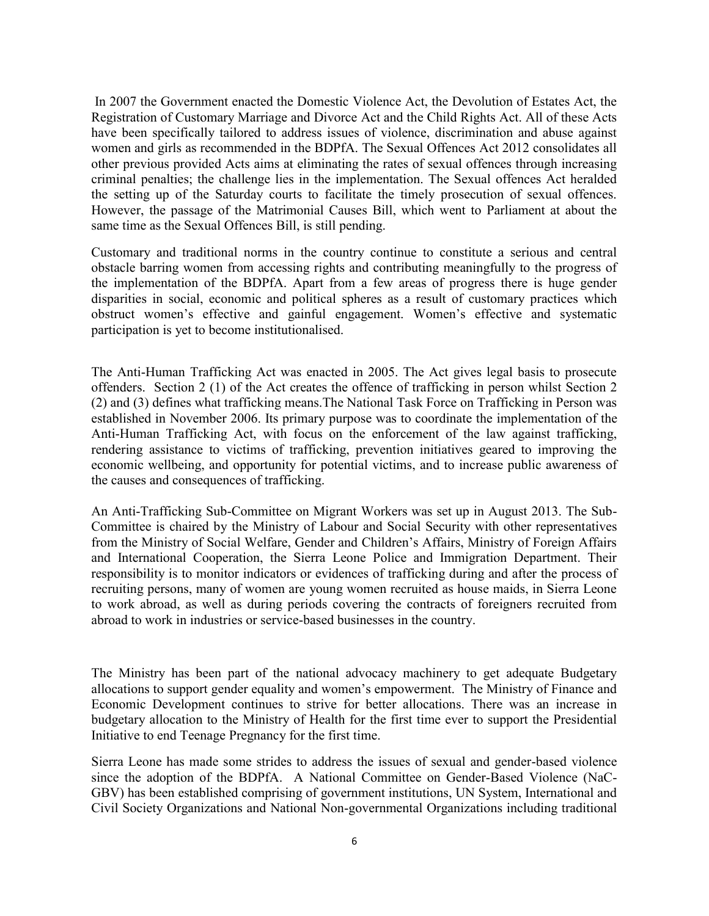In 2007 the Government enacted the Domestic Violence Act, the Devolution of Estates Act, the Registration of Customary Marriage and Divorce Act and the Child Rights Act. All of these Acts have been specifically tailored to address issues of violence, discrimination and abuse against women and girls as recommended in the BDPfA. The Sexual Offences Act 2012 consolidates all other previous provided Acts aims at eliminating the rates of sexual offences through increasing criminal penalties; the challenge lies in the implementation. The Sexual offences Act heralded the setting up of the Saturday courts to facilitate the timely prosecution of sexual offences. However, the passage of the Matrimonial Causes Bill, which went to Parliament at about the same time as the Sexual Offences Bill, is still pending.

Customary and traditional norms in the country continue to constitute a serious and central obstacle barring women from accessing rights and contributing meaningfully to the progress of the implementation of the BDPfA. Apart from a few areas of progress there is huge gender disparities in social, economic and political spheres as a result of customary practices which obstruct women's effective and gainful engagement. Women's effective and systematic participation is yet to become institutionalised.

The Anti-Human Trafficking Act was enacted in 2005. The Act gives legal basis to prosecute offenders. Section 2 (1) of the Act creates the offence of trafficking in person whilst Section 2 (2) and (3) defines what trafficking means.The National Task Force on Trafficking in Person was established in November 2006. Its primary purpose was to coordinate the implementation of the Anti-Human Trafficking Act, with focus on the enforcement of the law against trafficking, rendering assistance to victims of trafficking, prevention initiatives geared to improving the economic wellbeing, and opportunity for potential victims, and to increase public awareness of the causes and consequences of trafficking.

An Anti-Trafficking Sub-Committee on Migrant Workers was set up in August 2013. The Sub-Committee is chaired by the Ministry of Labour and Social Security with other representatives from the Ministry of Social Welfare, Gender and Children's Affairs, Ministry of Foreign Affairs and International Cooperation, the Sierra Leone Police and Immigration Department. Their responsibility is to monitor indicators or evidences of trafficking during and after the process of recruiting persons, many of women are young women recruited as house maids, in Sierra Leone to work abroad, as well as during periods covering the contracts of foreigners recruited from abroad to work in industries or service-based businesses in the country.

The Ministry has been part of the national advocacy machinery to get adequate Budgetary allocations to support gender equality and women's empowerment. The Ministry of Finance and Economic Development continues to strive for better allocations. There was an increase in budgetary allocation to the Ministry of Health for the first time ever to support the Presidential Initiative to end Teenage Pregnancy for the first time.

Sierra Leone has made some strides to address the issues of sexual and gender-based violence since the adoption of the BDPfA. A National Committee on Gender-Based Violence (NaC-GBV) has been established comprising of government institutions, UN System, International and Civil Society Organizations and National Non-governmental Organizations including traditional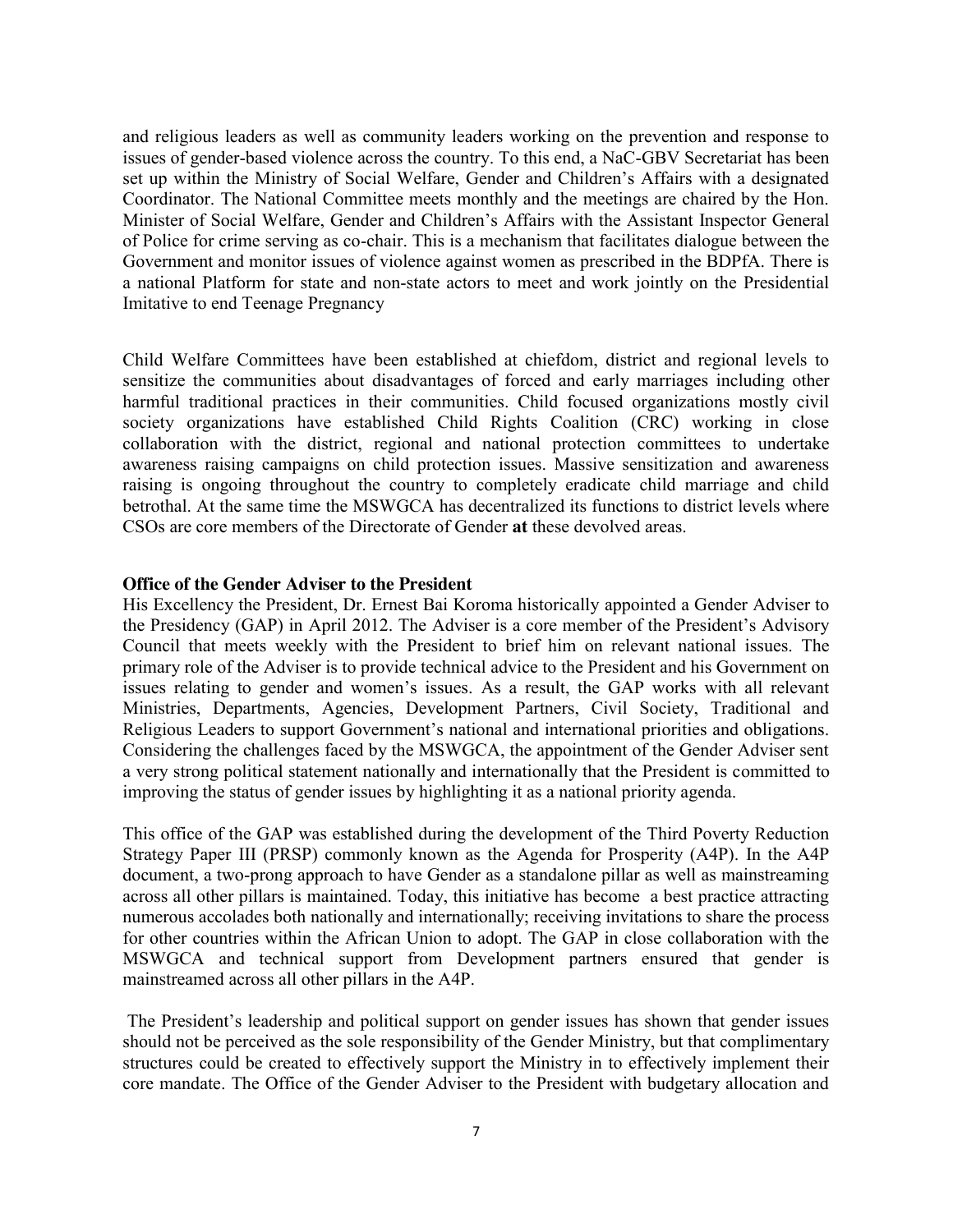and religious leaders as well as community leaders working on the prevention and response to issues of gender-based violence across the country. To this end, a NaC-GBV Secretariat has been set up within the Ministry of Social Welfare, Gender and Children's Affairs with a designated Coordinator. The National Committee meets monthly and the meetings are chaired by the Hon. Minister of Social Welfare, Gender and Children's Affairs with the Assistant Inspector General of Police for crime serving as co-chair. This is a mechanism that facilitates dialogue between the Government and monitor issues of violence against women as prescribed in the BDPfA. There is a national Platform for state and non-state actors to meet and work jointly on the Presidential Imitative to end Teenage Pregnancy

Child Welfare Committees have been established at chiefdom, district and regional levels to sensitize the communities about disadvantages of forced and early marriages including other harmful traditional practices in their communities. Child focused organizations mostly civil society organizations have established Child Rights Coalition (CRC) working in close collaboration with the district, regional and national protection committees to undertake awareness raising campaigns on child protection issues. Massive sensitization and awareness raising is ongoing throughout the country to completely eradicate child marriage and child betrothal. At the same time the MSWGCA has decentralized its functions to district levels where CSOs are core members of the Directorate of Gender **at** these devolved areas.

**Office of the Gender Adviser to the President**

His Excellency the President, Dr. Ernest Bai Koroma historically appointed a Gender Adviser to the Presidency (GAP) in April 2012. The Adviser is a core member of the President's Advisory Council that meets weekly with the President to brief him on relevant national issues. The primary role of the Adviser is to provide technical advice to the President and his Government on issues relating to gender and women's issues. As a result, the GAP works with all relevant Ministries, Departments, Agencies, Development Partners, Civil Society, Traditional and Religious Leaders to support Government's national and international priorities and obligations. Considering the challenges faced by the MSWGCA, the appointment of the Gender Adviser sent a very strong political statement nationally and internationally that the President is committed to improving the status of gender issues by highlighting it as a national priority agenda.

This office of the GAP was established during the development of the Third Poverty Reduction Strategy Paper III (PRSP) commonly known as the Agenda for Prosperity (A4P). In the A4P document, a two-prong approach to have Gender as a standalone pillar as well as mainstreaming across all other pillars is maintained. Today, this initiative has become a best practice attracting numerous accolades both nationally and internationally; receiving invitations to share the process for other countries within the African Union to adopt. The GAP in close collaboration with the MSWGCA and technical support from Development partners ensured that gender is mainstreamed across all other pillars in the A4P.

The President's leadership and political support on gender issues has shown that gender issues should not be perceived as the sole responsibility of the Gender Ministry, but that complimentary structures could be created to effectively support the Ministry in to effectively implement their core mandate. The Office of the Gender Adviser to the President with budgetary allocation and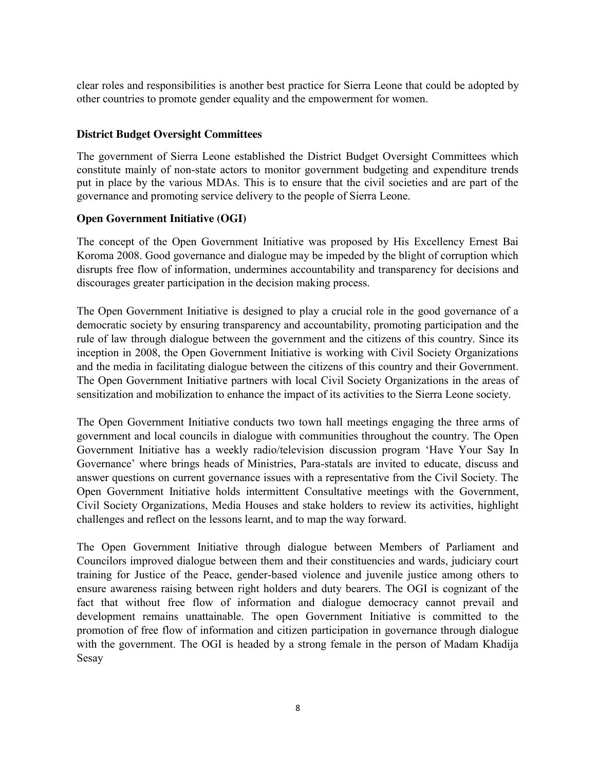clear roles and responsibilities is another best practice for Sierra Leone that could be adopted by other countries to promote gender equality and the empowerment for women.

**District Budget Oversight Committees**

The government of Sierra Leone established the District Budget Oversight Committees which constitute mainly of non-state actors to monitor government budgeting and expenditure trends put in place by the various MDAs. This is to ensure that the civil societies and are part of the governance and promoting service delivery to the people of Sierra Leone.

**Open Government Initiative (OGI)**

The concept of the Open Government Initiative was proposed by His Excellency Ernest Bai Koroma 2008. Good governance and dialogue may be impeded by the blight of corruption which disrupts free flow of information, undermines accountability and transparency for decisions and discourages greater participation in the decision making process.

The Open Government Initiative is designed to play a crucial role in the good governance of a democratic society by ensuring transparency and accountability, promoting participation and the rule of law through dialogue between the government and the citizens of this country. Since its inception in 2008, the Open Government Initiative is working with Civil Society Organizations and the media in facilitating dialogue between the citizens of this country and their Government. The Open Government Initiative partners with local Civil Society Organizations in the areas of sensitization and mobilization to enhance the impact of its activities to the Sierra Leone society.

The Open Government Initiative conducts two town hall meetings engaging the three arms of government and local councils in dialogue with communities throughout the country. The Open Government Initiative has a weekly radio/television discussion program 'Have Your Say In Governance' where brings heads of Ministries, Para-statals are invited to educate, discuss and answer questions on current governance issues with a representative from the Civil Society. The Open Government Initiative holds intermittent Consultative meetings with the Government, Civil Society Organizations, Media Houses and stake holders to review its activities, highlight challenges and reflect on the lessons learnt, and to map the way forward.

The Open Government Initiative through dialogue between Members of Parliament and Councilors improved dialogue between them and their constituencies and wards, judiciary court training for Justice of the Peace, gender-based violence and juvenile justice among others to ensure awareness raising between right holders and duty bearers. The OGI is cognizant of the fact that without free flow of information and dialogue democracy cannot prevail and development remains unattainable. The open Government Initiative is committed to the promotion of free flow of information and citizen participation in governance through dialogue with the government. The OGI is headed by a strong female in the person of Madam Khadija Sesay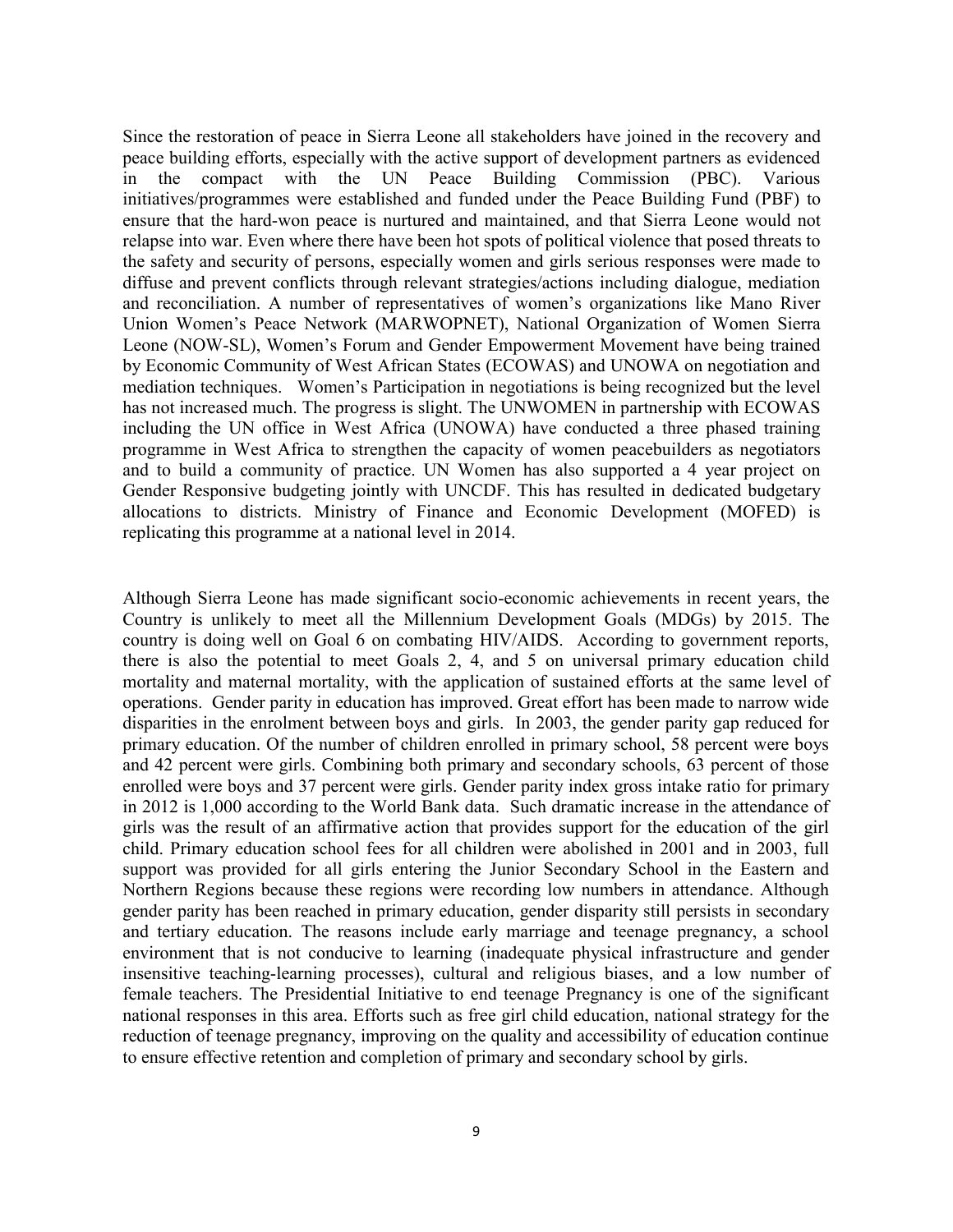Since the restoration of peace in Sierra Leone all stakeholders have joined in the recovery and peace building efforts, especially with the active support of development partners as evidenced in the compact with the UN Peace Building Commission (PBC). Various initiatives/programmes were established and funded under the Peace Building Fund (PBF) to ensure that the hard-won peace is nurtured and maintained, and that Sierra Leone would not relapse into war. Even where there have been hot spots of political violence that posed threats to the safety and security of persons, especially women and girls serious responses were made to diffuse and prevent conflicts through relevant strategies/actions including dialogue, mediation and reconciliation. A number of representatives of women's organizations like Mano River Union Women's Peace Network (MARWOPNET), National Organization of Women Sierra Leone (NOW-SL), Women's Forum and Gender Empowerment Movement have being trained by Economic Community of West African States (ECOWAS) and UNOWA on negotiation and mediation techniques. Women's Participation in negotiations is being recognized but the level has not increased much. The progress is slight. The UNWOMEN in partnership with ECOWAS including the UN office in West Africa (UNOWA) have conducted a three phased training programme in West Africa to strengthen the capacity of women peacebuilders as negotiators and to build a community of practice. UN Women has also supported a 4 year project on Gender Responsive budgeting jointly with UNCDF. This has resulted in dedicated budgetary allocations to districts. Ministry of Finance and Economic Development (MOFED) is replicating this programme at a national level in 2014.

Although Sierra Leone has made significant socio-economic achievements in recent years, the Country is unlikely to meet all the Millennium Development Goals (MDGs) by 2015. The country is doing well on Goal 6 on combating HIV/AIDS. According to government reports, there is also the potential to meet Goals 2, 4, and 5 on universal primary education child mortality and maternal mortality, with the application of sustained efforts at the same level of operations. Gender parity in education has improved. Great effort has been made to narrow wide disparities in the enrolment between boys and girls. In 2003, the gender parity gap reduced for primary education. Of the number of children enrolled in primary school, 58 percent were boys and 42 percent were girls. Combining both primary and secondary schools, 63 percent of those enrolled were boys and 37 percent were girls. Gender parity index gross intake ratio for primary in 2012 is 1,000 according to the World Bank data. Such dramatic increase in the attendance of girls was the result of an affirmative action that provides support for the education of the girl child. Primary education school fees for all children were abolished in 2001 and in 2003, full support was provided for all girls entering the Junior Secondary School in the Eastern and Northern Regions because these regions were recording low numbers in attendance. Although gender parity has been reached in primary education, gender disparity still persists in secondary and tertiary education. The reasons include early marriage and teenage pregnancy, a school environment that is not conducive to learning (inadequate physical infrastructure and gender insensitive teaching-learning processes), cultural and religious biases, and a low number of female teachers. The Presidential Initiative to end teenage Pregnancy is one of the significant national responses in this area. Efforts such as free girl child education, national strategy for the reduction of teenage pregnancy, improving on the quality and accessibility of education continue to ensure effective retention and completion of primary and secondary school by girls.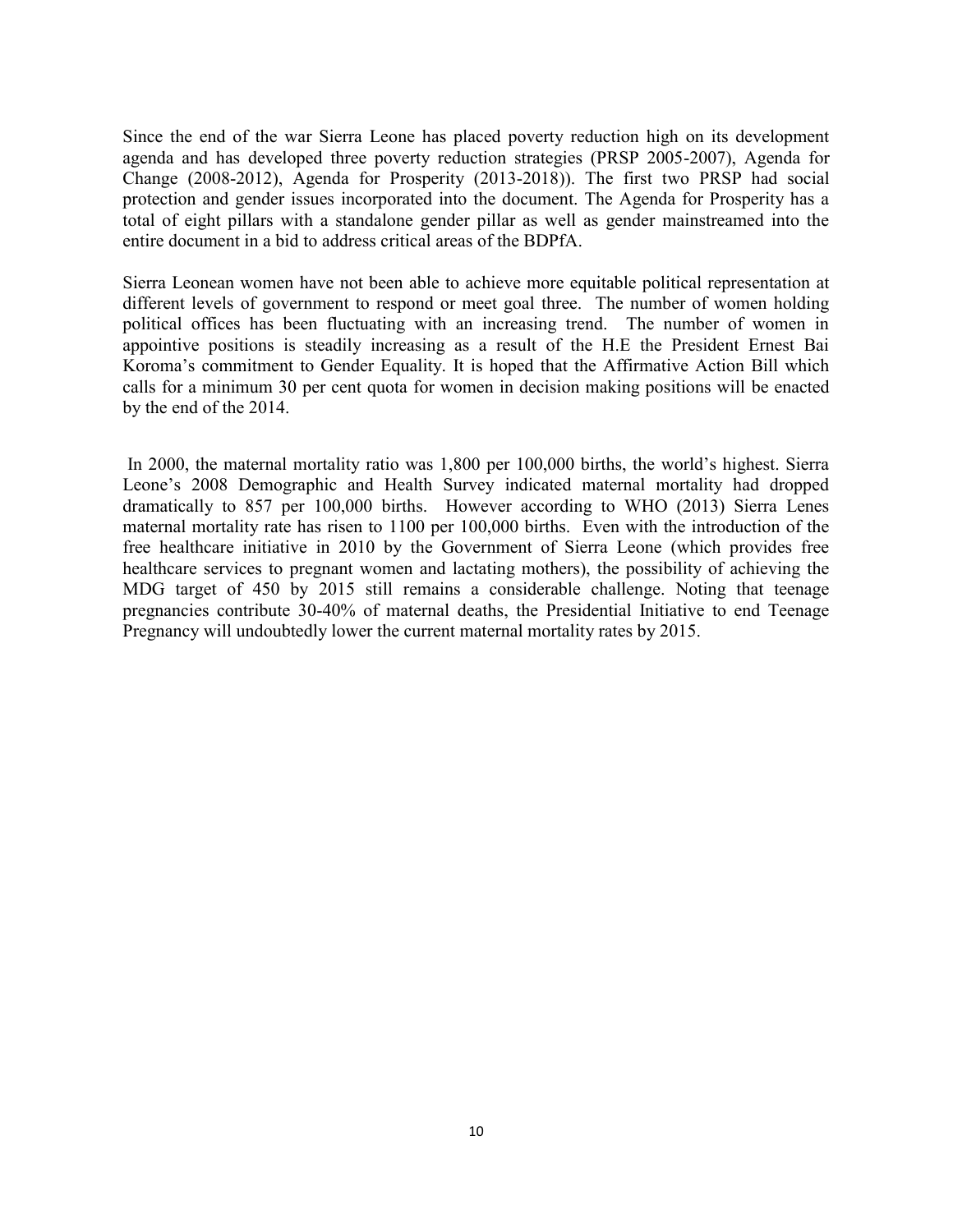Since the end of the war Sierra Leone has placed poverty reduction high on its development agenda and has developed three poverty reduction strategies (PRSP 2005-2007), Agenda for Change (2008-2012), Agenda for Prosperity (2013-2018)). The first two PRSP had social protection and gender issues incorporated into the document. The Agenda for Prosperity has a total of eight pillars with a standalone gender pillar as well as gender mainstreamed into the entire document in a bid to address critical areas of the BDPfA.

Sierra Leonean women have not been able to achieve more equitable political representation at different levels of government to respond or meet goal three. The number of women holding political offices has been fluctuating with an increasing trend. The number of women in appointive positions is steadily increasing as a result of the H.E the President Ernest Bai Koroma's commitment to Gender Equality. It is hoped that the Affirmative Action Bill which calls for a minimum 30 per cent quota for women in decision making positions will be enacted by the end of the 2014.

In 2000, the maternal mortality ratio was 1,800 per 100,000 births, the world's highest. Sierra Leone's 2008 Demographic and Health Survey indicated maternal mortality had dropped dramatically to 857 per 100,000 births. However according to WHO (2013) Sierra Lenes maternal mortality rate has risen to 1100 per 100,000 births. Even with the introduction of the free healthcare initiative in 2010 by the Government of Sierra Leone (which provides free healthcare services to pregnant women and lactating mothers), the possibility of achieving the MDG target of 450 by 2015 still remains a considerable challenge. Noting that teenage pregnancies contribute 30-40% of maternal deaths, the Presidential Initiative to end Teenage Pregnancy will undoubtedly lower the current maternal mortality rates by 2015.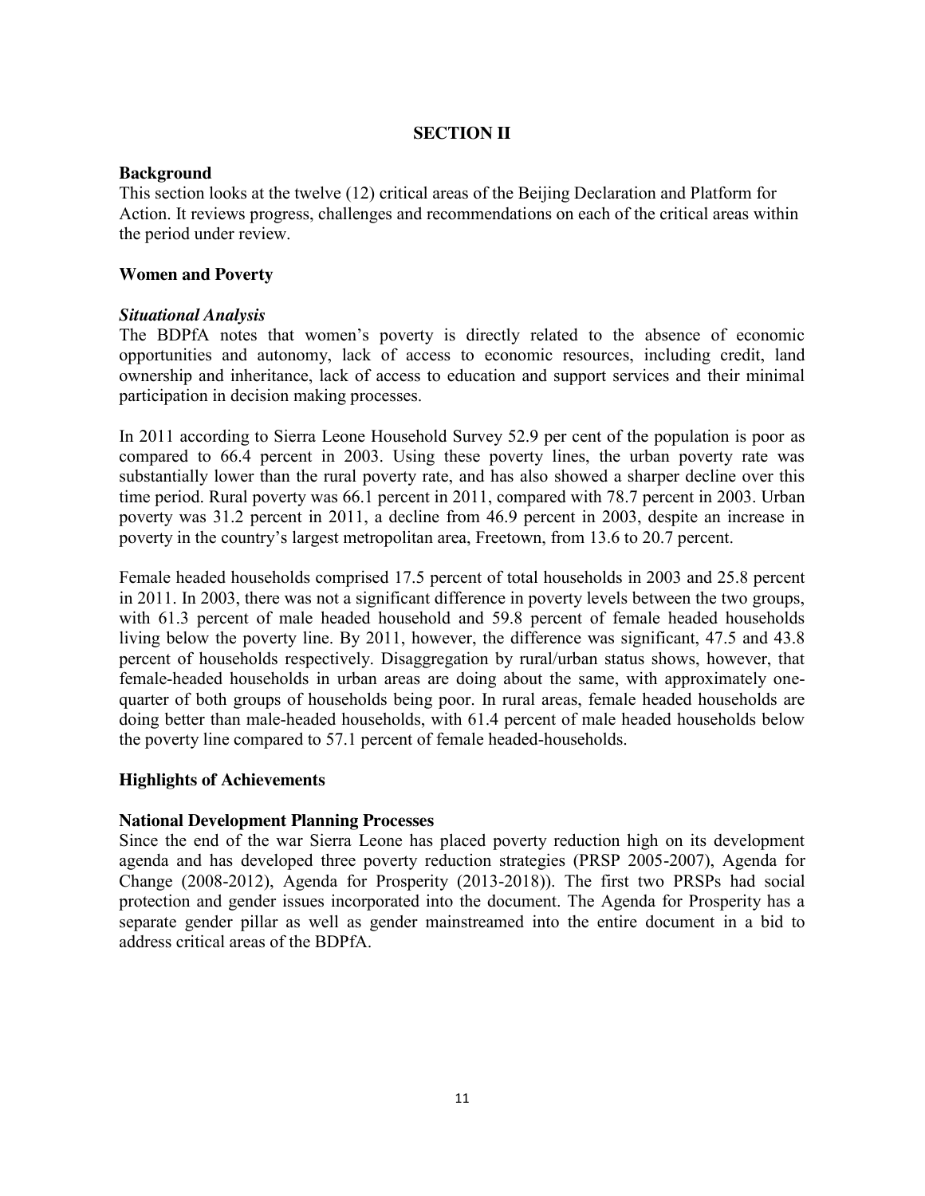## SECTION II

### Background

This section looks at the twelve (12) critical areas of the Beijing Declaration and Platform for Action. It reviews progress, challenges and recommendations on each of the critical areas within the period under review.

### Women and Poverty

***Situational Analysis***

The BDPfA notes that women's poverty is directly related to the absence of economic opportunities and autonomy, lack of access to economic resources, including credit, land ownership and inheritance, lack of access to education and support services and their minimal participation in decision making processes.

In 2011 according to Sierra Leone Household Survey 52.9 per cent of the population is poor as compared to 66.4 percent in 2003. Using these poverty lines, the urban poverty rate was substantially lower than the rural poverty rate, and has also showed a sharper decline over this time period. Rural poverty was 66.1 percent in 2011, compared with 78.7 percent in 2003. Urban poverty was 31.2 percent in 2011, a decline from 46.9 percent in 2003, despite an increase in poverty in the country's largest metropolitan area, Freetown, from 13.6 to 20.7 percent.

Female headed households comprised 17.5 percent of total households in 2003 and 25.8 percent in 2011. In 2003, there was not a significant difference in poverty levels between the two groups, with 61.3 percent of male headed household and 59.8 percent of female headed households living below the poverty line. By 2011, however, the difference was significant, 47.5 and 43.8 percent of households respectively. Disaggregation by rural/urban status shows, however, that female-headed households in urban areas are doing about the same, with approximately one-quarter of both groups of households being poor. In rural areas, female headed households are doing better than male-headed households, with 61.4 percent of male headed households below the poverty line compared to 57.1 percent of female headed-households.

### Highlights of Achievements

**National Development Planning Processes**

Since the end of the war Sierra Leone has placed poverty reduction high on its development agenda and has developed three poverty reduction strategies (PRSP 2005-2007), Agenda for Change (2008-2012), Agenda for Prosperity (2013-2018)). The first two PRSPs had social protection and gender issues incorporated into the document. The Agenda for Prosperity has a separate gender pillar as well as gender mainstreamed into the entire document in a bid to address critical areas of the BDPfA.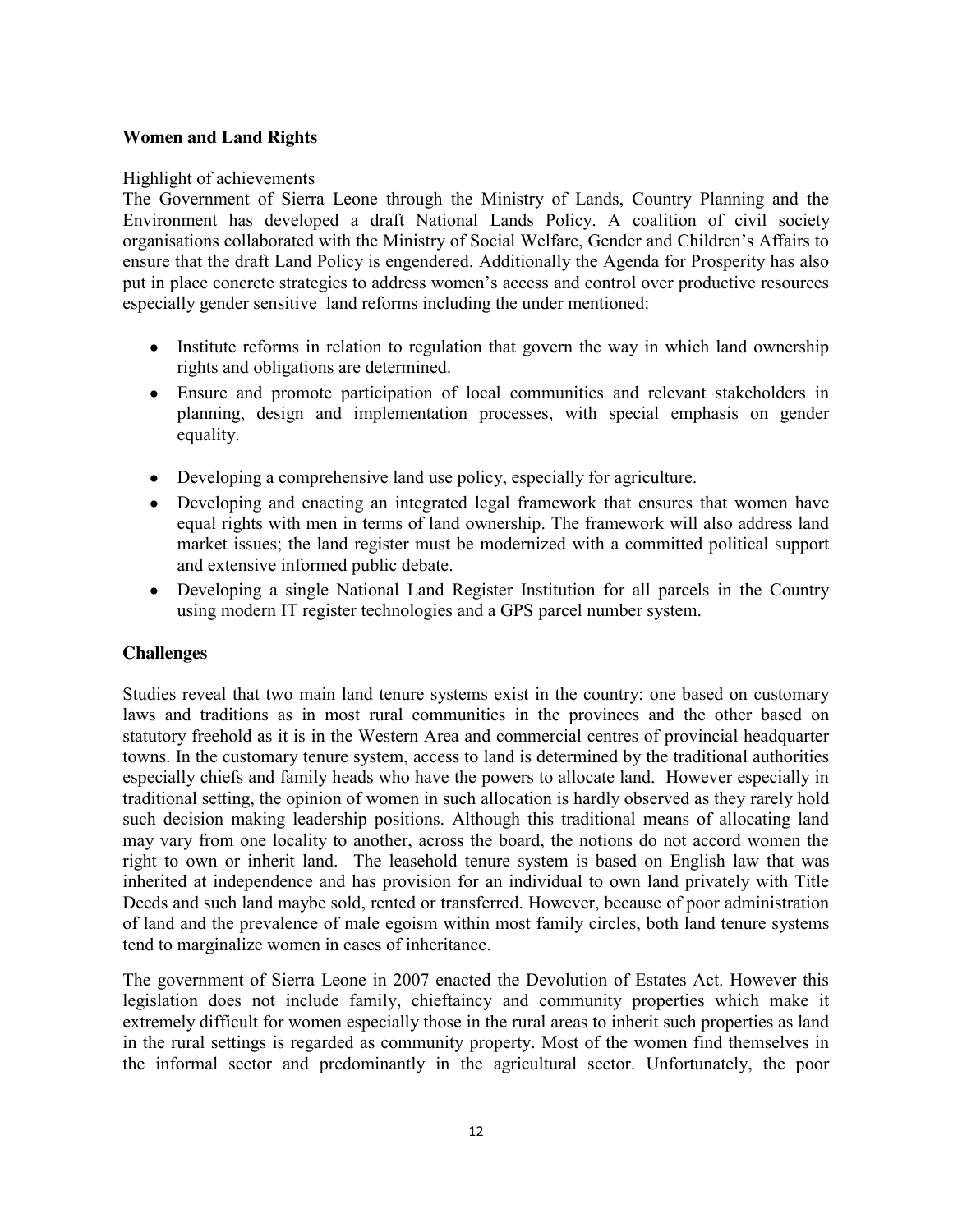**Women and Land Rights**

Highlight of achievements

The Government of Sierra Leone through the Ministry of Lands, Country Planning and the Environment has developed a draft National Lands Policy. A coalition of civil society organisations collaborated with the Ministry of Social Welfare, Gender and Children's Affairs to ensure that the draft Land Policy is engendered. Additionally the Agenda for Prosperity has also put in place concrete strategies to address women's access and control over productive resources especially gender sensitive land reforms including the under mentioned:

- Institute reforms in relation to regulation that govern the way in which land ownership rights and obligations are determined.
- Ensure and promote participation of local communities and relevant stakeholders in planning, design and implementation processes, with special emphasis on gender equality.
- Developing a comprehensive land use policy, especially for agriculture.
- Developing and enacting an integrated legal framework that ensures that women have equal rights with men in terms of land ownership. The framework will also address land market issues; the land register must be modernized with a committed political support and extensive informed public debate.
- Developing a single National Land Register Institution for all parcels in the Country using modern IT register technologies and a GPS parcel number system.

**Challenges**

Studies reveal that two main land tenure systems exist in the country: one based on customary laws and traditions as in most rural communities in the provinces and the other based on statutory freehold as it is in the Western Area and commercial centres of provincial headquarter towns. In the customary tenure system, access to land is determined by the traditional authorities especially chiefs and family heads who have the powers to allocate land. However especially in traditional setting, the opinion of women in such allocation is hardly observed as they rarely hold such decision making leadership positions. Although this traditional means of allocating land may vary from one locality to another, across the board, the notions do not accord women the right to own or inherit land. The leasehold tenure system is based on English law that was inherited at independence and has provision for an individual to own land privately with Title Deeds and such land maybe sold, rented or transferred. However, because of poor administration of land and the prevalence of male egoism within most family circles, both land tenure systems tend to marginalize women in cases of inheritance.

The government of Sierra Leone in 2007 enacted the Devolution of Estates Act. However this legislation does not include family, chieftaincy and community properties which make it extremely difficult for women especially those in the rural areas to inherit such properties as land in the rural settings is regarded as community property. Most of the women find themselves in the informal sector and predominantly in the agricultural sector. Unfortunately, the poor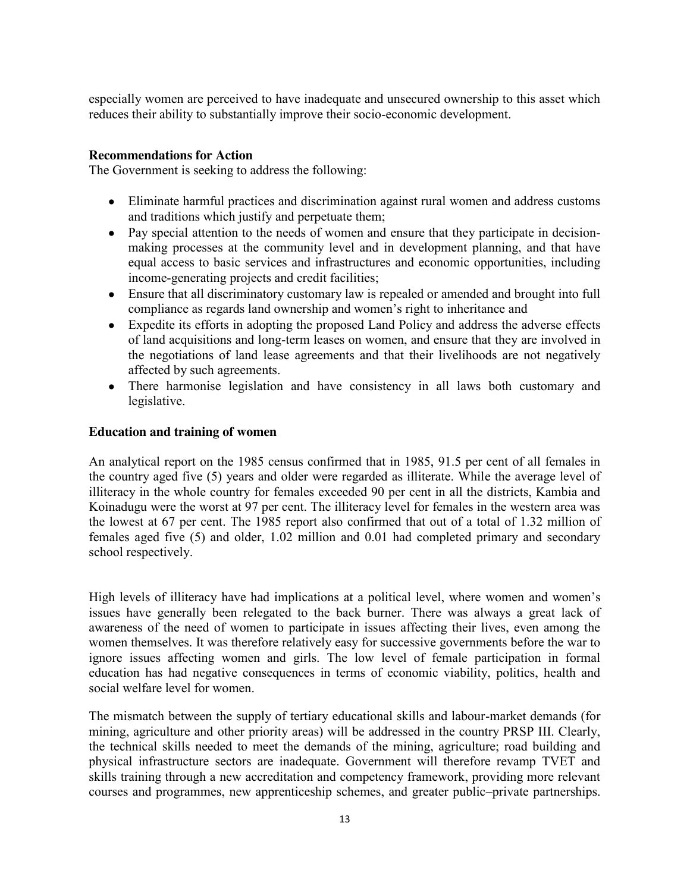especially women are perceived to have inadequate and unsecured ownership to this asset which reduces their ability to substantially improve their socio-economic development.

**Recommendations for Action**

The Government is seeking to address the following:

- Eliminate harmful practices and discrimination against rural women and address customs and traditions which justify and perpetuate them;
- Pay special attention to the needs of women and ensure that they participate in decision-making processes at the community level and in development planning, and that have equal access to basic services and infrastructures and economic opportunities, including income-generating projects and credit facilities;
- Ensure that all discriminatory customary law is repealed or amended and brought into full compliance as regards land ownership and women's right to inheritance and
- Expedite its efforts in adopting the proposed Land Policy and address the adverse effects of land acquisitions and long-term leases on women, and ensure that they are involved in the negotiations of land lease agreements and that their livelihoods are not negatively affected by such agreements.
- There harmonise legislation and have consistency in all laws both customary and legislative.

**Education and training of women**

An analytical report on the 1985 census confirmed that in 1985, 91.5 per cent of all females in the country aged five (5) years and older were regarded as illiterate. While the average level of illiteracy in the whole country for females exceeded 90 per cent in all the districts, Kambia and Koinadugu were the worst at 97 per cent. The illiteracy level for females in the western area was the lowest at 67 per cent. The 1985 report also confirmed that out of a total of 1.32 million of females aged five (5) and older, 1.02 million and 0.01 had completed primary and secondary school respectively.

High levels of illiteracy have had implications at a political level, where women and women's issues have generally been relegated to the back burner. There was always a great lack of awareness of the need of women to participate in issues affecting their lives, even among the women themselves. It was therefore relatively easy for successive governments before the war to ignore issues affecting women and girls. The low level of female participation in formal education has had negative consequences in terms of economic viability, politics, health and social welfare level for women.

The mismatch between the supply of tertiary educational skills and labour-market demands (for mining, agriculture and other priority areas) will be addressed in the country PRSP III. Clearly, the technical skills needed to meet the demands of the mining, agriculture; road building and physical infrastructure sectors are inadequate. Government will therefore revamp TVET and skills training through a new accreditation and competency framework, providing more relevant courses and programmes, new apprenticeship schemes, and greater public–private partnerships.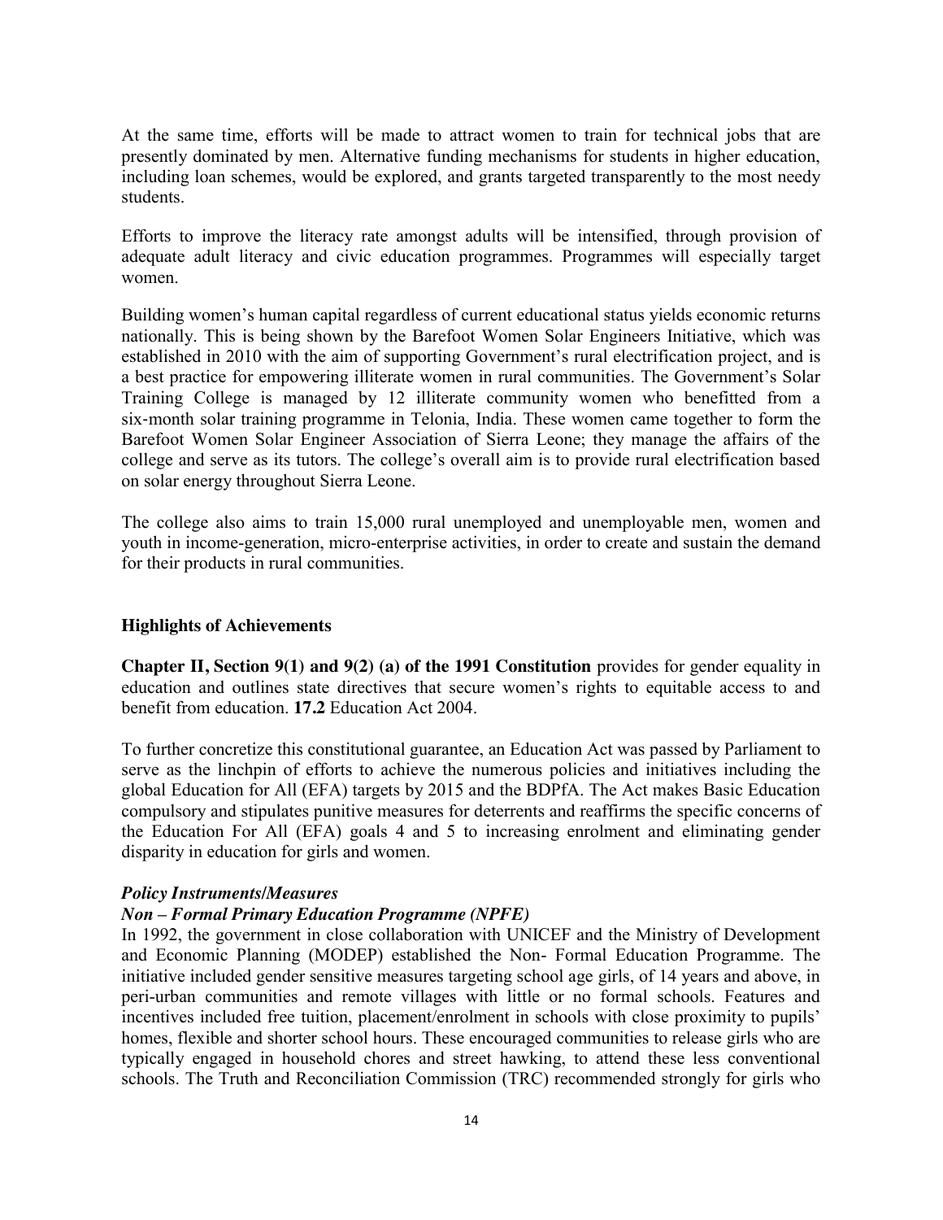At the same time, efforts will be made to attract women to train for technical jobs that are presently dominated by men. Alternative funding mechanisms for students in higher education, including loan schemes, would be explored, and grants targeted transparently to the most needy students.

Efforts to improve the literacy rate amongst adults will be intensified, through provision of adequate adult literacy and civic education programmes. Programmes will especially target women.

Building women's human capital regardless of current educational status yields economic returns nationally. This is being shown by the Barefoot Women Solar Engineers Initiative, which was established in 2010 with the aim of supporting Government's rural electrification project, and is a best practice for empowering illiterate women in rural communities. The Government's Solar Training College is managed by 12 illiterate community women who benefitted from a six-month solar training programme in Telonia, India. These women came together to form the Barefoot Women Solar Engineer Association of Sierra Leone; they manage the affairs of the college and serve as its tutors. The college's overall aim is to provide rural electrification based on solar energy throughout Sierra Leone.

The college also aims to train 15,000 rural unemployed and unemployable men, women and youth in income-generation, micro-enterprise activities, in order to create and sustain the demand for their products in rural communities.

**Highlights of Achievements**

**Chapter II, Section 9(1) and 9(2) (a) of the 1991 Constitution** provides for gender equality in education and outlines state directives that secure women's rights to equitable access to and benefit from education. **17.2** Education Act 2004.

To further concretize this constitutional guarantee, an Education Act was passed by Parliament to serve as the linchpin of efforts to achieve the numerous policies and initiatives including the global Education for All (EFA) targets by 2015 and the BDPfA. The Act makes Basic Education compulsory and stipulates punitive measures for deterrents and reaffirms the specific concerns of the Education For All (EFA) goals 4 and 5 to increasing enrolment and eliminating gender disparity in education for girls and women.

***Policy Instruments/Measures***

***Non – Formal Primary Education Programme (NPFE)***

In 1992, the government in close collaboration with UNICEF and the Ministry of Development and Economic Planning (MODEP) established the Non- Formal Education Programme. The initiative included gender sensitive measures targeting school age girls, of 14 years and above, in peri-urban communities and remote villages with little or no formal schools. Features and incentives included free tuition, placement/enrolment in schools with close proximity to pupils' homes, flexible and shorter school hours. These encouraged communities to release girls who are typically engaged in household chores and street hawking, to attend these less conventional schools. The Truth and Reconciliation Commission (TRC) recommended strongly for girls who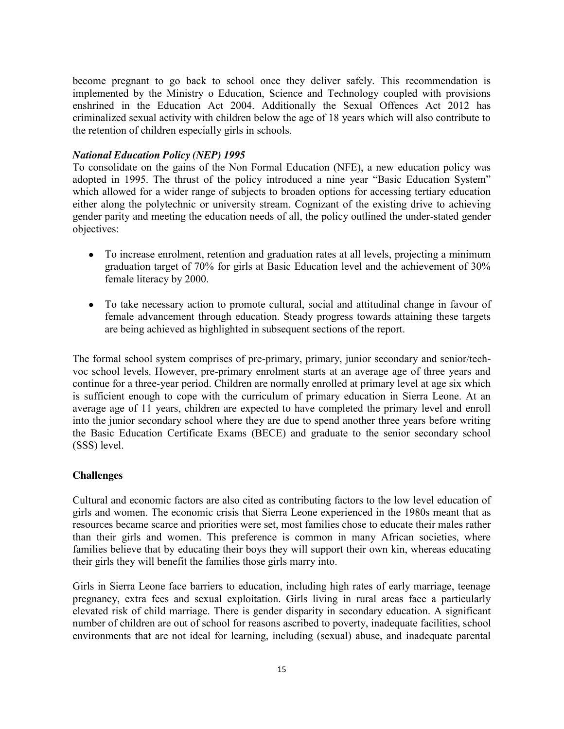become pregnant to go back to school once they deliver safely. This recommendation is implemented by the Ministry o Education, Science and Technology coupled with provisions enshrined in the Education Act 2004. Additionally the Sexual Offences Act 2012 has criminalized sexual activity with children below the age of 18 years which will also contribute to the retention of children especially girls in schools.

***National Education Policy (NEP) 1995***

To consolidate on the gains of the Non Formal Education (NFE), a new education policy was adopted in 1995. The thrust of the policy introduced a nine year "Basic Education System" which allowed for a wider range of subjects to broaden options for accessing tertiary education either along the polytechnic or university stream. Cognizant of the existing drive to achieving gender parity and meeting the education needs of all, the policy outlined the under-stated gender objectives:

- To increase enrolment, retention and graduation rates at all levels, projecting a minimum graduation target of 70% for girls at Basic Education level and the achievement of 30% female literacy by 2000.
- To take necessary action to promote cultural, social and attitudinal change in favour of female advancement through education. Steady progress towards attaining these targets are being achieved as highlighted in subsequent sections of the report.

The formal school system comprises of pre-primary, primary, junior secondary and senior/tech-voc school levels. However, pre-primary enrolment starts at an average age of three years and continue for a three-year period. Children are normally enrolled at primary level at age six which is sufficient enough to cope with the curriculum of primary education in Sierra Leone. At an average age of 11 years, children are expected to have completed the primary level and enroll into the junior secondary school where they are due to spend another three years before writing the Basic Education Certificate Exams (BECE) and graduate to the senior secondary school (SSS) level.

**Challenges**

Cultural and economic factors are also cited as contributing factors to the low level education of girls and women. The economic crisis that Sierra Leone experienced in the 1980s meant that as resources became scarce and priorities were set, most families chose to educate their males rather than their girls and women. This preference is common in many African societies, where families believe that by educating their boys they will support their own kin, whereas educating their girls they will benefit the families those girls marry into.

Girls in Sierra Leone face barriers to education, including high rates of early marriage, teenage pregnancy, extra fees and sexual exploitation. Girls living in rural areas face a particularly elevated risk of child marriage. There is gender disparity in secondary education. A significant number of children are out of school for reasons ascribed to poverty, inadequate facilities, school environments that are not ideal for learning, including (sexual) abuse, and inadequate parental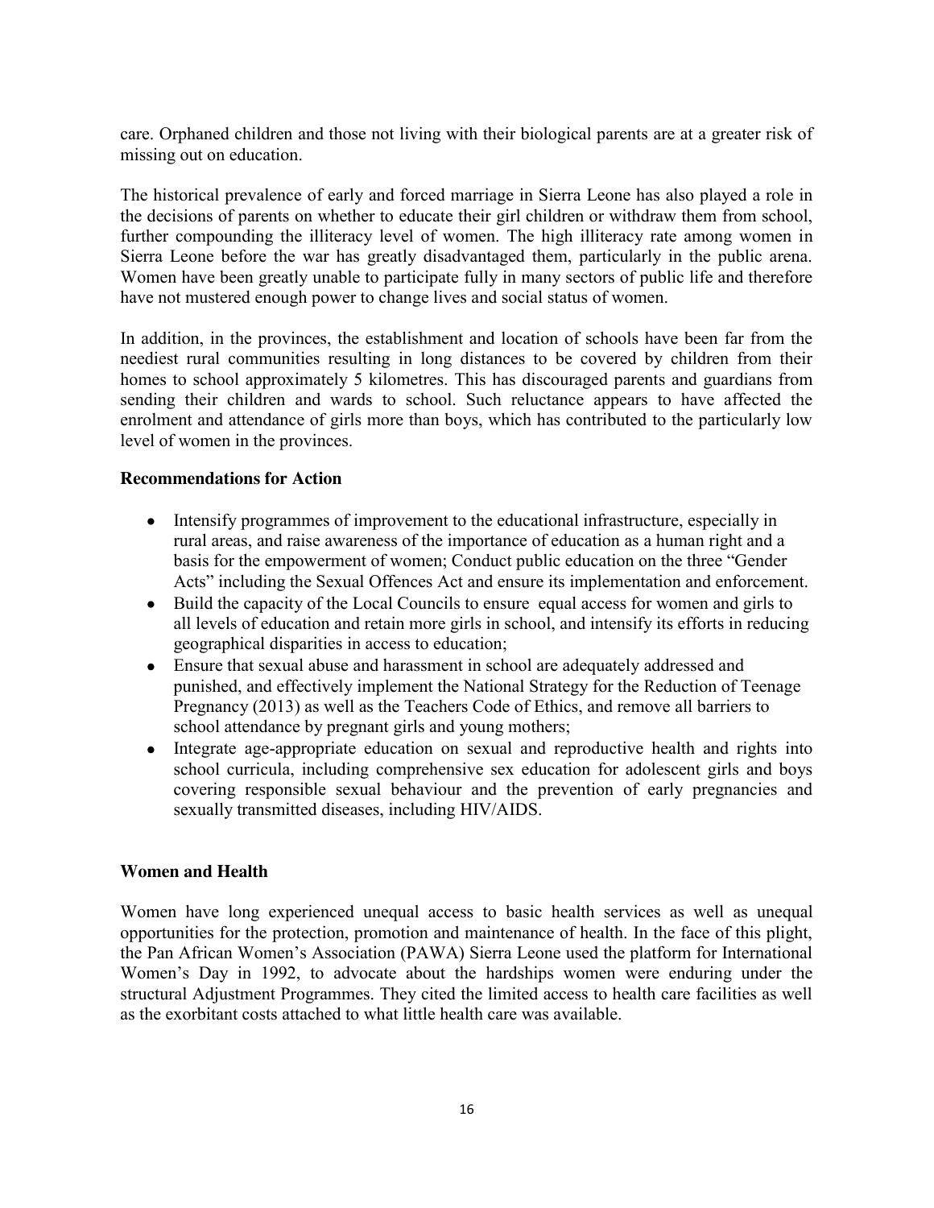care. Orphaned children and those not living with their biological parents are at a greater risk of missing out on education.

The historical prevalence of early and forced marriage in Sierra Leone has also played a role in the decisions of parents on whether to educate their girl children or withdraw them from school, further compounding the illiteracy level of women. The high illiteracy rate among women in Sierra Leone before the war has greatly disadvantaged them, particularly in the public arena. Women have been greatly unable to participate fully in many sectors of public life and therefore have not mustered enough power to change lives and social status of women.

In addition, in the provinces, the establishment and location of schools have been far from the neediest rural communities resulting in long distances to be covered by children from their homes to school approximately 5 kilometres. This has discouraged parents and guardians from sending their children and wards to school. Such reluctance appears to have affected the enrolment and attendance of girls more than boys, which has contributed to the particularly low level of women in the provinces.

**Recommendations for Action**

- Intensify programmes of improvement to the educational infrastructure, especially in rural areas, and raise awareness of the importance of education as a human right and a basis for the empowerment of women; Conduct public education on the three "Gender Acts" including the Sexual Offences Act and ensure its implementation and enforcement.
- Build the capacity of the Local Councils to ensure equal access for women and girls to all levels of education and retain more girls in school, and intensify its efforts in reducing geographical disparities in access to education;
- Ensure that sexual abuse and harassment in school are adequately addressed and punished, and effectively implement the National Strategy for the Reduction of Teenage Pregnancy (2013) as well as the Teachers Code of Ethics, and remove all barriers to school attendance by pregnant girls and young mothers;
- Integrate age-appropriate education on sexual and reproductive health and rights into school curricula, including comprehensive sex education for adolescent girls and boys covering responsible sexual behaviour and the prevention of early pregnancies and sexually transmitted diseases, including HIV/AIDS.

**Women and Health**

Women have long experienced unequal access to basic health services as well as unequal opportunities for the protection, promotion and maintenance of health. In the face of this plight, the Pan African Women's Association (PAWA) Sierra Leone used the platform for International Women's Day in 1992, to advocate about the hardships women were enduring under the structural Adjustment Programmes. They cited the limited access to health care facilities as well as the exorbitant costs attached to what little health care was available.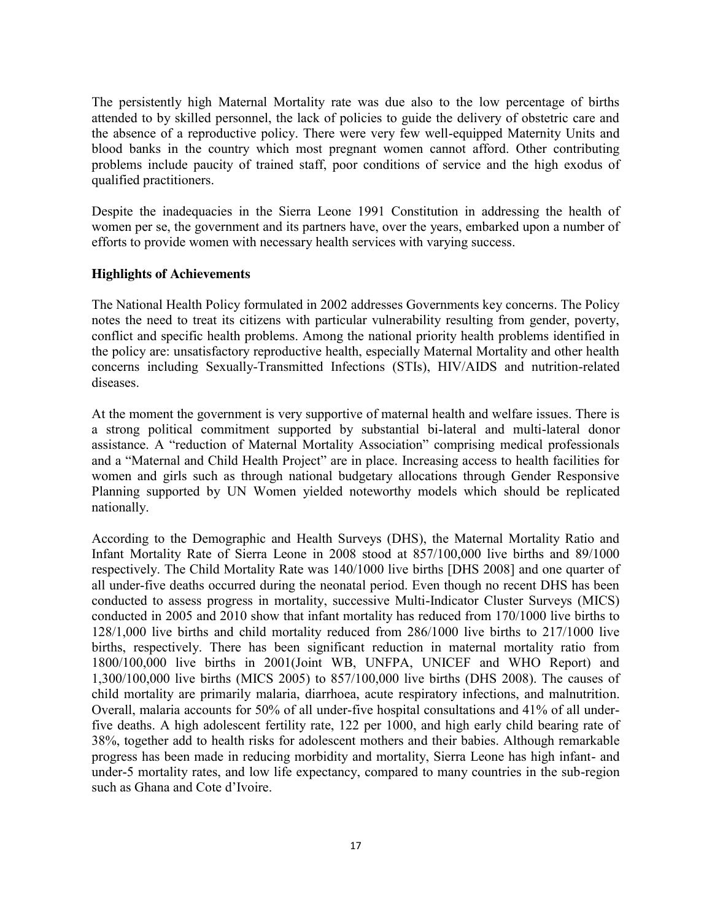The persistently high Maternal Mortality rate was due also to the low percentage of births attended to by skilled personnel, the lack of policies to guide the delivery of obstetric care and the absence of a reproductive policy. There were very few well-equipped Maternity Units and blood banks in the country which most pregnant women cannot afford. Other contributing problems include paucity of trained staff, poor conditions of service and the high exodus of qualified practitioners.

Despite the inadequacies in the Sierra Leone 1991 Constitution in addressing the health of women per se, the government and its partners have, over the years, embarked upon a number of efforts to provide women with necessary health services with varying success.

**Highlights of Achievements**

The National Health Policy formulated in 2002 addresses Governments key concerns. The Policy notes the need to treat its citizens with particular vulnerability resulting from gender, poverty, conflict and specific health problems. Among the national priority health problems identified in the policy are: unsatisfactory reproductive health, especially Maternal Mortality and other health concerns including Sexually-Transmitted Infections (STIs), HIV/AIDS and nutrition-related diseases.

At the moment the government is very supportive of maternal health and welfare issues. There is a strong political commitment supported by substantial bi-lateral and multi-lateral donor assistance. A "reduction of Maternal Mortality Association" comprising medical professionals and a "Maternal and Child Health Project" are in place. Increasing access to health facilities for women and girls such as through national budgetary allocations through Gender Responsive Planning supported by UN Women yielded noteworthy models which should be replicated nationally.

According to the Demographic and Health Surveys (DHS), the Maternal Mortality Ratio and Infant Mortality Rate of Sierra Leone in 2008 stood at 857/100,000 live births and 89/1000 respectively. The Child Mortality Rate was 140/1000 live births [DHS 2008] and one quarter of all under-five deaths occurred during the neonatal period. Even though no recent DHS has been conducted to assess progress in mortality, successive Multi-Indicator Cluster Surveys (MICS) conducted in 2005 and 2010 show that infant mortality has reduced from 170/1000 live births to 128/1,000 live births and child mortality reduced from 286/1000 live births to 217/1000 live births, respectively. There has been significant reduction in maternal mortality ratio from 1800/100,000 live births in 2001(Joint WB, UNFPA, UNICEF and WHO Report) and 1,300/100,000 live births (MICS 2005) to 857/100,000 live births (DHS 2008). The causes of child mortality are primarily malaria, diarrhoea, acute respiratory infections, and malnutrition. Overall, malaria accounts for 50% of all under-five hospital consultations and 41% of all under-five deaths. A high adolescent fertility rate, 122 per 1000, and high early child bearing rate of 38%, together add to health risks for adolescent mothers and their babies. Although remarkable progress has been made in reducing morbidity and mortality, Sierra Leone has high infant- and under-5 mortality rates, and low life expectancy, compared to many countries in the sub-region such as Ghana and Cote d'Ivoire.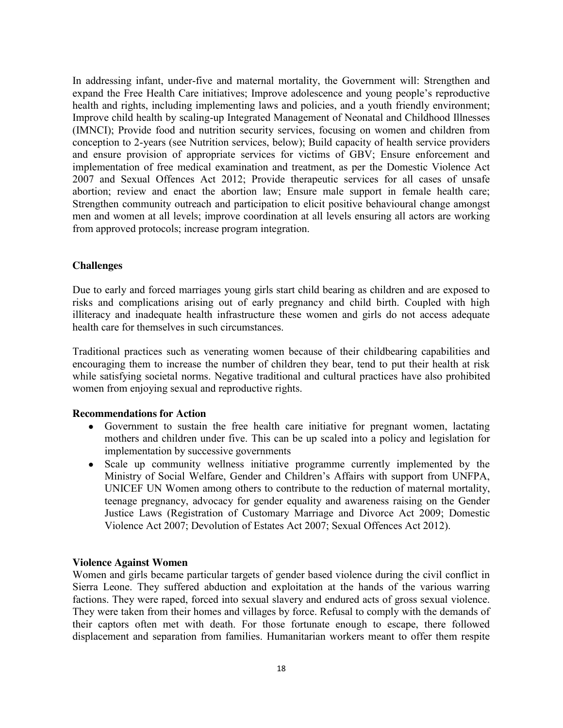In addressing infant, under-five and maternal mortality, the Government will: Strengthen and expand the Free Health Care initiatives; Improve adolescence and young people's reproductive health and rights, including implementing laws and policies, and a youth friendly environment; Improve child health by scaling-up Integrated Management of Neonatal and Childhood Illnesses (IMNCI); Provide food and nutrition security services, focusing on women and children from conception to 2-years (see Nutrition services, below); Build capacity of health service providers and ensure provision of appropriate services for victims of GBV; Ensure enforcement and implementation of free medical examination and treatment, as per the Domestic Violence Act 2007 and Sexual Offences Act 2012; Provide therapeutic services for all cases of unsafe abortion; review and enact the abortion law; Ensure male support in female health care; Strengthen community outreach and participation to elicit positive behavioural change amongst men and women at all levels; improve coordination at all levels ensuring all actors are working from approved protocols; increase program integration.

**Challenges**

Due to early and forced marriages young girls start child bearing as children and are exposed to risks and complications arising out of early pregnancy and child birth. Coupled with high illiteracy and inadequate health infrastructure these women and girls do not access adequate health care for themselves in such circumstances.

Traditional practices such as venerating women because of their childbearing capabilities and encouraging them to increase the number of children they bear, tend to put their health at risk while satisfying societal norms. Negative traditional and cultural practices have also prohibited women from enjoying sexual and reproductive rights.

**Recommendations for Action**

- Government to sustain the free health care initiative for pregnant women, lactating mothers and children under five. This can be up scaled into a policy and legislation for implementation by successive governments
- Scale up community wellness initiative programme currently implemented by the Ministry of Social Welfare, Gender and Children's Affairs with support from UNFPA, UNICEF UN Women among others to contribute to the reduction of maternal mortality, teenage pregnancy, advocacy for gender equality and awareness raising on the Gender Justice Laws (Registration of Customary Marriage and Divorce Act 2009; Domestic Violence Act 2007; Devolution of Estates Act 2007; Sexual Offences Act 2012).

**Violence Against Women**

Women and girls became particular targets of gender based violence during the civil conflict in Sierra Leone. They suffered abduction and exploitation at the hands of the various warring factions. They were raped, forced into sexual slavery and endured acts of gross sexual violence. They were taken from their homes and villages by force. Refusal to comply with the demands of their captors often met with death. For those fortunate enough to escape, there followed displacement and separation from families. Humanitarian workers meant to offer them respite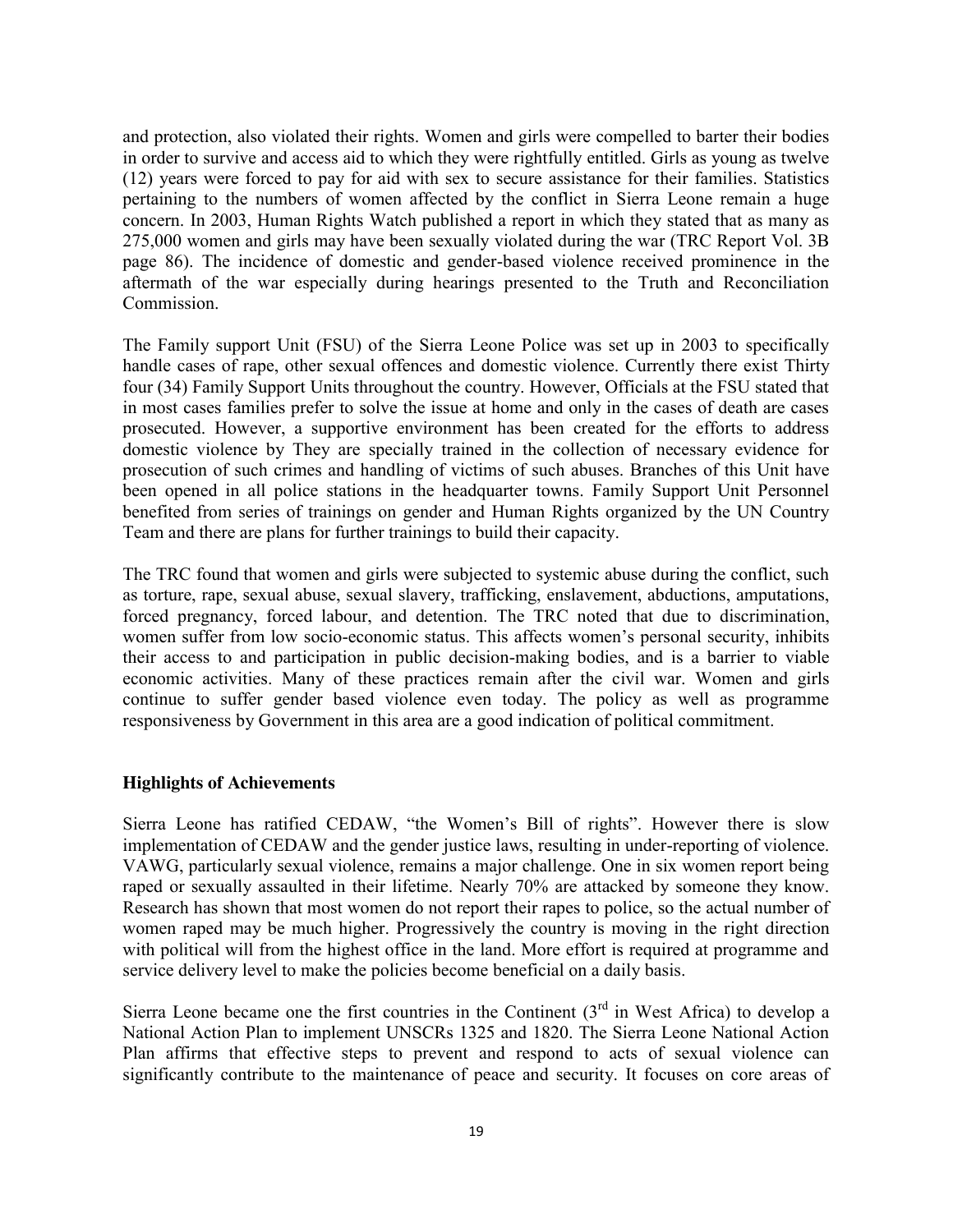and protection, also violated their rights. Women and girls were compelled to barter their bodies in order to survive and access aid to which they were rightfully entitled. Girls as young as twelve (12) years were forced to pay for aid with sex to secure assistance for their families. Statistics pertaining to the numbers of women affected by the conflict in Sierra Leone remain a huge concern. In 2003, Human Rights Watch published a report in which they stated that as many as 275,000 women and girls may have been sexually violated during the war (TRC Report Vol. 3B page 86). The incidence of domestic and gender-based violence received prominence in the aftermath of the war especially during hearings presented to the Truth and Reconciliation Commission.

The Family support Unit (FSU) of the Sierra Leone Police was set up in 2003 to specifically handle cases of rape, other sexual offences and domestic violence. Currently there exist Thirty four (34) Family Support Units throughout the country. However, Officials at the FSU stated that in most cases families prefer to solve the issue at home and only in the cases of death are cases prosecuted. However, a supportive environment has been created for the efforts to address domestic violence by They are specially trained in the collection of necessary evidence for prosecution of such crimes and handling of victims of such abuses. Branches of this Unit have been opened in all police stations in the headquarter towns. Family Support Unit Personnel benefited from series of trainings on gender and Human Rights organized by the UN Country Team and there are plans for further trainings to build their capacity.

The TRC found that women and girls were subjected to systemic abuse during the conflict, such as torture, rape, sexual abuse, sexual slavery, trafficking, enslavement, abductions, amputations, forced pregnancy, forced labour, and detention. The TRC noted that due to discrimination, women suffer from low socio-economic status. This affects women's personal security, inhibits their access to and participation in public decision-making bodies, and is a barrier to viable economic activities. Many of these practices remain after the civil war. Women and girls continue to suffer gender based violence even today. The policy as well as programme responsiveness by Government in this area are a good indication of political commitment.

**Highlights of Achievements**

Sierra Leone has ratified CEDAW, "the Women's Bill of rights". However there is slow implementation of CEDAW and the gender justice laws, resulting in under-reporting of violence. VAWG, particularly sexual violence, remains a major challenge. One in six women report being raped or sexually assaulted in their lifetime. Nearly 70% are attacked by someone they know. Research has shown that most women do not report their rapes to police, so the actual number of women raped may be much higher. Progressively the country is moving in the right direction with political will from the highest office in the land. More effort is required at programme and service delivery level to make the policies become beneficial on a daily basis.

Sierra Leone became one the first countries in the Continent (3rd in West Africa) to develop a National Action Plan to implement UNSCRs 1325 and 1820. The Sierra Leone National Action Plan affirms that effective steps to prevent and respond to acts of sexual violence can significantly contribute to the maintenance of peace and security. It focuses on core areas of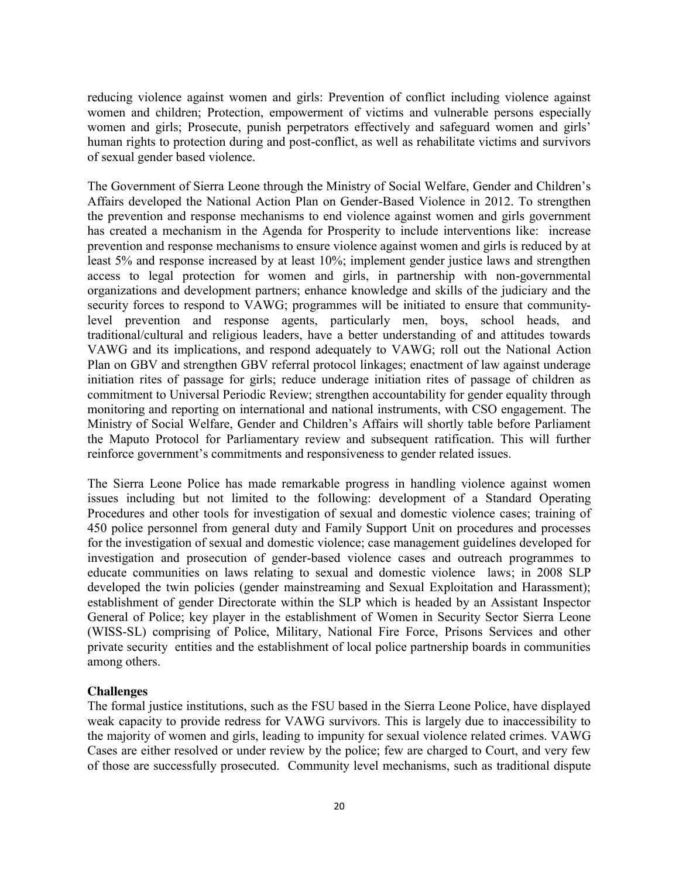reducing violence against women and girls: Prevention of conflict including violence against women and children; Protection, empowerment of victims and vulnerable persons especially women and girls; Prosecute, punish perpetrators effectively and safeguard women and girls' human rights to protection during and post-conflict, as well as rehabilitate victims and survivors of sexual gender based violence.

The Government of Sierra Leone through the Ministry of Social Welfare, Gender and Children's Affairs developed the National Action Plan on Gender-Based Violence in 2012. To strengthen the prevention and response mechanisms to end violence against women and girls government has created a mechanism in the Agenda for Prosperity to include interventions like: increase prevention and response mechanisms to ensure violence against women and girls is reduced by at least 5% and response increased by at least 10%; implement gender justice laws and strengthen access to legal protection for women and girls, in partnership with non-governmental organizations and development partners; enhance knowledge and skills of the judiciary and the security forces to respond to VAWG; programmes will be initiated to ensure that community-level prevention and response agents, particularly men, boys, school heads, and traditional/cultural and religious leaders, have a better understanding of and attitudes towards VAWG and its implications, and respond adequately to VAWG; roll out the National Action Plan on GBV and strengthen GBV referral protocol linkages; enactment of law against underage initiation rites of passage for girls; reduce underage initiation rites of passage of children as commitment to Universal Periodic Review; strengthen accountability for gender equality through monitoring and reporting on international and national instruments, with CSO engagement. The Ministry of Social Welfare, Gender and Children's Affairs will shortly table before Parliament the Maputo Protocol for Parliamentary review and subsequent ratification. This will further reinforce government's commitments and responsiveness to gender related issues.

The Sierra Leone Police has made remarkable progress in handling violence against women issues including but not limited to the following: development of a Standard Operating Procedures and other tools for investigation of sexual and domestic violence cases; training of 450 police personnel from general duty and Family Support Unit on procedures and processes for the investigation of sexual and domestic violence; case management guidelines developed for investigation and prosecution of gender-based violence cases and outreach programmes to educate communities on laws relating to sexual and domestic violence laws; in 2008 SLP developed the twin policies (gender mainstreaming and Sexual Exploitation and Harassment); establishment of gender Directorate within the SLP which is headed by an Assistant Inspector General of Police; key player in the establishment of Women in Security Sector Sierra Leone (WISS-SL) comprising of Police, Military, National Fire Force, Prisons Services and other private security entities and the establishment of local police partnership boards in communities among others.

**Challenges**

The formal justice institutions, such as the FSU based in the Sierra Leone Police, have displayed weak capacity to provide redress for VAWG survivors. This is largely due to inaccessibility to the majority of women and girls, leading to impunity for sexual violence related crimes. VAWG Cases are either resolved or under review by the police; few are charged to Court, and very few of those are successfully prosecuted. Community level mechanisms, such as traditional dispute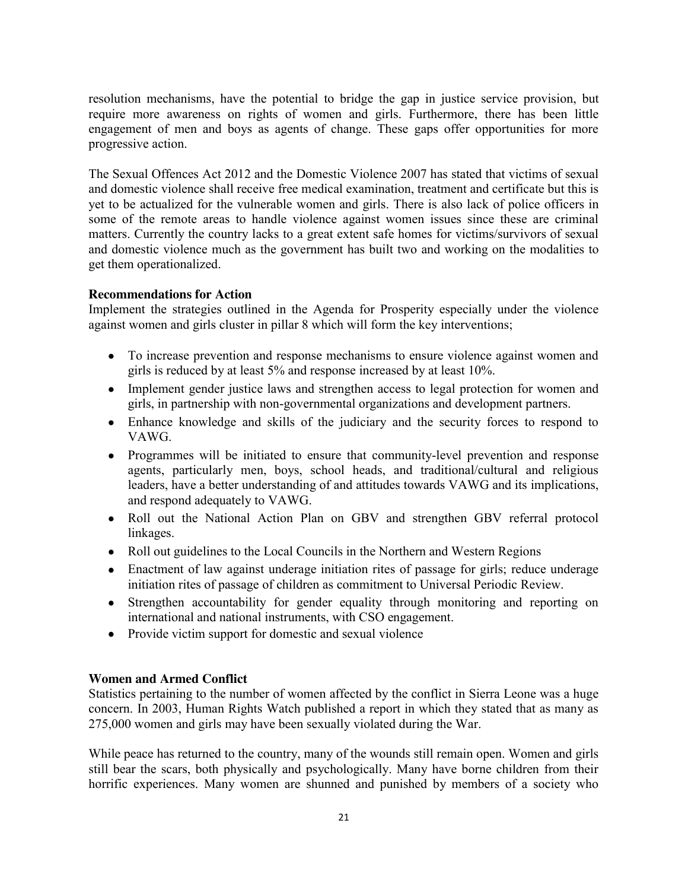resolution mechanisms, have the potential to bridge the gap in justice service provision, but require more awareness on rights of women and girls. Furthermore, there has been little engagement of men and boys as agents of change. These gaps offer opportunities for more progressive action.

The Sexual Offences Act 2012 and the Domestic Violence 2007 has stated that victims of sexual and domestic violence shall receive free medical examination, treatment and certificate but this is yet to be actualized for the vulnerable women and girls. There is also lack of police officers in some of the remote areas to handle violence against women issues since these are criminal matters. Currently the country lacks to a great extent safe homes for victims/survivors of sexual and domestic violence much as the government has built two and working on the modalities to get them operationalized.

**Recommendations for Action**

Implement the strategies outlined in the Agenda for Prosperity especially under the violence against women and girls cluster in pillar 8 which will form the key interventions;

- To increase prevention and response mechanisms to ensure violence against women and girls is reduced by at least 5% and response increased by at least 10%.
- Implement gender justice laws and strengthen access to legal protection for women and girls, in partnership with non-governmental organizations and development partners.
- Enhance knowledge and skills of the judiciary and the security forces to respond to VAWG.
- Programmes will be initiated to ensure that community-level prevention and response agents, particularly men, boys, school heads, and traditional/cultural and religious leaders, have a better understanding of and attitudes towards VAWG and its implications, and respond adequately to VAWG.
- Roll out the National Action Plan on GBV and strengthen GBV referral protocol linkages.
- Roll out guidelines to the Local Councils in the Northern and Western Regions
- Enactment of law against underage initiation rites of passage for girls; reduce underage initiation rites of passage of children as commitment to Universal Periodic Review.
- Strengthen accountability for gender equality through monitoring and reporting on international and national instruments, with CSO engagement.
- Provide victim support for domestic and sexual violence

**Women and Armed Conflict**

Statistics pertaining to the number of women affected by the conflict in Sierra Leone was a huge concern. In 2003, Human Rights Watch published a report in which they stated that as many as 275,000 women and girls may have been sexually violated during the War.

While peace has returned to the country, many of the wounds still remain open. Women and girls still bear the scars, both physically and psychologically. Many have borne children from their horrific experiences. Many women are shunned and punished by members of a society who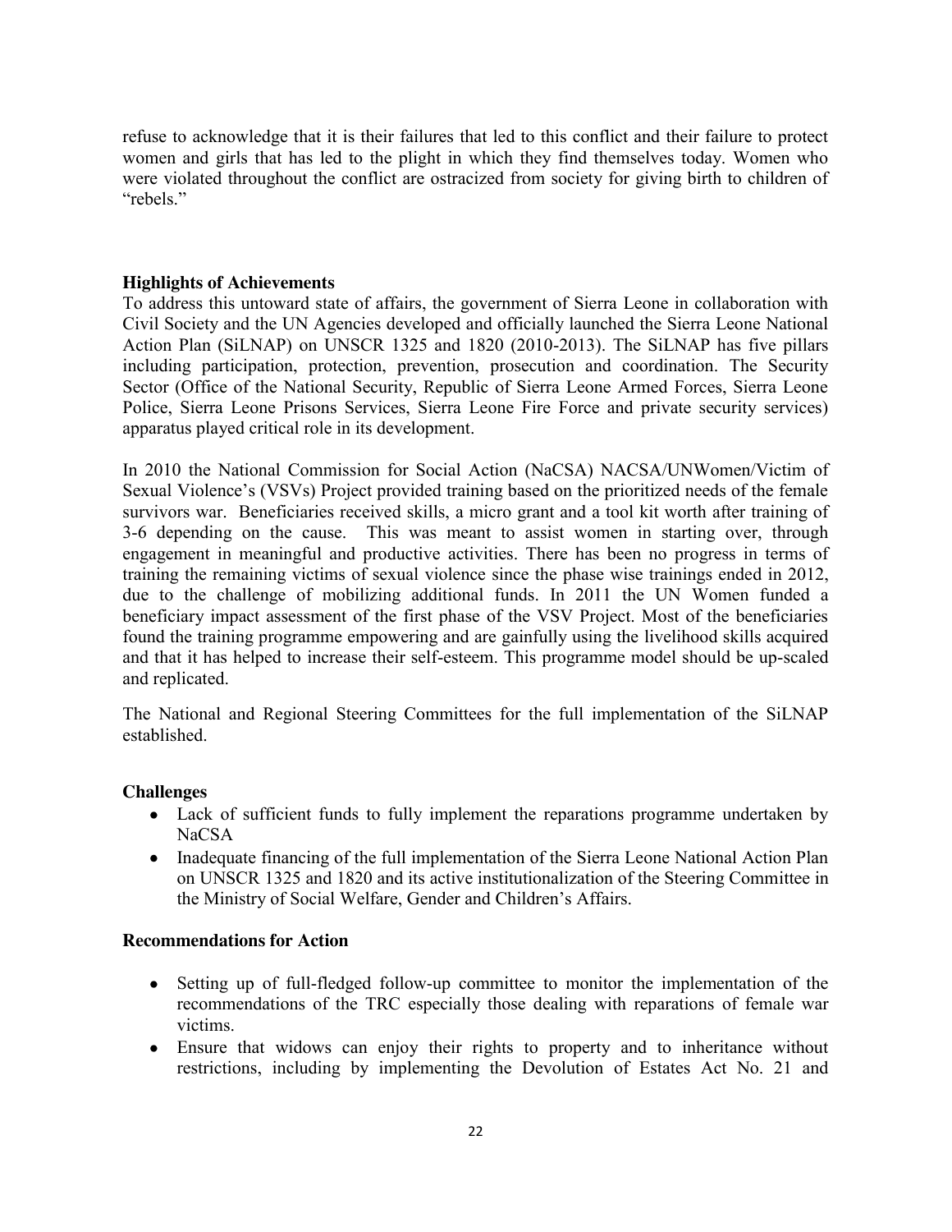refuse to acknowledge that it is their failures that led to this conflict and their failure to protect women and girls that has led to the plight in which they find themselves today. Women who were violated throughout the conflict are ostracized from society for giving birth to children of "rebels."

**Highlights of Achievements**

To address this untoward state of affairs, the government of Sierra Leone in collaboration with Civil Society and the UN Agencies developed and officially launched the Sierra Leone National Action Plan (SiLNAP) on UNSCR 1325 and 1820 (2010-2013). The SiLNAP has five pillars including participation, protection, prevention, prosecution and coordination. The Security Sector (Office of the National Security, Republic of Sierra Leone Armed Forces, Sierra Leone Police, Sierra Leone Prisons Services, Sierra Leone Fire Force and private security services) apparatus played critical role in its development.

In 2010 the National Commission for Social Action (NaCSA) NACSA/UNWomen/Victim of Sexual Violence's (VSVs) Project provided training based on the prioritized needs of the female survivors war. Beneficiaries received skills, a micro grant and a tool kit worth after training of 3-6 depending on the cause. This was meant to assist women in starting over, through engagement in meaningful and productive activities. There has been no progress in terms of training the remaining victims of sexual violence since the phase wise trainings ended in 2012, due to the challenge of mobilizing additional funds. In 2011 the UN Women funded a beneficiary impact assessment of the first phase of the VSV Project. Most of the beneficiaries found the training programme empowering and are gainfully using the livelihood skills acquired and that it has helped to increase their self-esteem. This programme model should be up-scaled and replicated.

The National and Regional Steering Committees for the full implementation of the SiLNAP established.

**Challenges**

- Lack of sufficient funds to fully implement the reparations programme undertaken by NaCSA
- Inadequate financing of the full implementation of the Sierra Leone National Action Plan on UNSCR 1325 and 1820 and its active institutionalization of the Steering Committee in the Ministry of Social Welfare, Gender and Children's Affairs.

**Recommendations for Action**

- Setting up of full-fledged follow-up committee to monitor the implementation of the recommendations of the TRC especially those dealing with reparations of female war victims.
- Ensure that widows can enjoy their rights to property and to inheritance without restrictions, including by implementing the Devolution of Estates Act No. 21 and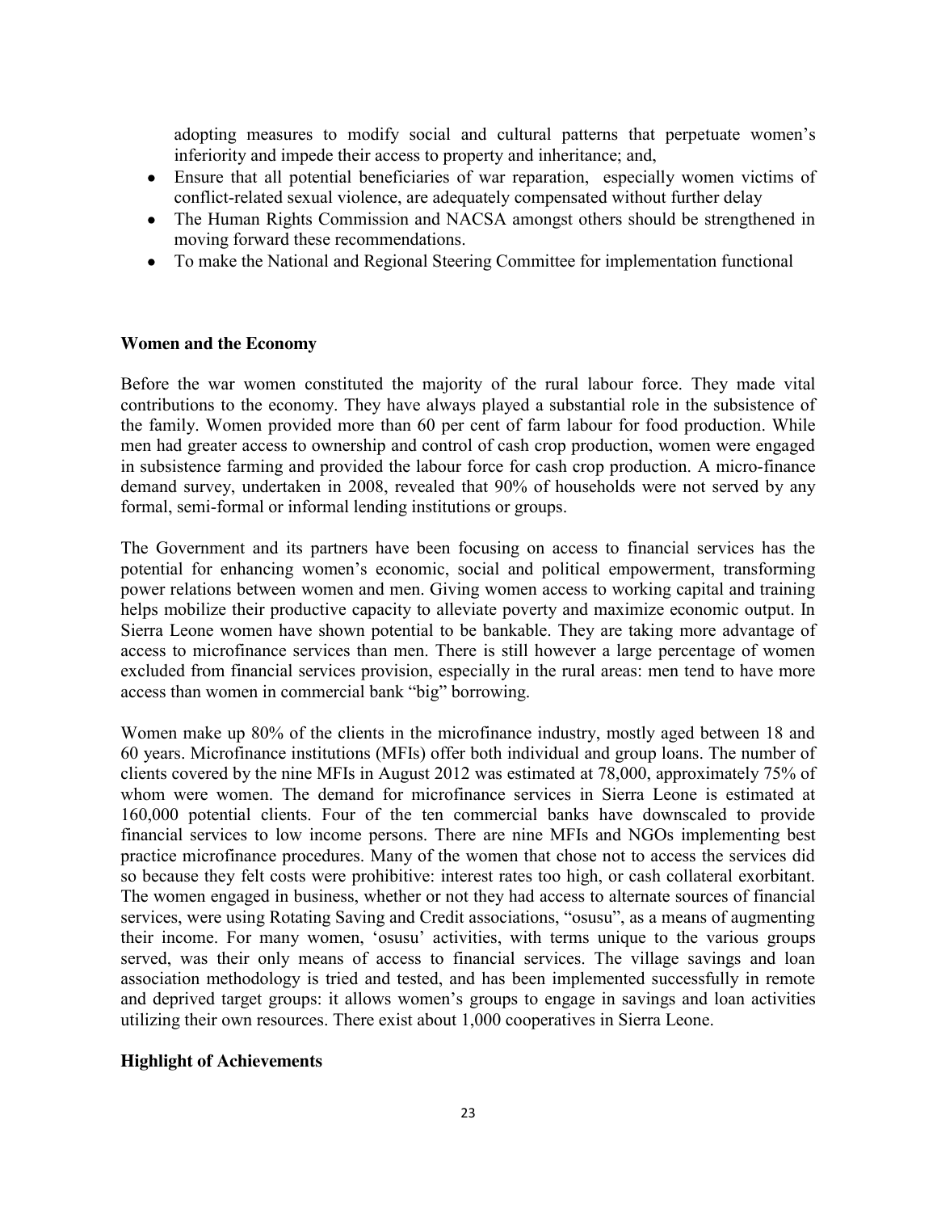adopting measures to modify social and cultural patterns that perpetuate women's inferiority and impede their access to property and inheritance; and,

- Ensure that all potential beneficiaries of war reparation, especially women victims of conflict-related sexual violence, are adequately compensated without further delay
- The Human Rights Commission and NACSA amongst others should be strengthened in moving forward these recommendations.
- To make the National and Regional Steering Committee for implementation functional

**Women and the Economy**

Before the war women constituted the majority of the rural labour force. They made vital contributions to the economy. They have always played a substantial role in the subsistence of the family. Women provided more than 60 per cent of farm labour for food production. While men had greater access to ownership and control of cash crop production, women were engaged in subsistence farming and provided the labour force for cash crop production. A micro-finance demand survey, undertaken in 2008, revealed that 90% of households were not served by any formal, semi-formal or informal lending institutions or groups.

The Government and its partners have been focusing on access to financial services has the potential for enhancing women's economic, social and political empowerment, transforming power relations between women and men. Giving women access to working capital and training helps mobilize their productive capacity to alleviate poverty and maximize economic output. In Sierra Leone women have shown potential to be bankable. They are taking more advantage of access to microfinance services than men. There is still however a large percentage of women excluded from financial services provision, especially in the rural areas: men tend to have more access than women in commercial bank "big" borrowing.

Women make up 80% of the clients in the microfinance industry, mostly aged between 18 and 60 years. Microfinance institutions (MFIs) offer both individual and group loans. The number of clients covered by the nine MFIs in August 2012 was estimated at 78,000, approximately 75% of whom were women. The demand for microfinance services in Sierra Leone is estimated at 160,000 potential clients. Four of the ten commercial banks have downscaled to provide financial services to low income persons. There are nine MFIs and NGOs implementing best practice microfinance procedures. Many of the women that chose not to access the services did so because they felt costs were prohibitive: interest rates too high, or cash collateral exorbitant. The women engaged in business, whether or not they had access to alternate sources of financial services, were using Rotating Saving and Credit associations, "osusu", as a means of augmenting their income. For many women, 'osusu' activities, with terms unique to the various groups served, was their only means of access to financial services. The village savings and loan association methodology is tried and tested, and has been implemented successfully in remote and deprived target groups: it allows women's groups to engage in savings and loan activities utilizing their own resources. There exist about 1,000 cooperatives in Sierra Leone.

**Highlight of Achievements**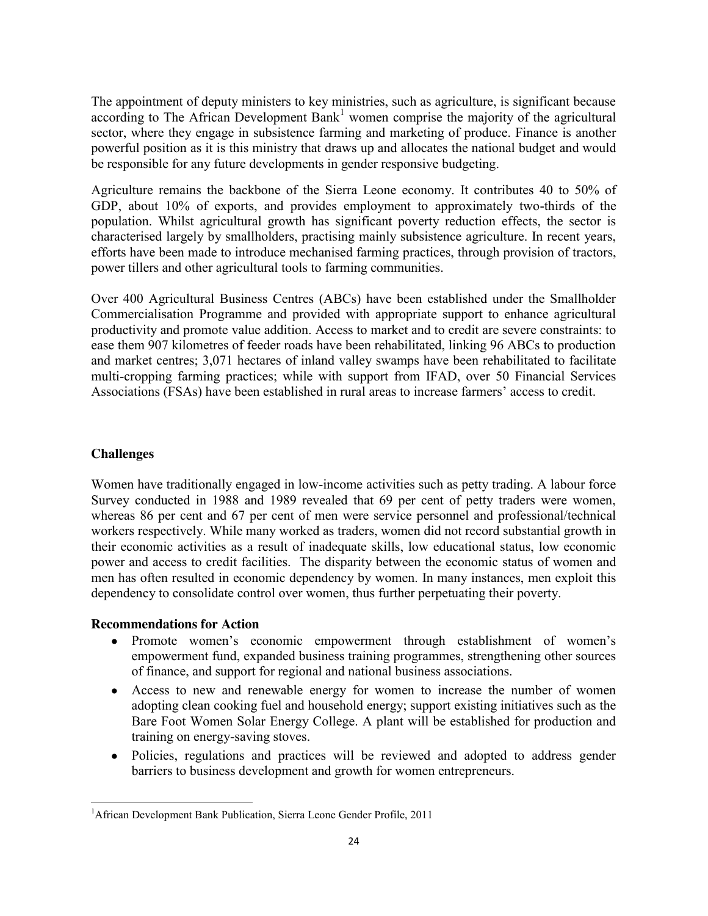The appointment of deputy ministers to key ministries, such as agriculture, is significant because according to The African Development Bank[1] women comprise the majority of the agricultural sector, where they engage in subsistence farming and marketing of produce. Finance is another powerful position as it is this ministry that draws up and allocates the national budget and would be responsible for any future developments in gender responsive budgeting.

Agriculture remains the backbone of the Sierra Leone economy. It contributes 40 to 50% of GDP, about 10% of exports, and provides employment to approximately two-thirds of the population. Whilst agricultural growth has significant poverty reduction effects, the sector is characterised largely by smallholders, practising mainly subsistence agriculture. In recent years, efforts have been made to introduce mechanised farming practices, through provision of tractors, power tillers and other agricultural tools to farming communities.

Over 400 Agricultural Business Centres (ABCs) have been established under the Smallholder Commercialisation Programme and provided with appropriate support to enhance agricultural productivity and promote value addition. Access to market and to credit are severe constraints: to ease them 907 kilometres of feeder roads have been rehabilitated, linking 96 ABCs to production and market centres; 3,071 hectares of inland valley swamps have been rehabilitated to facilitate multi-cropping farming practices; while with support from IFAD, over 50 Financial Services Associations (FSAs) have been established in rural areas to increase farmers' access to credit.

**Challenges**

Women have traditionally engaged in low-income activities such as petty trading. A labour force Survey conducted in 1988 and 1989 revealed that 69 per cent of petty traders were women, whereas 86 per cent and 67 per cent of men were service personnel and professional/technical workers respectively. While many worked as traders, women did not record substantial growth in their economic activities as a result of inadequate skills, low educational status, low economic power and access to credit facilities. The disparity between the economic status of women and men has often resulted in economic dependency by women. In many instances, men exploit this dependency to consolidate control over women, thus further perpetuating their poverty.

**Recommendations for Action**

- Promote women's economic empowerment through establishment of women's empowerment fund, expanded business training programmes, strengthening other sources of finance, and support for regional and national business associations.
- Access to new and renewable energy for women to increase the number of women adopting clean cooking fuel and household energy; support existing initiatives such as the Bare Foot Women Solar Energy College. A plant will be established for production and training on energy-saving stoves.
- Policies, regulations and practices will be reviewed and adopted to address gender barriers to business development and growth for women entrepreneurs.

[1] African Development Bank Publication, Sierra Leone Gender Profile, 2011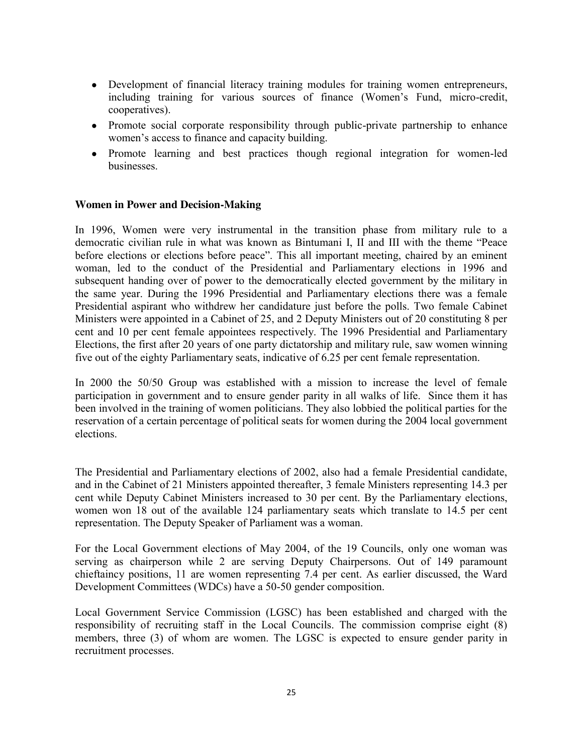- Development of financial literacy training modules for training women entrepreneurs, including training for various sources of finance (Women's Fund, micro-credit, cooperatives).
- Promote social corporate responsibility through public-private partnership to enhance women's access to finance and capacity building.
- Promote learning and best practices though regional integration for women-led businesses.

**Women in Power and Decision-Making**

In 1996, Women were very instrumental in the transition phase from military rule to a democratic civilian rule in what was known as Bintumani I, II and III with the theme "Peace before elections or elections before peace". This all important meeting, chaired by an eminent woman, led to the conduct of the Presidential and Parliamentary elections in 1996 and subsequent handing over of power to the democratically elected government by the military in the same year. During the 1996 Presidential and Parliamentary elections there was a female Presidential aspirant who withdrew her candidature just before the polls. Two female Cabinet Ministers were appointed in a Cabinet of 25, and 2 Deputy Ministers out of 20 constituting 8 per cent and 10 per cent female appointees respectively. The 1996 Presidential and Parliamentary Elections, the first after 20 years of one party dictatorship and military rule, saw women winning five out of the eighty Parliamentary seats, indicative of 6.25 per cent female representation.

In 2000 the 50/50 Group was established with a mission to increase the level of female participation in government and to ensure gender parity in all walks of life. Since them it has been involved in the training of women politicians. They also lobbied the political parties for the reservation of a certain percentage of political seats for women during the 2004 local government elections.

The Presidential and Parliamentary elections of 2002, also had a female Presidential candidate, and in the Cabinet of 21 Ministers appointed thereafter, 3 female Ministers representing 14.3 per cent while Deputy Cabinet Ministers increased to 30 per cent. By the Parliamentary elections, women won 18 out of the available 124 parliamentary seats which translate to 14.5 per cent representation. The Deputy Speaker of Parliament was a woman.

For the Local Government elections of May 2004, of the 19 Councils, only one woman was serving as chairperson while 2 are serving Deputy Chairpersons. Out of 149 paramount chieftaincy positions, 11 are women representing 7.4 per cent. As earlier discussed, the Ward Development Committees (WDCs) have a 50-50 gender composition.

Local Government Service Commission (LGSC) has been established and charged with the responsibility of recruiting staff in the Local Councils. The commission comprise eight (8) members, three (3) of whom are women. The LGSC is expected to ensure gender parity in recruitment processes.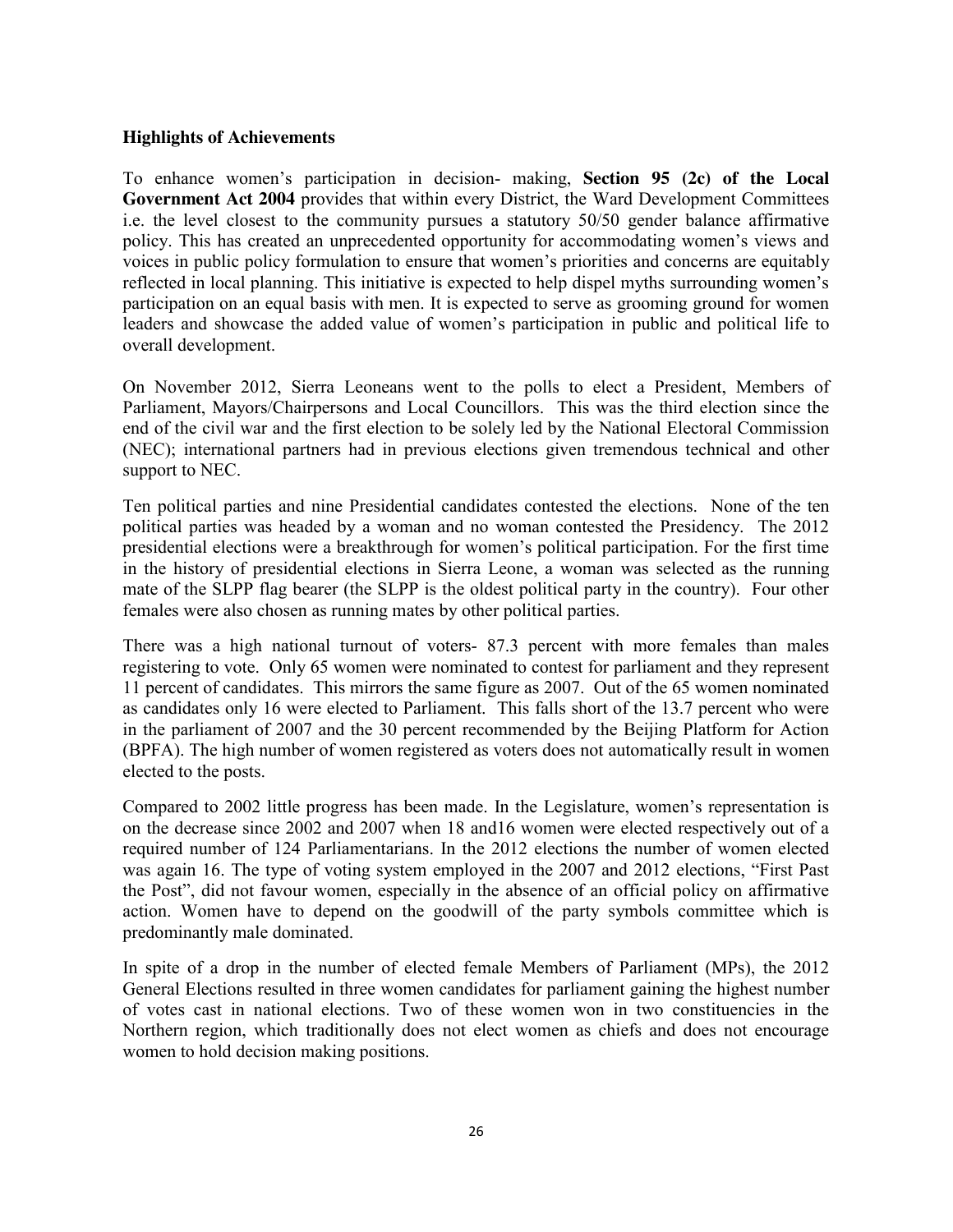**Highlights of Achievements**

To enhance women's participation in decision- making, **Section 95 (2c) of the Local Government Act 2004** provides that within every District, the Ward Development Committees i.e. the level closest to the community pursues a statutory 50/50 gender balance affirmative policy. This has created an unprecedented opportunity for accommodating women's views and voices in public policy formulation to ensure that women's priorities and concerns are equitably reflected in local planning. This initiative is expected to help dispel myths surrounding women's participation on an equal basis with men. It is expected to serve as grooming ground for women leaders and showcase the added value of women's participation in public and political life to overall development.

On November 2012, Sierra Leoneans went to the polls to elect a President, Members of Parliament, Mayors/Chairpersons and Local Councillors. This was the third election since the end of the civil war and the first election to be solely led by the National Electoral Commission (NEC); international partners had in previous elections given tremendous technical and other support to NEC.

Ten political parties and nine Presidential candidates contested the elections. None of the ten political parties was headed by a woman and no woman contested the Presidency. The 2012 presidential elections were a breakthrough for women's political participation. For the first time in the history of presidential elections in Sierra Leone, a woman was selected as the running mate of the SLPP flag bearer (the SLPP is the oldest political party in the country). Four other females were also chosen as running mates by other political parties.

There was a high national turnout of voters- 87.3 percent with more females than males registering to vote. Only 65 women were nominated to contest for parliament and they represent 11 percent of candidates. This mirrors the same figure as 2007. Out of the 65 women nominated as candidates only 16 were elected to Parliament. This falls short of the 13.7 percent who were in the parliament of 2007 and the 30 percent recommended by the Beijing Platform for Action (BPFA). The high number of women registered as voters does not automatically result in women elected to the posts.

Compared to 2002 little progress has been made. In the Legislature, women's representation is on the decrease since 2002 and 2007 when 18 and16 women were elected respectively out of a required number of 124 Parliamentarians. In the 2012 elections the number of women elected was again 16. The type of voting system employed in the 2007 and 2012 elections, "First Past the Post", did not favour women, especially in the absence of an official policy on affirmative action. Women have to depend on the goodwill of the party symbols committee which is predominantly male dominated.

In spite of a drop in the number of elected female Members of Parliament (MPs), the 2012 General Elections resulted in three women candidates for parliament gaining the highest number of votes cast in national elections. Two of these women won in two constituencies in the Northern region, which traditionally does not elect women as chiefs and does not encourage women to hold decision making positions.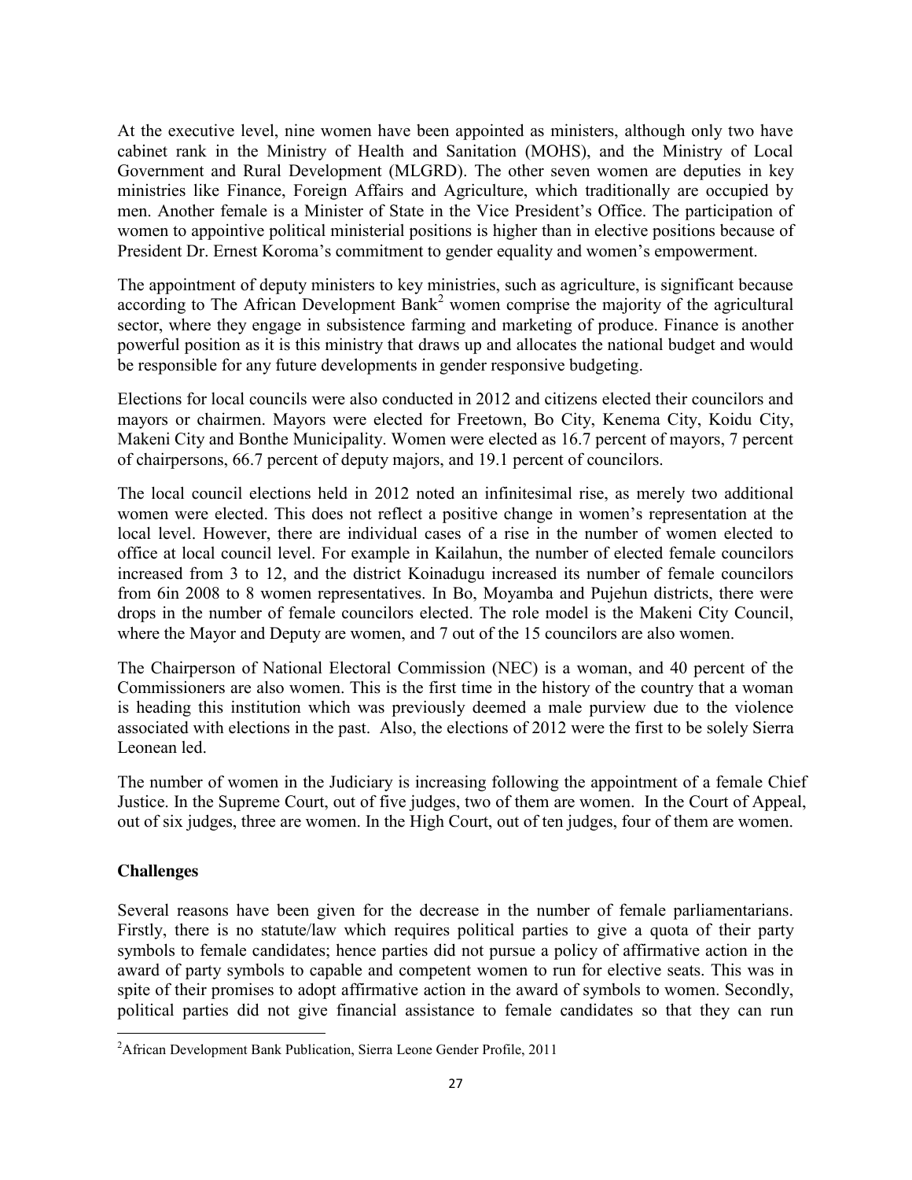At the executive level, nine women have been appointed as ministers, although only two have cabinet rank in the Ministry of Health and Sanitation (MOHS), and the Ministry of Local Government and Rural Development (MLGRD). The other seven women are deputies in key ministries like Finance, Foreign Affairs and Agriculture, which traditionally are occupied by men. Another female is a Minister of State in the Vice President's Office. The participation of women to appointive political ministerial positions is higher than in elective positions because of President Dr. Ernest Koroma's commitment to gender equality and women's empowerment.

The appointment of deputy ministers to key ministries, such as agriculture, is significant because according to The African Development Bank[2] women comprise the majority of the agricultural sector, where they engage in subsistence farming and marketing of produce. Finance is another powerful position as it is this ministry that draws up and allocates the national budget and would be responsible for any future developments in gender responsive budgeting.

Elections for local councils were also conducted in 2012 and citizens elected their councilors and mayors or chairmen. Mayors were elected for Freetown, Bo City, Kenema City, Koidu City, Makeni City and Bonthe Municipality. Women were elected as 16.7 percent of mayors, 7 percent of chairpersons, 66.7 percent of deputy majors, and 19.1 percent of councilors.

The local council elections held in 2012 noted an infinitesimal rise, as merely two additional women were elected. This does not reflect a positive change in women's representation at the local level. However, there are individual cases of a rise in the number of women elected to office at local council level. For example in Kailahun, the number of elected female councilors increased from 3 to 12, and the district Koinadugu increased its number of female councilors from 6in 2008 to 8 women representatives. In Bo, Moyamba and Pujehun districts, there were drops in the number of female councilors elected. The role model is the Makeni City Council, where the Mayor and Deputy are women, and 7 out of the 15 councilors are also women.

The Chairperson of National Electoral Commission (NEC) is a woman, and 40 percent of the Commissioners are also women. This is the first time in the history of the country that a woman is heading this institution which was previously deemed a male purview due to the violence associated with elections in the past. Also, the elections of 2012 were the first to be solely Sierra Leonean led.

The number of women in the Judiciary is increasing following the appointment of a female Chief Justice. In the Supreme Court, out of five judges, two of them are women. In the Court of Appeal, out of six judges, three are women. In the High Court, out of ten judges, four of them are women.

**Challenges**

Several reasons have been given for the decrease in the number of female parliamentarians. Firstly, there is no statute/law which requires political parties to give a quota of their party symbols to female candidates; hence parties did not pursue a policy of affirmative action in the award of party symbols to capable and competent women to run for elective seats. This was in spite of their promises to adopt affirmative action in the award of symbols to women. Secondly, political parties did not give financial assistance to female candidates so that they can run

[2] African Development Bank Publication, Sierra Leone Gender Profile, 2011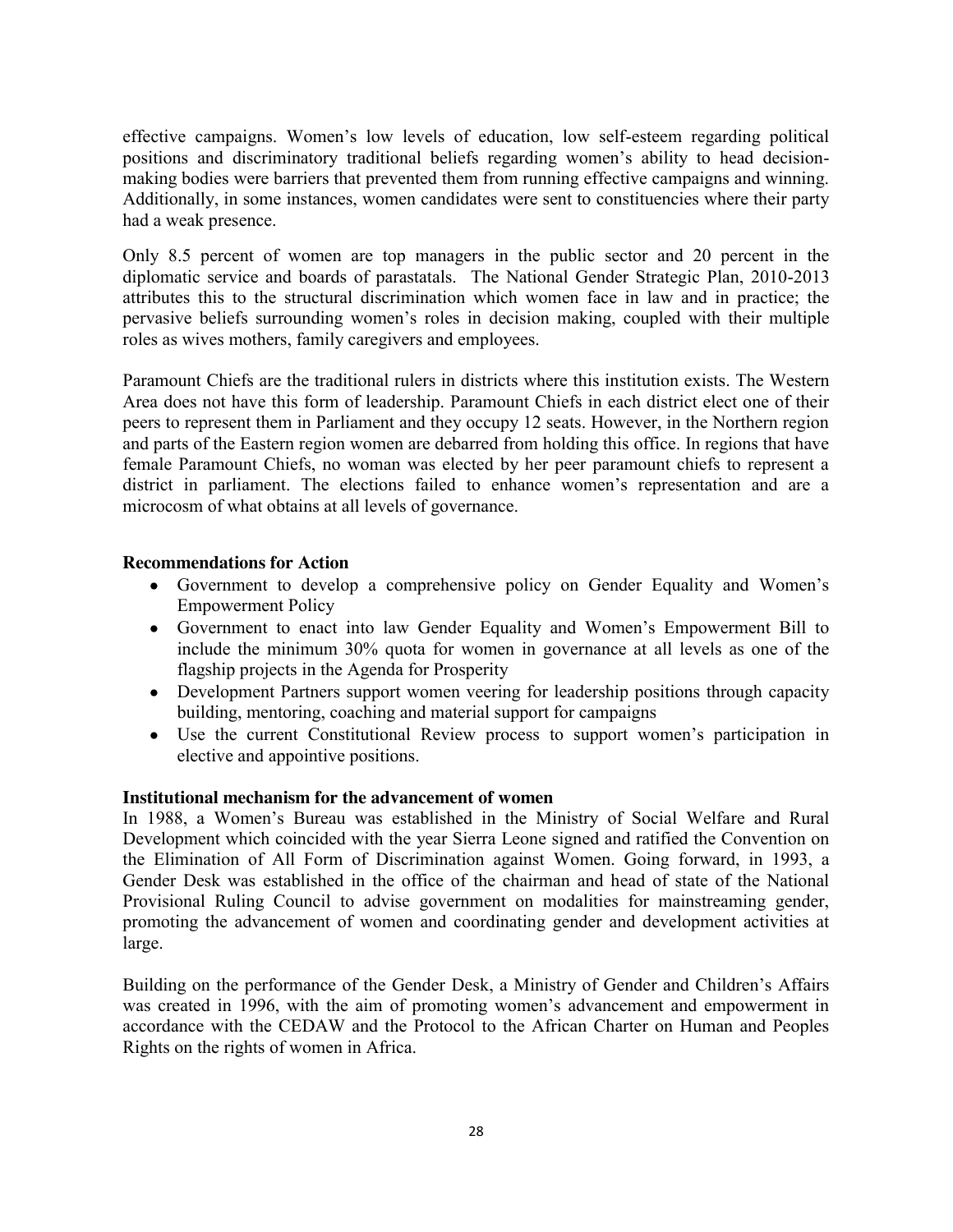effective campaigns. Women's low levels of education, low self-esteem regarding political positions and discriminatory traditional beliefs regarding women's ability to head decision-making bodies were barriers that prevented them from running effective campaigns and winning. Additionally, in some instances, women candidates were sent to constituencies where their party had a weak presence.

Only 8.5 percent of women are top managers in the public sector and 20 percent in the diplomatic service and boards of parastatals. The National Gender Strategic Plan, 2010-2013 attributes this to the structural discrimination which women face in law and in practice; the pervasive beliefs surrounding women's roles in decision making, coupled with their multiple roles as wives mothers, family caregivers and employees.

Paramount Chiefs are the traditional rulers in districts where this institution exists. The Western Area does not have this form of leadership. Paramount Chiefs in each district elect one of their peers to represent them in Parliament and they occupy 12 seats. However, in the Northern region and parts of the Eastern region women are debarred from holding this office. In regions that have female Paramount Chiefs, no woman was elected by her peer paramount chiefs to represent a district in parliament. The elections failed to enhance women's representation and are a microcosm of what obtains at all levels of governance.

**Recommendations for Action**

- Government to develop a comprehensive policy on Gender Equality and Women's Empowerment Policy
- Government to enact into law Gender Equality and Women's Empowerment Bill to include the minimum 30% quota for women in governance at all levels as one of the flagship projects in the Agenda for Prosperity
- Development Partners support women veering for leadership positions through capacity building, mentoring, coaching and material support for campaigns
- Use the current Constitutional Review process to support women's participation in elective and appointive positions.

**Institutional mechanism for the advancement of women**

In 1988, a Women's Bureau was established in the Ministry of Social Welfare and Rural Development which coincided with the year Sierra Leone signed and ratified the Convention on the Elimination of All Form of Discrimination against Women. Going forward, in 1993, a Gender Desk was established in the office of the chairman and head of state of the National Provisional Ruling Council to advise government on modalities for mainstreaming gender, promoting the advancement of women and coordinating gender and development activities at large.

Building on the performance of the Gender Desk, a Ministry of Gender and Children's Affairs was created in 1996, with the aim of promoting women's advancement and empowerment in accordance with the CEDAW and the Protocol to the African Charter on Human and Peoples Rights on the rights of women in Africa.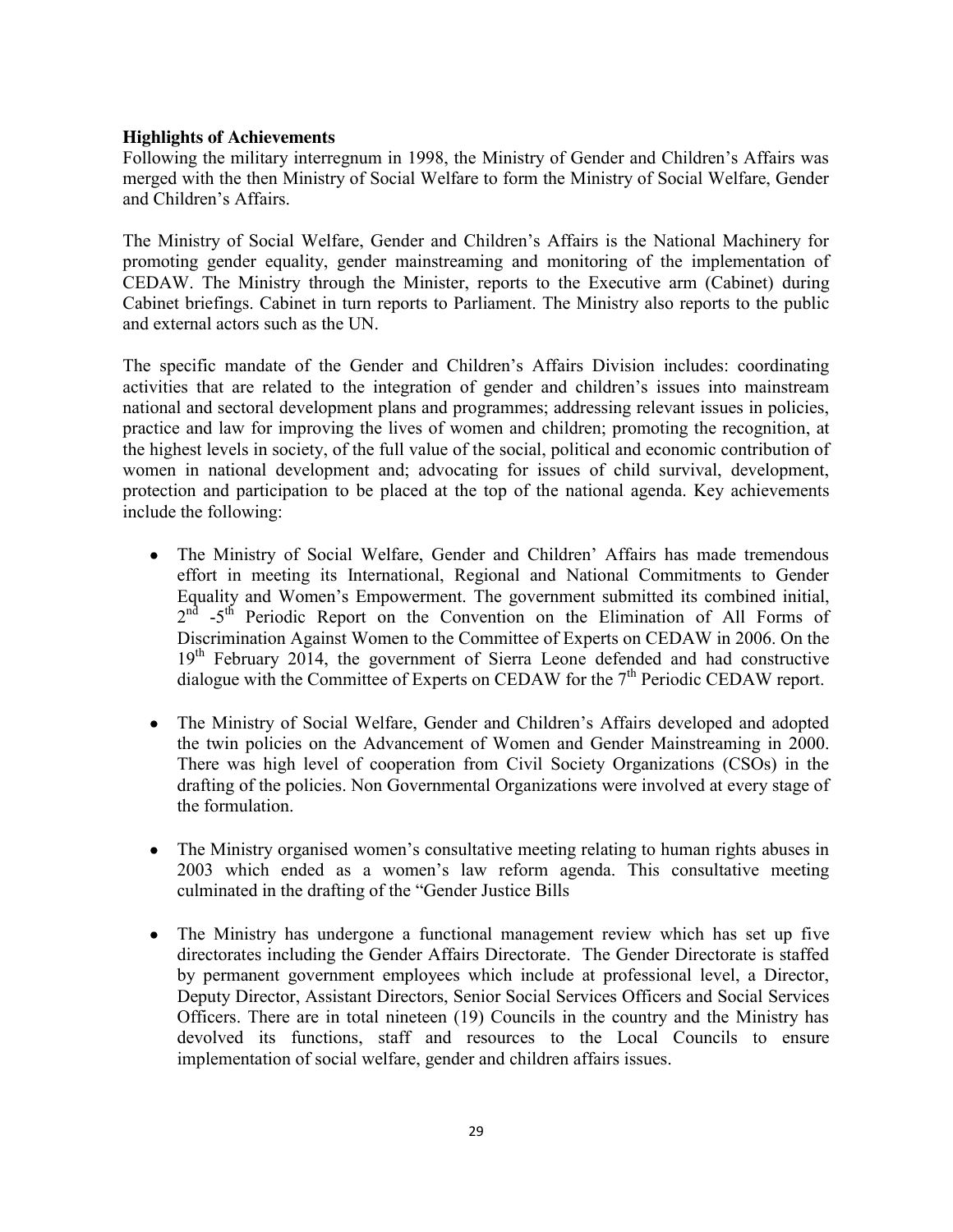**Highlights of Achievements**

Following the military interregnum in 1998, the Ministry of Gender and Children's Affairs was merged with the then Ministry of Social Welfare to form the Ministry of Social Welfare, Gender and Children's Affairs.

The Ministry of Social Welfare, Gender and Children's Affairs is the National Machinery for promoting gender equality, gender mainstreaming and monitoring of the implementation of CEDAW. The Ministry through the Minister, reports to the Executive arm (Cabinet) during Cabinet briefings. Cabinet in turn reports to Parliament. The Ministry also reports to the public and external actors such as the UN.

The specific mandate of the Gender and Children's Affairs Division includes: coordinating activities that are related to the integration of gender and children's issues into mainstream national and sectoral development plans and programmes; addressing relevant issues in policies, practice and law for improving the lives of women and children; promoting the recognition, at the highest levels in society, of the full value of the social, political and economic contribution of women in national development and; advocating for issues of child survival, development, protection and participation to be placed at the top of the national agenda. Key achievements include the following:

- The Ministry of Social Welfare, Gender and Children' Affairs has made tremendous effort in meeting its International, Regional and National Commitments to Gender Equality and Women's Empowerment. The government submitted its combined initial, 2nd -5th Periodic Report on the Convention on the Elimination of All Forms of Discrimination Against Women to the Committee of Experts on CEDAW in 2006. On the 19th February 2014, the government of Sierra Leone defended and had constructive dialogue with the Committee of Experts on CEDAW for the 7th Periodic CEDAW report.

- The Ministry of Social Welfare, Gender and Children's Affairs developed and adopted the twin policies on the Advancement of Women and Gender Mainstreaming in 2000. There was high level of cooperation from Civil Society Organizations (CSOs) in the drafting of the policies. Non Governmental Organizations were involved at every stage of the formulation.

- The Ministry organised women's consultative meeting relating to human rights abuses in 2003 which ended as a women's law reform agenda. This consultative meeting culminated in the drafting of the "Gender Justice Bills

- The Ministry has undergone a functional management review which has set up five directorates including the Gender Affairs Directorate. The Gender Directorate is staffed by permanent government employees which include at professional level, a Director, Deputy Director, Assistant Directors, Senior Social Services Officers and Social Services Officers. There are in total nineteen (19) Councils in the country and the Ministry has devolved its functions, staff and resources to the Local Councils to ensure implementation of social welfare, gender and children affairs issues.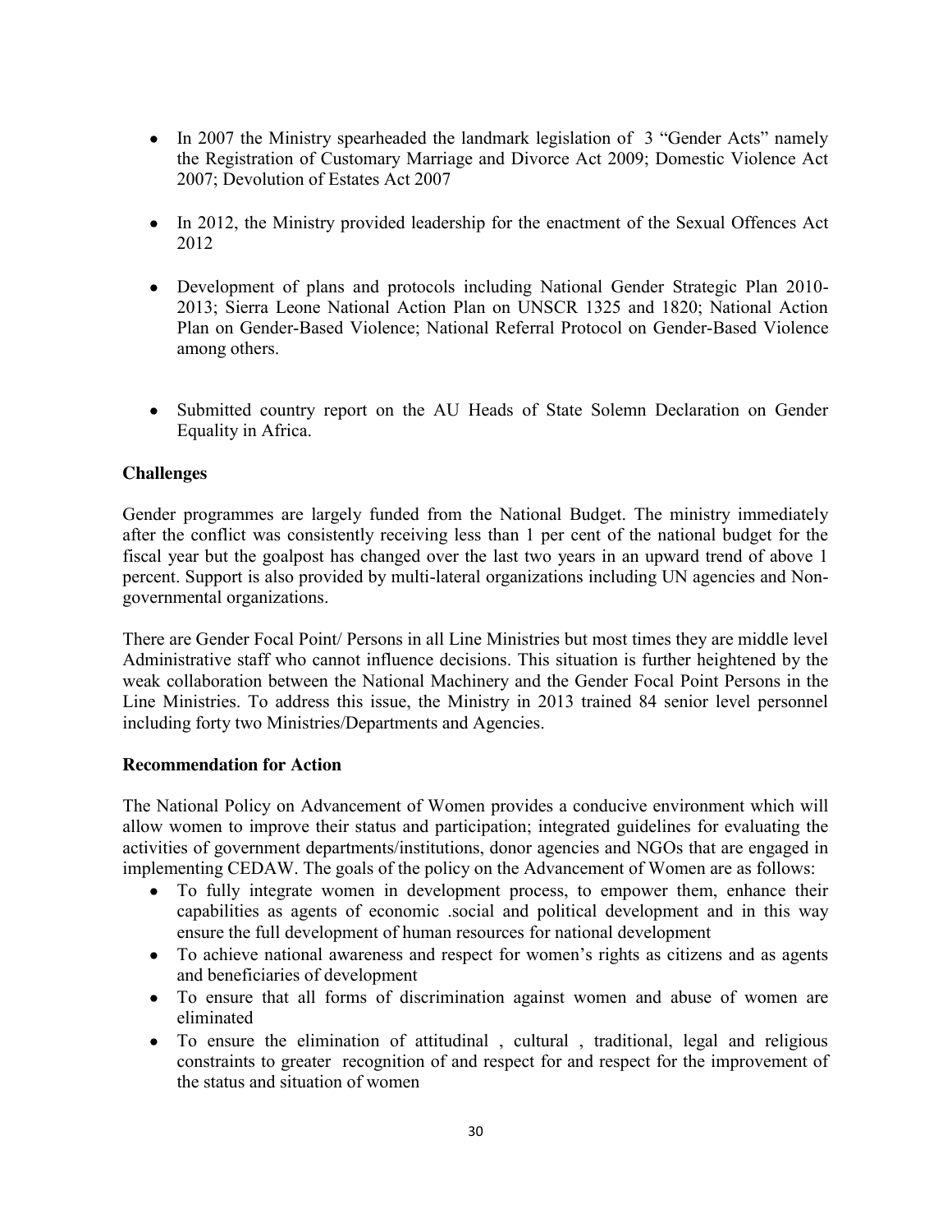- In 2007 the Ministry spearheaded the landmark legislation of 3 "Gender Acts" namely the Registration of Customary Marriage and Divorce Act 2009; Domestic Violence Act 2007; Devolution of Estates Act 2007

- In 2012, the Ministry provided leadership for the enactment of the Sexual Offences Act 2012

- Development of plans and protocols including National Gender Strategic Plan 2010-2013; Sierra Leone National Action Plan on UNSCR 1325 and 1820; National Action Plan on Gender-Based Violence; National Referral Protocol on Gender-Based Violence among others.

- Submitted country report on the AU Heads of State Solemn Declaration on Gender Equality in Africa.

**Challenges**

Gender programmes are largely funded from the National Budget. The ministry immediately after the conflict was consistently receiving less than 1 per cent of the national budget for the fiscal year but the goalpost has changed over the last two years in an upward trend of above 1 percent. Support is also provided by multi-lateral organizations including UN agencies and Non-governmental organizations.

There are Gender Focal Point/ Persons in all Line Ministries but most times they are middle level Administrative staff who cannot influence decisions. This situation is further heightened by the weak collaboration between the National Machinery and the Gender Focal Point Persons in the Line Ministries. To address this issue, the Ministry in 2013 trained 84 senior level personnel including forty two Ministries/Departments and Agencies.

**Recommendation for Action**

The National Policy on Advancement of Women provides a conducive environment which will allow women to improve their status and participation; integrated guidelines for evaluating the activities of government departments/institutions, donor agencies and NGOs that are engaged in implementing CEDAW. The goals of the policy on the Advancement of Women are as follows:

- To fully integrate women in development process, to empower them, enhance their capabilities as agents of economic .social and political development and in this way ensure the full development of human resources for national development
- To achieve national awareness and respect for women's rights as citizens and as agents and beneficiaries of development
- To ensure that all forms of discrimination against women and abuse of women are eliminated
- To ensure the elimination of attitudinal , cultural , traditional, legal and religious constraints to greater recognition of and respect for and respect for the improvement of the status and situation of women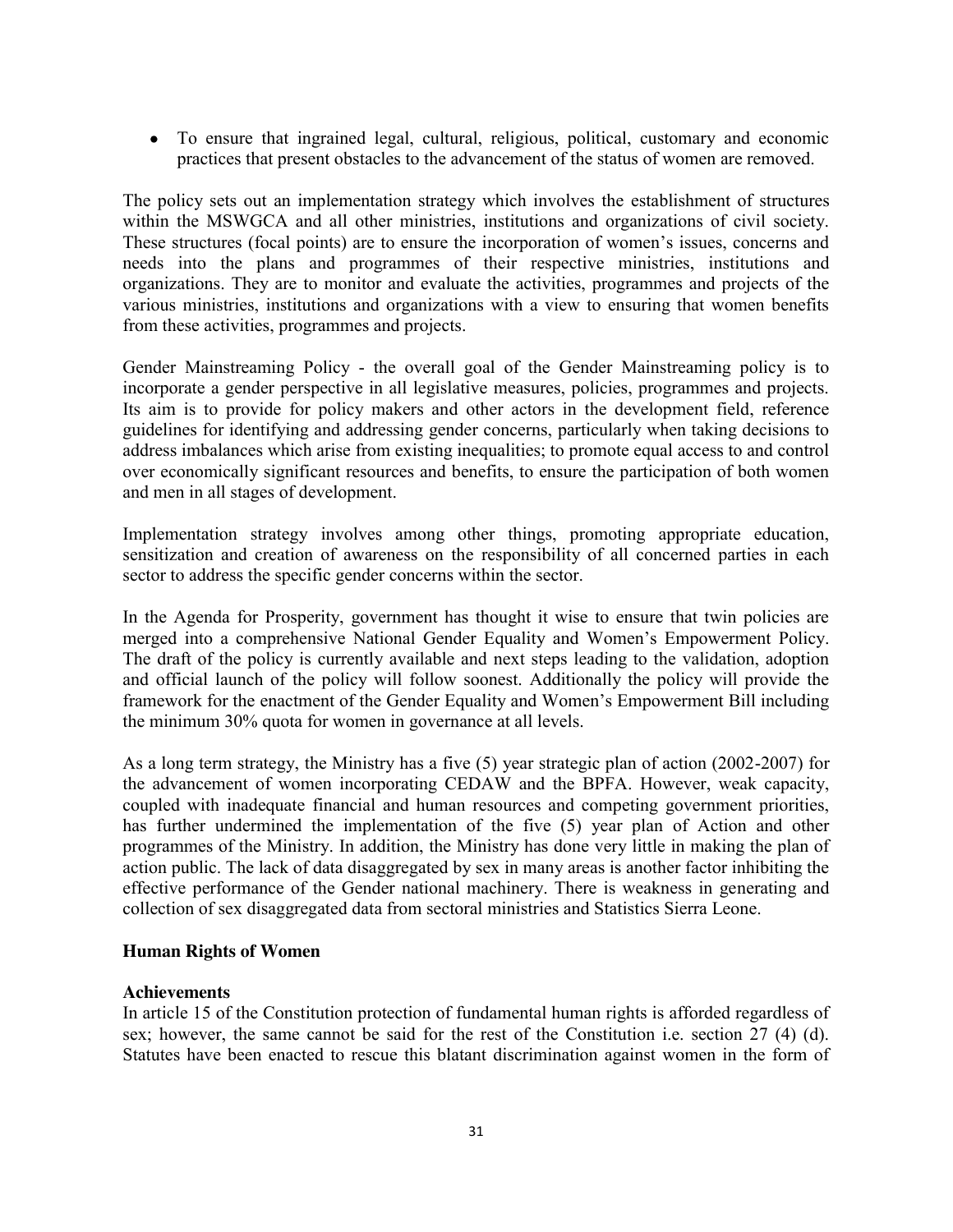- To ensure that ingrained legal, cultural, religious, political, customary and economic practices that present obstacles to the advancement of the status of women are removed.

The policy sets out an implementation strategy which involves the establishment of structures within the MSWGCA and all other ministries, institutions and organizations of civil society. These structures (focal points) are to ensure the incorporation of women's issues, concerns and needs into the plans and programmes of their respective ministries, institutions and organizations. They are to monitor and evaluate the activities, programmes and projects of the various ministries, institutions and organizations with a view to ensuring that women benefits from these activities, programmes and projects.

Gender Mainstreaming Policy - the overall goal of the Gender Mainstreaming policy is to incorporate a gender perspective in all legislative measures, policies, programmes and projects. Its aim is to provide for policy makers and other actors in the development field, reference guidelines for identifying and addressing gender concerns, particularly when taking decisions to address imbalances which arise from existing inequalities; to promote equal access to and control over economically significant resources and benefits, to ensure the participation of both women and men in all stages of development.

Implementation strategy involves among other things, promoting appropriate education, sensitization and creation of awareness on the responsibility of all concerned parties in each sector to address the specific gender concerns within the sector.

In the Agenda for Prosperity, government has thought it wise to ensure that twin policies are merged into a comprehensive National Gender Equality and Women's Empowerment Policy. The draft of the policy is currently available and next steps leading to the validation, adoption and official launch of the policy will follow soonest. Additionally the policy will provide the framework for the enactment of the Gender Equality and Women's Empowerment Bill including the minimum 30% quota for women in governance at all levels.

As a long term strategy, the Ministry has a five (5) year strategic plan of action (2002-2007) for the advancement of women incorporating CEDAW and the BPFA. However, weak capacity, coupled with inadequate financial and human resources and competing government priorities, has further undermined the implementation of the five (5) year plan of Action and other programmes of the Ministry. In addition, the Ministry has done very little in making the plan of action public. The lack of data disaggregated by sex in many areas is another factor inhibiting the effective performance of the Gender national machinery. There is weakness in generating and collection of sex disaggregated data from sectoral ministries and Statistics Sierra Leone.

**Human Rights of Women**

**Achievements**

In article 15 of the Constitution protection of fundamental human rights is afforded regardless of sex; however, the same cannot be said for the rest of the Constitution i.e. section 27 (4) (d). Statutes have been enacted to rescue this blatant discrimination against women in the form of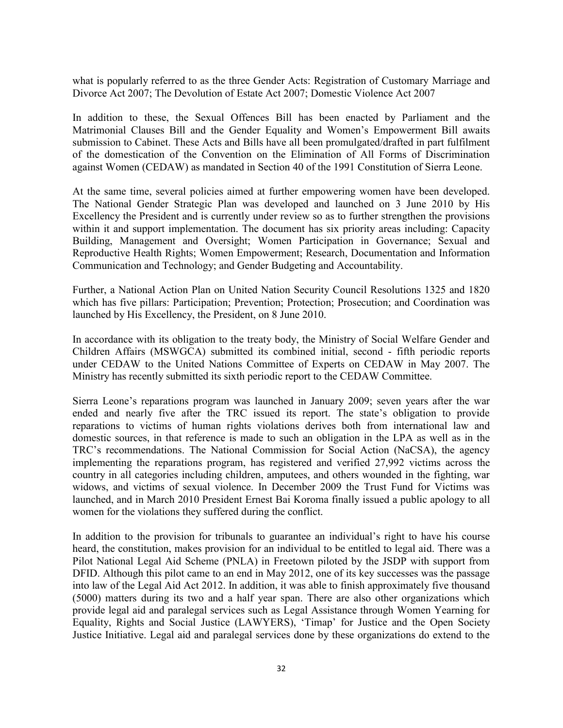what is popularly referred to as the three Gender Acts: Registration of Customary Marriage and Divorce Act 2007; The Devolution of Estate Act 2007; Domestic Violence Act 2007

In addition to these, the Sexual Offences Bill has been enacted by Parliament and the Matrimonial Clauses Bill and the Gender Equality and Women's Empowerment Bill awaits submission to Cabinet. These Acts and Bills have all been promulgated/drafted in part fulfilment of the domestication of the Convention on the Elimination of All Forms of Discrimination against Women (CEDAW) as mandated in Section 40 of the 1991 Constitution of Sierra Leone.

At the same time, several policies aimed at further empowering women have been developed. The National Gender Strategic Plan was developed and launched on 3 June 2010 by His Excellency the President and is currently under review so as to further strengthen the provisions within it and support implementation. The document has six priority areas including: Capacity Building, Management and Oversight; Women Participation in Governance; Sexual and Reproductive Health Rights; Women Empowerment; Research, Documentation and Information Communication and Technology; and Gender Budgeting and Accountability.

Further, a National Action Plan on United Nation Security Council Resolutions 1325 and 1820 which has five pillars: Participation; Prevention; Protection; Prosecution; and Coordination was launched by His Excellency, the President, on 8 June 2010.

In accordance with its obligation to the treaty body, the Ministry of Social Welfare Gender and Children Affairs (MSWGCA) submitted its combined initial, second - fifth periodic reports under CEDAW to the United Nations Committee of Experts on CEDAW in May 2007. The Ministry has recently submitted its sixth periodic report to the CEDAW Committee.

Sierra Leone's reparations program was launched in January 2009; seven years after the war ended and nearly five after the TRC issued its report. The state's obligation to provide reparations to victims of human rights violations derives both from international law and domestic sources, in that reference is made to such an obligation in the LPA as well as in the TRC's recommendations. The National Commission for Social Action (NaCSA), the agency implementing the reparations program, has registered and verified 27,992 victims across the country in all categories including children, amputees, and others wounded in the fighting, war widows, and victims of sexual violence. In December 2009 the Trust Fund for Victims was launched, and in March 2010 President Ernest Bai Koroma finally issued a public apology to all women for the violations they suffered during the conflict.

In addition to the provision for tribunals to guarantee an individual's right to have his course heard, the constitution, makes provision for an individual to be entitled to legal aid. There was a Pilot National Legal Aid Scheme (PNLA) in Freetown piloted by the JSDP with support from DFID. Although this pilot came to an end in May 2012, one of its key successes was the passage into law of the Legal Aid Act 2012. In addition, it was able to finish approximately five thousand (5000) matters during its two and a half year span. There are also other organizations which provide legal aid and paralegal services such as Legal Assistance through Women Yearning for Equality, Rights and Social Justice (LAWYERS), 'Timap' for Justice and the Open Society Justice Initiative. Legal aid and paralegal services done by these organizations do extend to the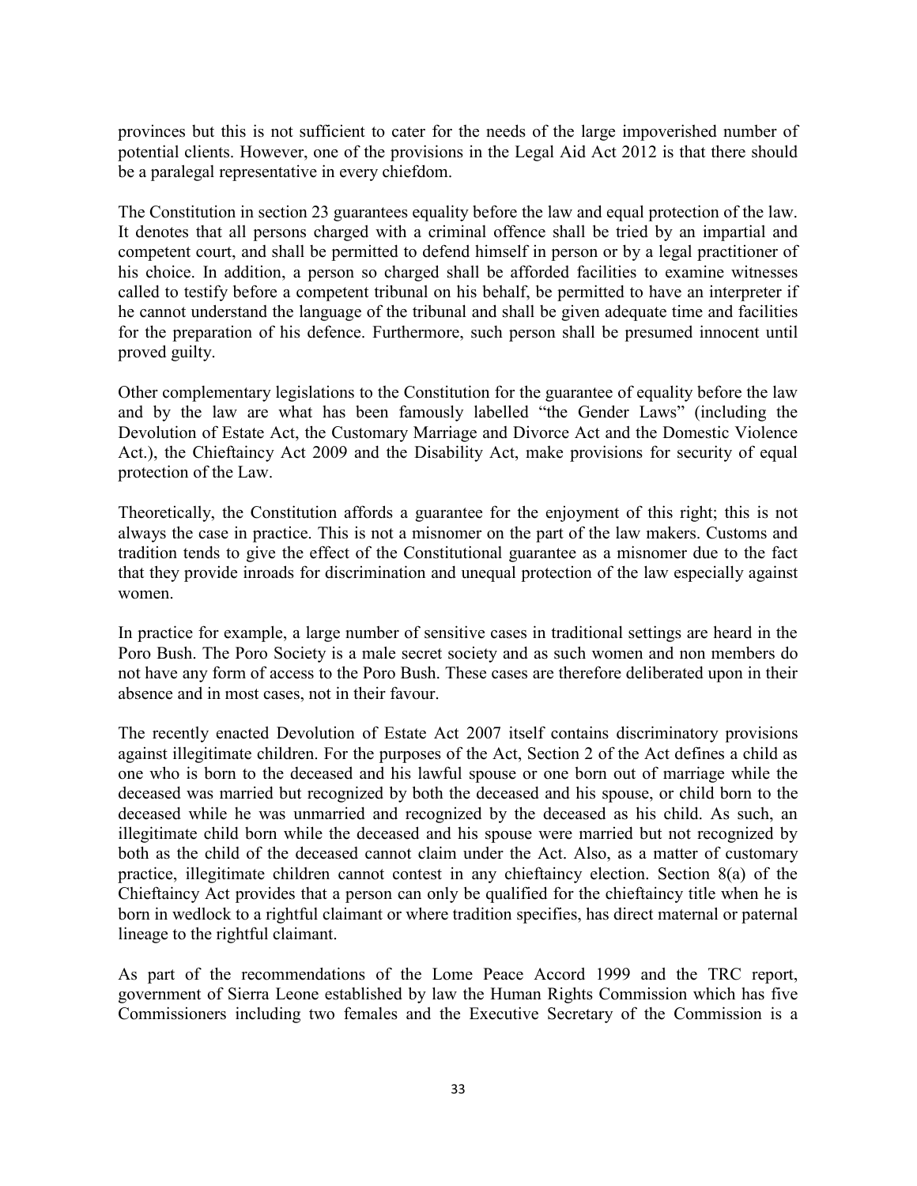provinces but this is not sufficient to cater for the needs of the large impoverished number of potential clients. However, one of the provisions in the Legal Aid Act 2012 is that there should be a paralegal representative in every chiefdom.

The Constitution in section 23 guarantees equality before the law and equal protection of the law. It denotes that all persons charged with a criminal offence shall be tried by an impartial and competent court, and shall be permitted to defend himself in person or by a legal practitioner of his choice. In addition, a person so charged shall be afforded facilities to examine witnesses called to testify before a competent tribunal on his behalf, be permitted to have an interpreter if he cannot understand the language of the tribunal and shall be given adequate time and facilities for the preparation of his defence. Furthermore, such person shall be presumed innocent until proved guilty.

Other complementary legislations to the Constitution for the guarantee of equality before the law and by the law are what has been famously labelled "the Gender Laws" (including the Devolution of Estate Act, the Customary Marriage and Divorce Act and the Domestic Violence Act.), the Chieftaincy Act 2009 and the Disability Act, make provisions for security of equal protection of the Law.

Theoretically, the Constitution affords a guarantee for the enjoyment of this right; this is not always the case in practice. This is not a misnomer on the part of the law makers. Customs and tradition tends to give the effect of the Constitutional guarantee as a misnomer due to the fact that they provide inroads for discrimination and unequal protection of the law especially against women.

In practice for example, a large number of sensitive cases in traditional settings are heard in the Poro Bush. The Poro Society is a male secret society and as such women and non members do not have any form of access to the Poro Bush. These cases are therefore deliberated upon in their absence and in most cases, not in their favour.

The recently enacted Devolution of Estate Act 2007 itself contains discriminatory provisions against illegitimate children. For the purposes of the Act, Section 2 of the Act defines a child as one who is born to the deceased and his lawful spouse or one born out of marriage while the deceased was married but recognized by both the deceased and his spouse, or child born to the deceased while he was unmarried and recognized by the deceased as his child. As such, an illegitimate child born while the deceased and his spouse were married but not recognized by both as the child of the deceased cannot claim under the Act. Also, as a matter of customary practice, illegitimate children cannot contest in any chieftaincy election. Section 8(a) of the Chieftaincy Act provides that a person can only be qualified for the chieftaincy title when he is born in wedlock to a rightful claimant or where tradition specifies, has direct maternal or paternal lineage to the rightful claimant.

As part of the recommendations of the Lome Peace Accord 1999 and the TRC report, government of Sierra Leone established by law the Human Rights Commission which has five Commissioners including two females and the Executive Secretary of the Commission is a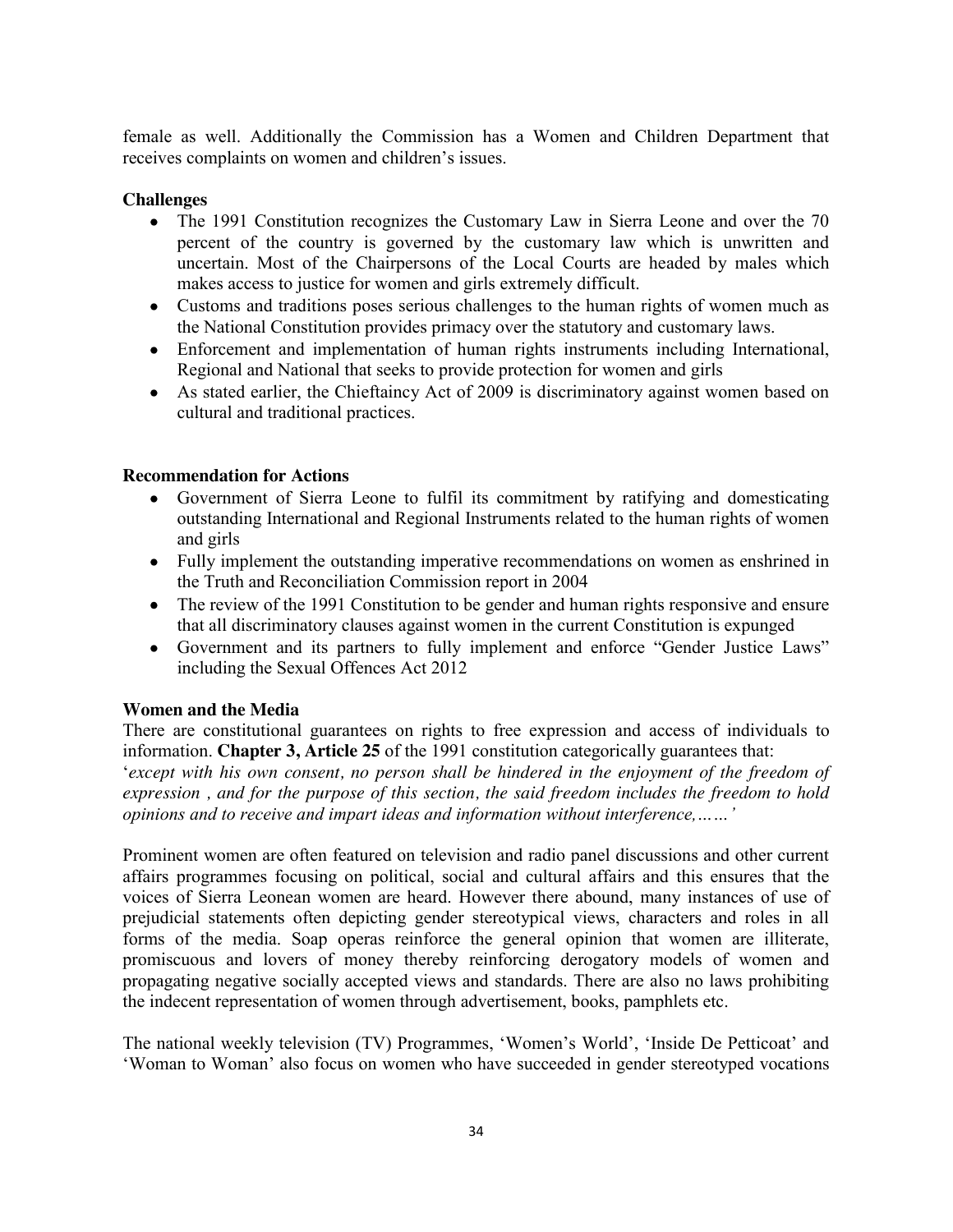female as well. Additionally the Commission has a Women and Children Department that receives complaints on women and children's issues.

**Challenges**

- The 1991 Constitution recognizes the Customary Law in Sierra Leone and over the 70 percent of the country is governed by the customary law which is unwritten and uncertain. Most of the Chairpersons of the Local Courts are headed by males which makes access to justice for women and girls extremely difficult.
- Customs and traditions poses serious challenges to the human rights of women much as the National Constitution provides primacy over the statutory and customary laws.
- Enforcement and implementation of human rights instruments including International, Regional and National that seeks to provide protection for women and girls
- As stated earlier, the Chieftaincy Act of 2009 is discriminatory against women based on cultural and traditional practices.

**Recommendation for Actions**

- Government of Sierra Leone to fulfil its commitment by ratifying and domesticating outstanding International and Regional Instruments related to the human rights of women and girls
- Fully implement the outstanding imperative recommendations on women as enshrined in the Truth and Reconciliation Commission report in 2004
- The review of the 1991 Constitution to be gender and human rights responsive and ensure that all discriminatory clauses against women in the current Constitution is expunged
- Government and its partners to fully implement and enforce "Gender Justice Laws" including the Sexual Offences Act 2012

**Women and the Media**

There are constitutional guarantees on rights to free expression and access of individuals to information. **Chapter 3, Article 25** of the 1991 constitution categorically guarantees that:
'*except with his own consent, no person shall be hindered in the enjoyment of the freedom of expression , and for the purpose of this section, the said freedom includes the freedom to hold opinions and to receive and impart ideas and information without interference,……'*

Prominent women are often featured on television and radio panel discussions and other current affairs programmes focusing on political, social and cultural affairs and this ensures that the voices of Sierra Leonean women are heard. However there abound, many instances of use of prejudicial statements often depicting gender stereotypical views, characters and roles in all forms of the media. Soap operas reinforce the general opinion that women are illiterate, promiscuous and lovers of money thereby reinforcing derogatory models of women and propagating negative socially accepted views and standards. There are also no laws prohibiting the indecent representation of women through advertisement, books, pamphlets etc.

The national weekly television (TV) Programmes, 'Women's World', 'Inside De Petticoat' and 'Woman to Woman' also focus on women who have succeeded in gender stereotyped vocations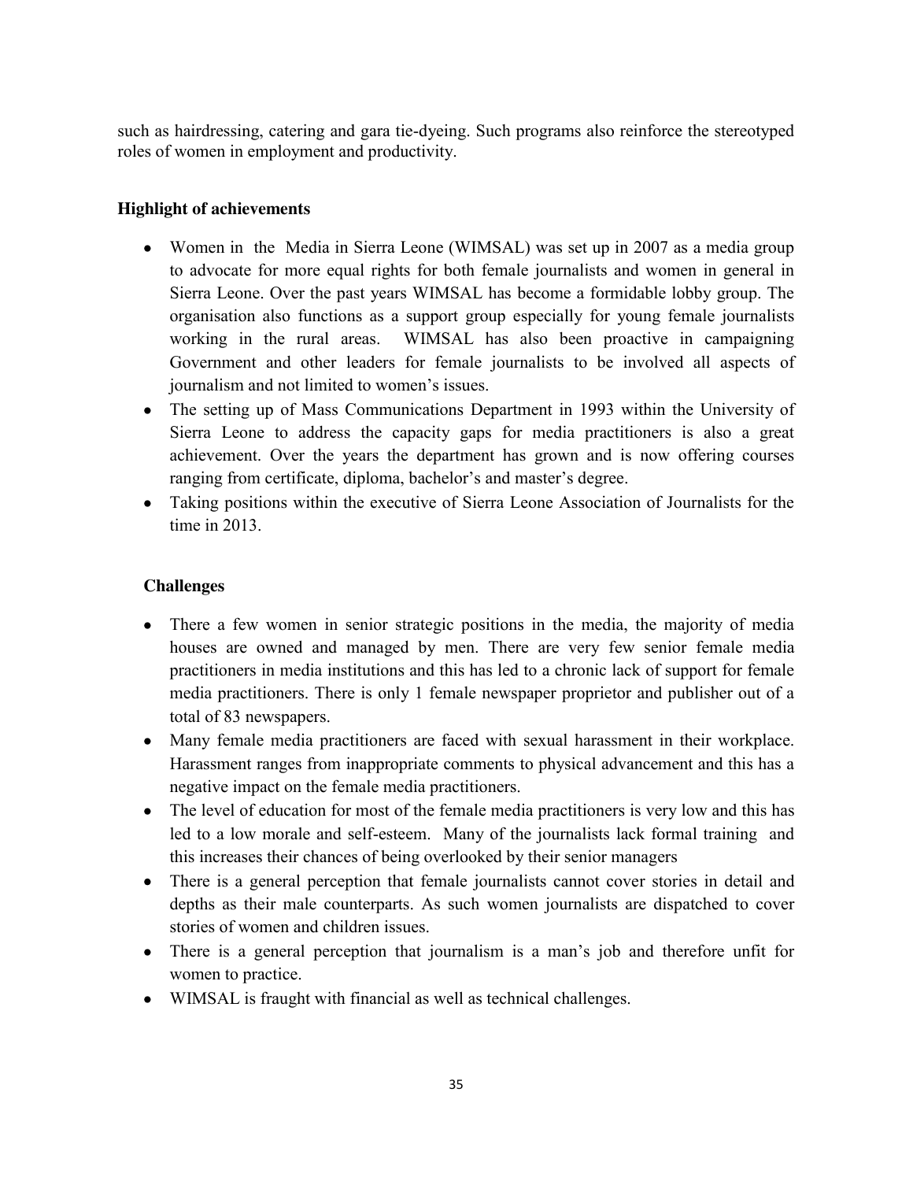such as hairdressing, catering and gara tie-dyeing. Such programs also reinforce the stereotyped roles of women in employment and productivity.

**Highlight of achievements**

- Women in the Media in Sierra Leone (WIMSAL) was set up in 2007 as a media group to advocate for more equal rights for both female journalists and women in general in Sierra Leone. Over the past years WIMSAL has become a formidable lobby group. The organisation also functions as a support group especially for young female journalists working in the rural areas. WIMSAL has also been proactive in campaigning Government and other leaders for female journalists to be involved all aspects of journalism and not limited to women's issues.
- The setting up of Mass Communications Department in 1993 within the University of Sierra Leone to address the capacity gaps for media practitioners is also a great achievement. Over the years the department has grown and is now offering courses ranging from certificate, diploma, bachelor's and master's degree.
- Taking positions within the executive of Sierra Leone Association of Journalists for the time in 2013.

**Challenges**

- There a few women in senior strategic positions in the media, the majority of media houses are owned and managed by men. There are very few senior female media practitioners in media institutions and this has led to a chronic lack of support for female media practitioners. There is only 1 female newspaper proprietor and publisher out of a total of 83 newspapers.
- Many female media practitioners are faced with sexual harassment in their workplace. Harassment ranges from inappropriate comments to physical advancement and this has a negative impact on the female media practitioners.
- The level of education for most of the female media practitioners is very low and this has led to a low morale and self-esteem. Many of the journalists lack formal training and this increases their chances of being overlooked by their senior managers
- There is a general perception that female journalists cannot cover stories in detail and depths as their male counterparts. As such women journalists are dispatched to cover stories of women and children issues.
- There is a general perception that journalism is a man's job and therefore unfit for women to practice.
- WIMSAL is fraught with financial as well as technical challenges.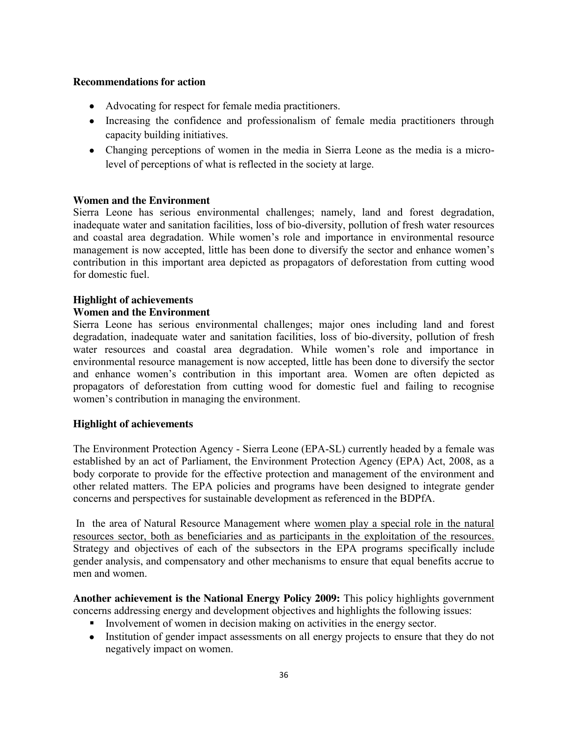**Recommendations for action**

- Advocating for respect for female media practitioners.
- Increasing the confidence and professionalism of female media practitioners through capacity building initiatives.
- Changing perceptions of women in the media in Sierra Leone as the media is a micro-level of perceptions of what is reflected in the society at large.

**Women and the Environment**

Sierra Leone has serious environmental challenges; namely, land and forest degradation, inadequate water and sanitation facilities, loss of bio-diversity, pollution of fresh water resources and coastal area degradation. While women's role and importance in environmental resource management is now accepted, little has been done to diversify the sector and enhance women's contribution in this important area depicted as propagators of deforestation from cutting wood for domestic fuel.

**Highlight of achievements**

**Women and the Environment**

Sierra Leone has serious environmental challenges; major ones including land and forest degradation, inadequate water and sanitation facilities, loss of bio-diversity, pollution of fresh water resources and coastal area degradation. While women's role and importance in environmental resource management is now accepted, little has been done to diversify the sector and enhance women's contribution in this important area. Women are often depicted as propagators of deforestation from cutting wood for domestic fuel and failing to recognise women's contribution in managing the environment.

**Highlight of achievements**

The Environment Protection Agency - Sierra Leone (EPA-SL) currently headed by a female was established by an act of Parliament, the Environment Protection Agency (EPA) Act, 2008, as a body corporate to provide for the effective protection and management of the environment and other related matters. The EPA policies and programs have been designed to integrate gender concerns and perspectives for sustainable development as referenced in the BDPfA.

In the area of Natural Resource Management where women play a special role in the natural resources sector, both as beneficiaries and as participants in the exploitation of the resources. Strategy and objectives of each of the subsectors in the EPA programs specifically include gender analysis, and compensatory and other mechanisms to ensure that equal benefits accrue to men and women.

**Another achievement is the National Energy Policy 2009:** This policy highlights government concerns addressing energy and development objectives and highlights the following issues:

- Involvement of women in decision making on activities in the energy sector.
- Institution of gender impact assessments on all energy projects to ensure that they do not negatively impact on women.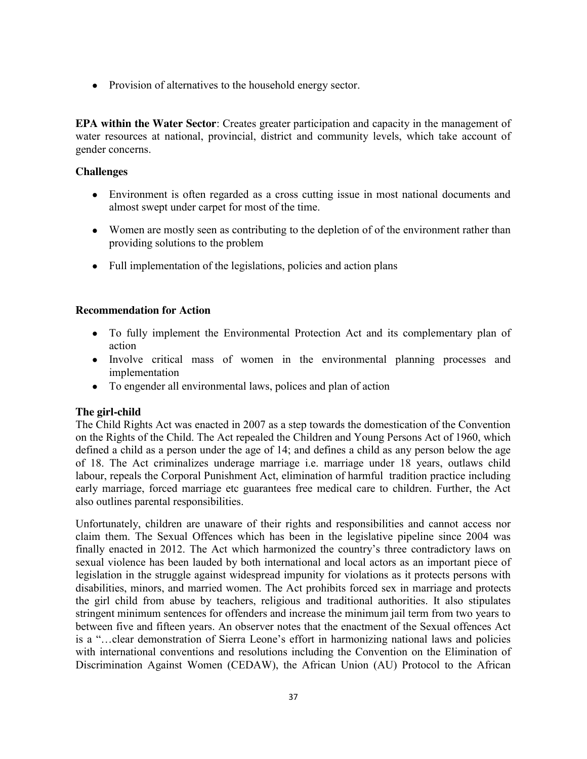- Provision of alternatives to the household energy sector.

**EPA within the Water Sector**: Creates greater participation and capacity in the management of water resources at national, provincial, district and community levels, which take account of gender concerns.

**Challenges**

- Environment is often regarded as a cross cutting issue in most national documents and almost swept under carpet for most of the time.
- Women are mostly seen as contributing to the depletion of of the environment rather than providing solutions to the problem
- Full implementation of the legislations, policies and action plans

**Recommendation for Action**

- To fully implement the Environmental Protection Act and its complementary plan of action
- Involve critical mass of women in the environmental planning processes and implementation
- To engender all environmental laws, polices and plan of action

**The girl-child**

The Child Rights Act was enacted in 2007 as a step towards the domestication of the Convention on the Rights of the Child. The Act repealed the Children and Young Persons Act of 1960, which defined a child as a person under the age of 14; and defines a child as any person below the age of 18. The Act criminalizes underage marriage i.e. marriage under 18 years, outlaws child labour, repeals the Corporal Punishment Act, elimination of harmful tradition practice including early marriage, forced marriage etc guarantees free medical care to children. Further, the Act also outlines parental responsibilities.

Unfortunately, children are unaware of their rights and responsibilities and cannot access nor claim them. The Sexual Offences which has been in the legislative pipeline since 2004 was finally enacted in 2012. The Act which harmonized the country's three contradictory laws on sexual violence has been lauded by both international and local actors as an important piece of legislation in the struggle against widespread impunity for violations as it protects persons with disabilities, minors, and married women. The Act prohibits forced sex in marriage and protects the girl child from abuse by teachers, religious and traditional authorities. It also stipulates stringent minimum sentences for offenders and increase the minimum jail term from two years to between five and fifteen years. An observer notes that the enactment of the Sexual offences Act is a "…clear demonstration of Sierra Leone's effort in harmonizing national laws and policies with international conventions and resolutions including the Convention on the Elimination of Discrimination Against Women (CEDAW), the African Union (AU) Protocol to the African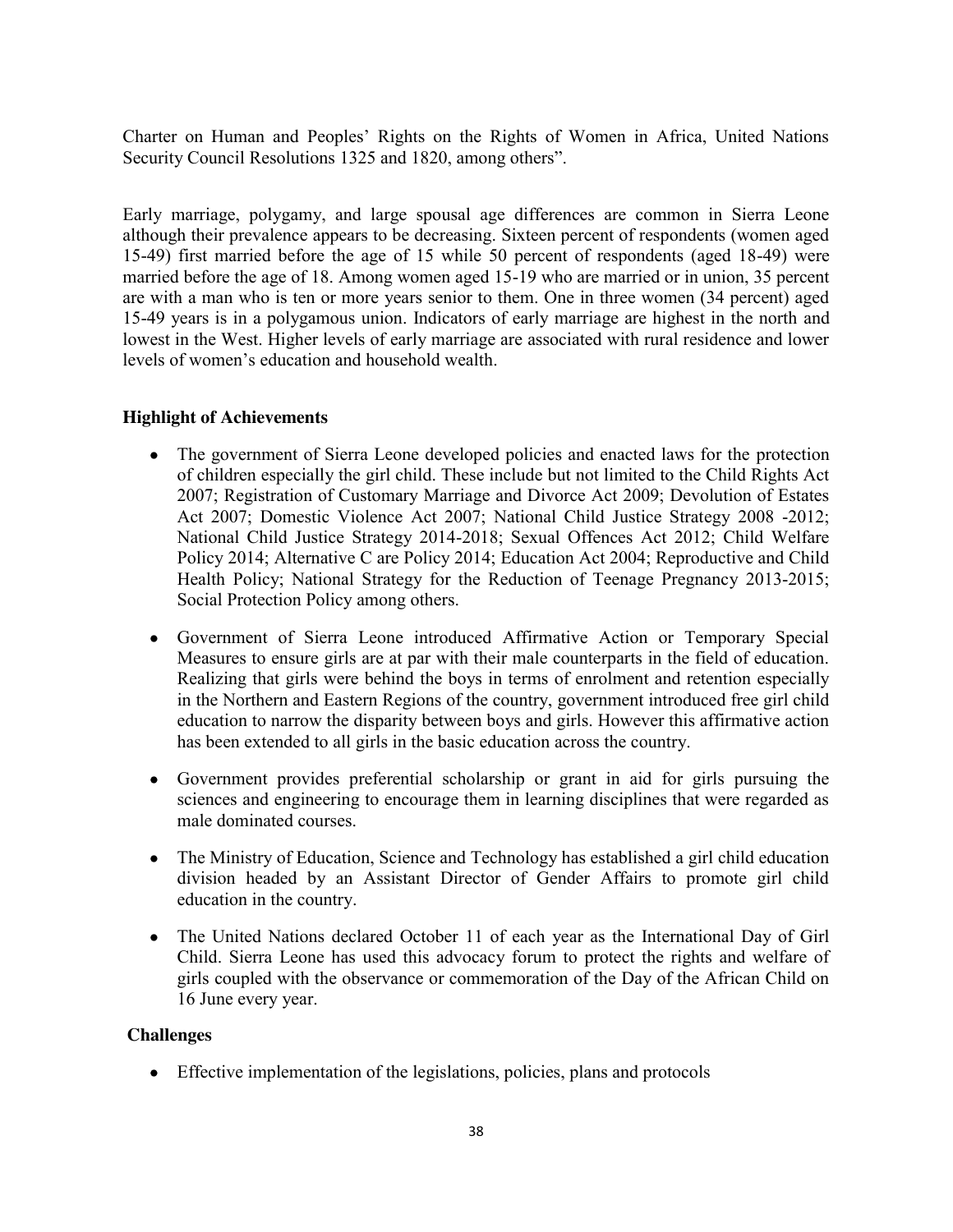Charter on Human and Peoples' Rights on the Rights of Women in Africa, United Nations Security Council Resolutions 1325 and 1820, among others".

Early marriage, polygamy, and large spousal age differences are common in Sierra Leone although their prevalence appears to be decreasing. Sixteen percent of respondents (women aged 15-49) first married before the age of 15 while 50 percent of respondents (aged 18-49) were married before the age of 18. Among women aged 15-19 who are married or in union, 35 percent are with a man who is ten or more years senior to them. One in three women (34 percent) aged 15-49 years is in a polygamous union. Indicators of early marriage are highest in the north and lowest in the West. Higher levels of early marriage are associated with rural residence and lower levels of women's education and household wealth.

**Highlight of Achievements**

- The government of Sierra Leone developed policies and enacted laws for the protection of children especially the girl child. These include but not limited to the Child Rights Act 2007; Registration of Customary Marriage and Divorce Act 2009; Devolution of Estates Act 2007; Domestic Violence Act 2007; National Child Justice Strategy 2008 -2012; National Child Justice Strategy 2014-2018; Sexual Offences Act 2012; Child Welfare Policy 2014; Alternative C are Policy 2014; Education Act 2004; Reproductive and Child Health Policy; National Strategy for the Reduction of Teenage Pregnancy 2013-2015; Social Protection Policy among others.
- Government of Sierra Leone introduced Affirmative Action or Temporary Special Measures to ensure girls are at par with their male counterparts in the field of education. Realizing that girls were behind the boys in terms of enrolment and retention especially in the Northern and Eastern Regions of the country, government introduced free girl child education to narrow the disparity between boys and girls. However this affirmative action has been extended to all girls in the basic education across the country.
- Government provides preferential scholarship or grant in aid for girls pursuing the sciences and engineering to encourage them in learning disciplines that were regarded as male dominated courses.
- The Ministry of Education, Science and Technology has established a girl child education division headed by an Assistant Director of Gender Affairs to promote girl child education in the country.
- The United Nations declared October 11 of each year as the International Day of Girl Child. Sierra Leone has used this advocacy forum to protect the rights and welfare of girls coupled with the observance or commemoration of the Day of the African Child on 16 June every year.

**Challenges**

- Effective implementation of the legislations, policies, plans and protocols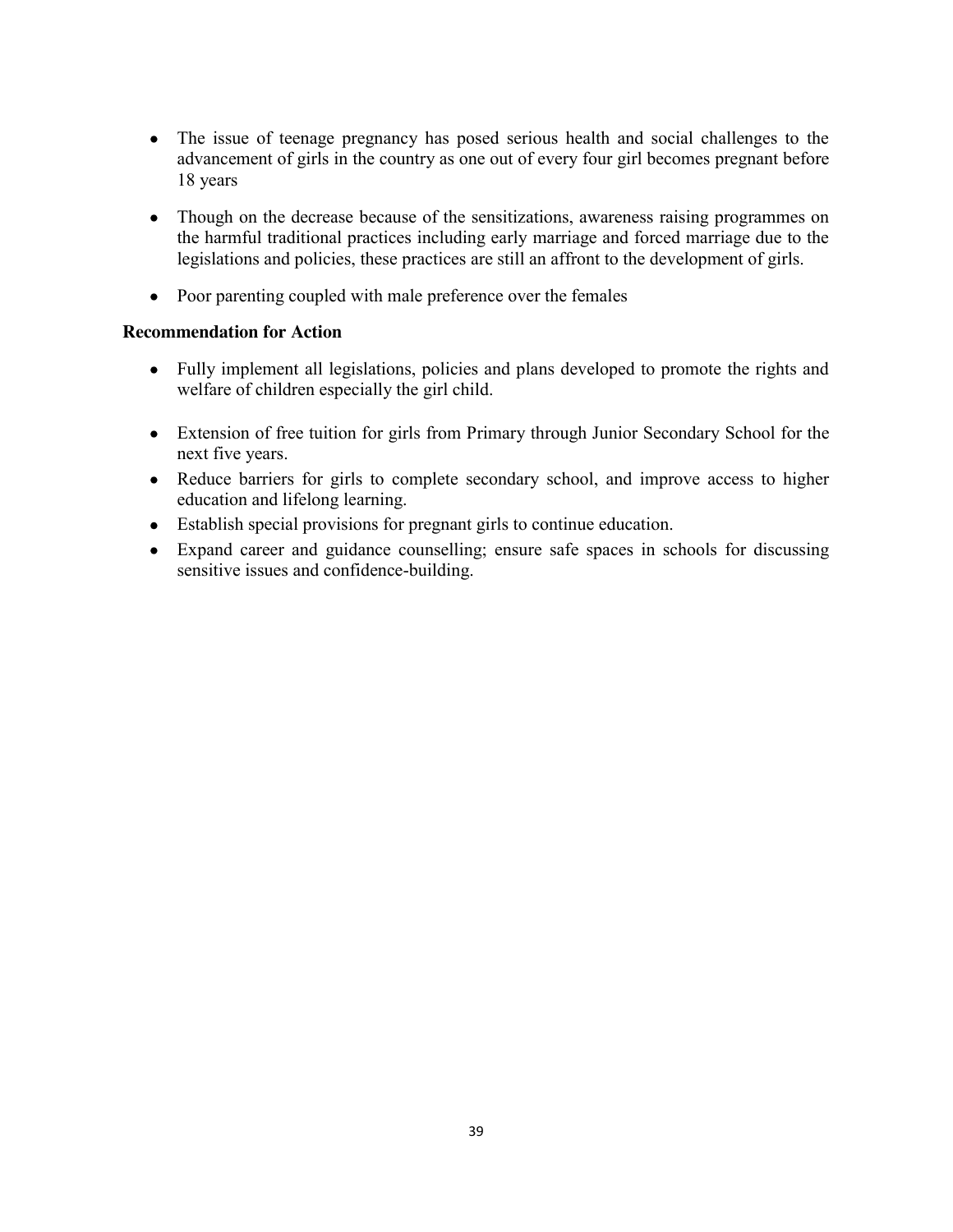- The issue of teenage pregnancy has posed serious health and social challenges to the advancement of girls in the country as one out of every four girl becomes pregnant before 18 years
- Though on the decrease because of the sensitizations, awareness raising programmes on the harmful traditional practices including early marriage and forced marriage due to the legislations and policies, these practices are still an affront to the development of girls.
- Poor parenting coupled with male preference over the females

**Recommendation for Action**

- Fully implement all legislations, policies and plans developed to promote the rights and welfare of children especially the girl child.
- Extension of free tuition for girls from Primary through Junior Secondary School for the next five years.
- Reduce barriers for girls to complete secondary school, and improve access to higher education and lifelong learning.
- Establish special provisions for pregnant girls to continue education.
- Expand career and guidance counselling; ensure safe spaces in schools for discussing sensitive issues and confidence-building.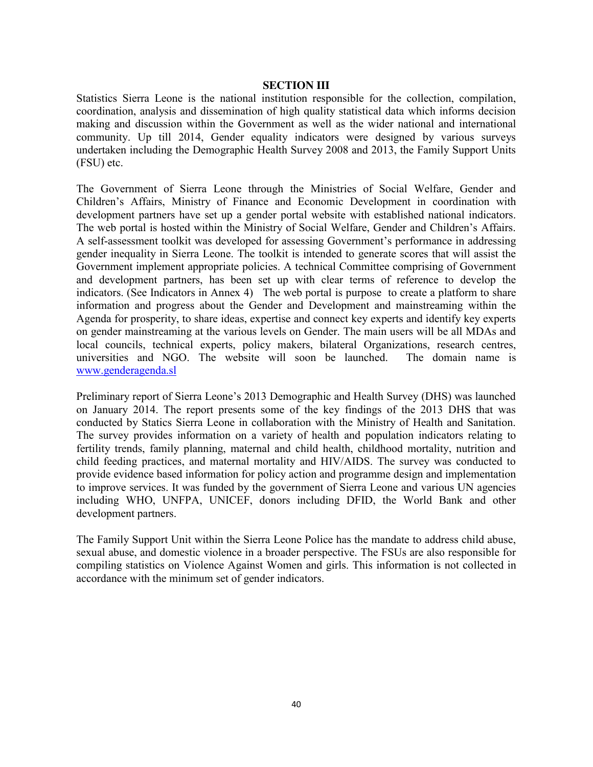## SECTION III

Statistics Sierra Leone is the national institution responsible for the collection, compilation, coordination, analysis and dissemination of high quality statistical data which informs decision making and discussion within the Government as well as the wider national and international community. Up till 2014, Gender equality indicators were designed by various surveys undertaken including the Demographic Health Survey 2008 and 2013, the Family Support Units (FSU) etc.

The Government of Sierra Leone through the Ministries of Social Welfare, Gender and Children's Affairs, Ministry of Finance and Economic Development in coordination with development partners have set up a gender portal website with established national indicators. The web portal is hosted within the Ministry of Social Welfare, Gender and Children's Affairs. A self-assessment toolkit was developed for assessing Government's performance in addressing gender inequality in Sierra Leone. The toolkit is intended to generate scores that will assist the Government implement appropriate policies. A technical Committee comprising of Government and development partners, has been set up with clear terms of reference to develop the indicators. (See Indicators in Annex 4) The web portal is purpose to create a platform to share information and progress about the Gender and Development and mainstreaming within the Agenda for prosperity, to share ideas, expertise and connect key experts and identify key experts on gender mainstreaming at the various levels on Gender. The main users will be all MDAs and local councils, technical experts, policy makers, bilateral Organizations, research centres, universities and NGO. The website will soon be launched. The domain name is www.genderagenda.sl

Preliminary report of Sierra Leone's 2013 Demographic and Health Survey (DHS) was launched on January 2014. The report presents some of the key findings of the 2013 DHS that was conducted by Statics Sierra Leone in collaboration with the Ministry of Health and Sanitation. The survey provides information on a variety of health and population indicators relating to fertility trends, family planning, maternal and child health, childhood mortality, nutrition and child feeding practices, and maternal mortality and HIV/AIDS. The survey was conducted to provide evidence based information for policy action and programme design and implementation to improve services. It was funded by the government of Sierra Leone and various UN agencies including WHO, UNFPA, UNICEF, donors including DFID, the World Bank and other development partners.

The Family Support Unit within the Sierra Leone Police has the mandate to address child abuse, sexual abuse, and domestic violence in a broader perspective. The FSUs are also responsible for compiling statistics on Violence Against Women and girls. This information is not collected in accordance with the minimum set of gender indicators.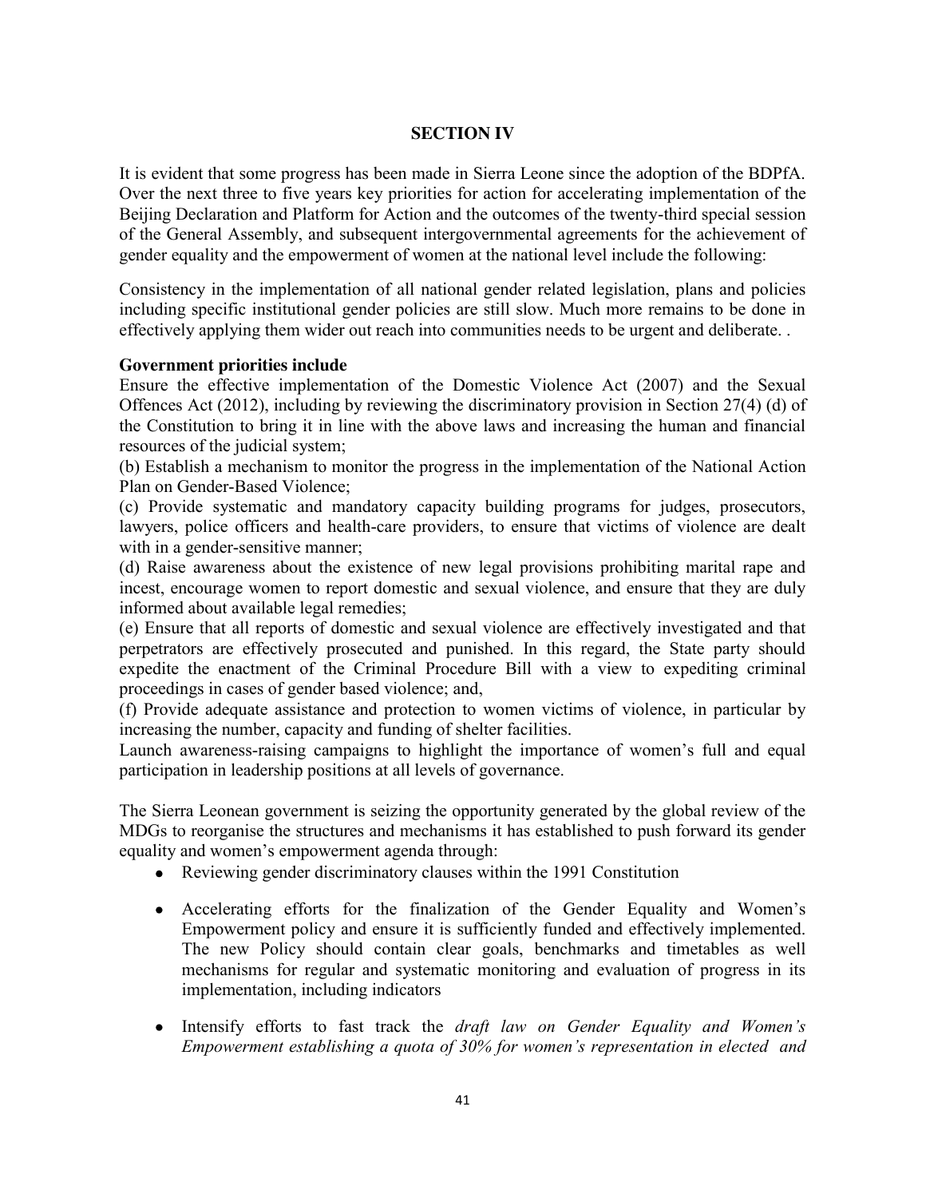## SECTION IV

It is evident that some progress has been made in Sierra Leone since the adoption of the BDPfA. Over the next three to five years key priorities for action for accelerating implementation of the Beijing Declaration and Platform for Action and the outcomes of the twenty-third special session of the General Assembly, and subsequent intergovernmental agreements for the achievement of gender equality and the empowerment of women at the national level include the following:

Consistency in the implementation of all national gender related legislation, plans and policies including specific institutional gender policies are still slow. Much more remains to be done in effectively applying them wider out reach into communities needs to be urgent and deliberate. .

**Government priorities include**

Ensure the effective implementation of the Domestic Violence Act (2007) and the Sexual Offences Act (2012), including by reviewing the discriminatory provision in Section 27(4) (d) of the Constitution to bring it in line with the above laws and increasing the human and financial resources of the judicial system;

(b) Establish a mechanism to monitor the progress in the implementation of the National Action Plan on Gender-Based Violence;

(c) Provide systematic and mandatory capacity building programs for judges, prosecutors, lawyers, police officers and health-care providers, to ensure that victims of violence are dealt with in a gender-sensitive manner;

(d) Raise awareness about the existence of new legal provisions prohibiting marital rape and incest, encourage women to report domestic and sexual violence, and ensure that they are duly informed about available legal remedies;

(e) Ensure that all reports of domestic and sexual violence are effectively investigated and that perpetrators are effectively prosecuted and punished. In this regard, the State party should expedite the enactment of the Criminal Procedure Bill with a view to expediting criminal proceedings in cases of gender based violence; and,

(f) Provide adequate assistance and protection to women victims of violence, in particular by increasing the number, capacity and funding of shelter facilities.

Launch awareness-raising campaigns to highlight the importance of women's full and equal participation in leadership positions at all levels of governance.

The Sierra Leonean government is seizing the opportunity generated by the global review of the MDGs to reorganise the structures and mechanisms it has established to push forward its gender equality and women's empowerment agenda through:

- Reviewing gender discriminatory clauses within the 1991 Constitution
- Accelerating efforts for the finalization of the Gender Equality and Women's Empowerment policy and ensure it is sufficiently funded and effectively implemented. The new Policy should contain clear goals, benchmarks and timetables as well mechanisms for regular and systematic monitoring and evaluation of progress in its implementation, including indicators
- Intensify efforts to fast track the *draft law on Gender Equality and Women's Empowerment establishing a quota of 30% for women's representation in elected and*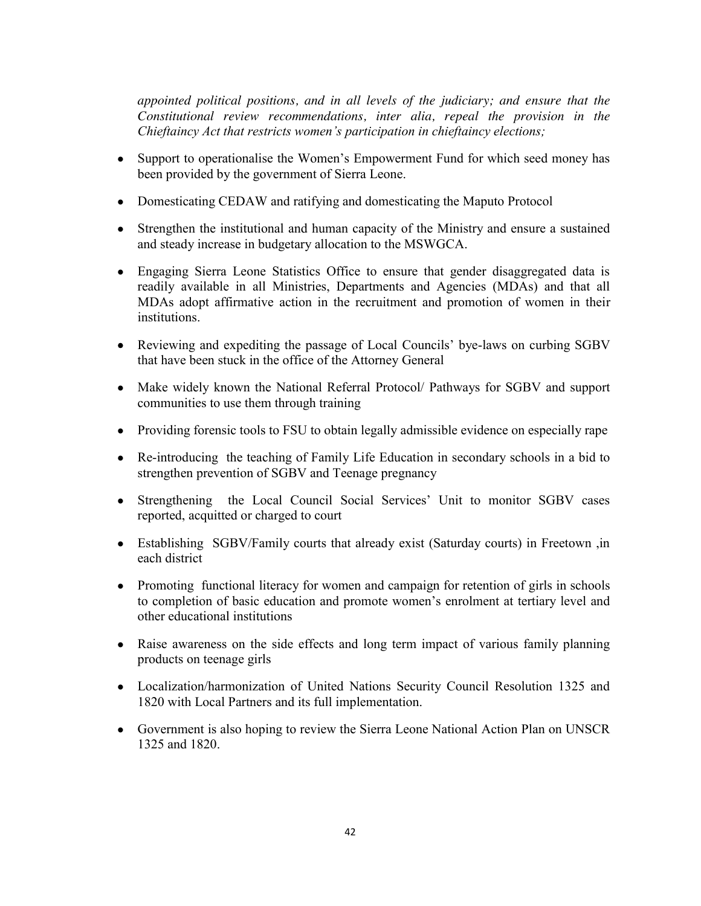*appointed political positions, and in all levels of the judiciary; and ensure that the Constitutional review recommendations, inter alia, repeal the provision in the Chieftaincy Act that restricts women's participation in chieftaincy elections;*

- Support to operationalise the Women's Empowerment Fund for which seed money has been provided by the government of Sierra Leone.
- Domesticating CEDAW and ratifying and domesticating the Maputo Protocol
- Strengthen the institutional and human capacity of the Ministry and ensure a sustained and steady increase in budgetary allocation to the MSWGCA.
- Engaging Sierra Leone Statistics Office to ensure that gender disaggregated data is readily available in all Ministries, Departments and Agencies (MDAs) and that all MDAs adopt affirmative action in the recruitment and promotion of women in their institutions.
- Reviewing and expediting the passage of Local Councils' bye-laws on curbing SGBV that have been stuck in the office of the Attorney General
- Make widely known the National Referral Protocol/ Pathways for SGBV and support communities to use them through training
- Providing forensic tools to FSU to obtain legally admissible evidence on especially rape
- Re-introducing the teaching of Family Life Education in secondary schools in a bid to strengthen prevention of SGBV and Teenage pregnancy
- Strengthening the Local Council Social Services' Unit to monitor SGBV cases reported, acquitted or charged to court
- Establishing SGBV/Family courts that already exist (Saturday courts) in Freetown ,in each district
- Promoting functional literacy for women and campaign for retention of girls in schools to completion of basic education and promote women's enrolment at tertiary level and other educational institutions
- Raise awareness on the side effects and long term impact of various family planning products on teenage girls
- Localization/harmonization of United Nations Security Council Resolution 1325 and 1820 with Local Partners and its full implementation.
- Government is also hoping to review the Sierra Leone National Action Plan on UNSCR 1325 and 1820.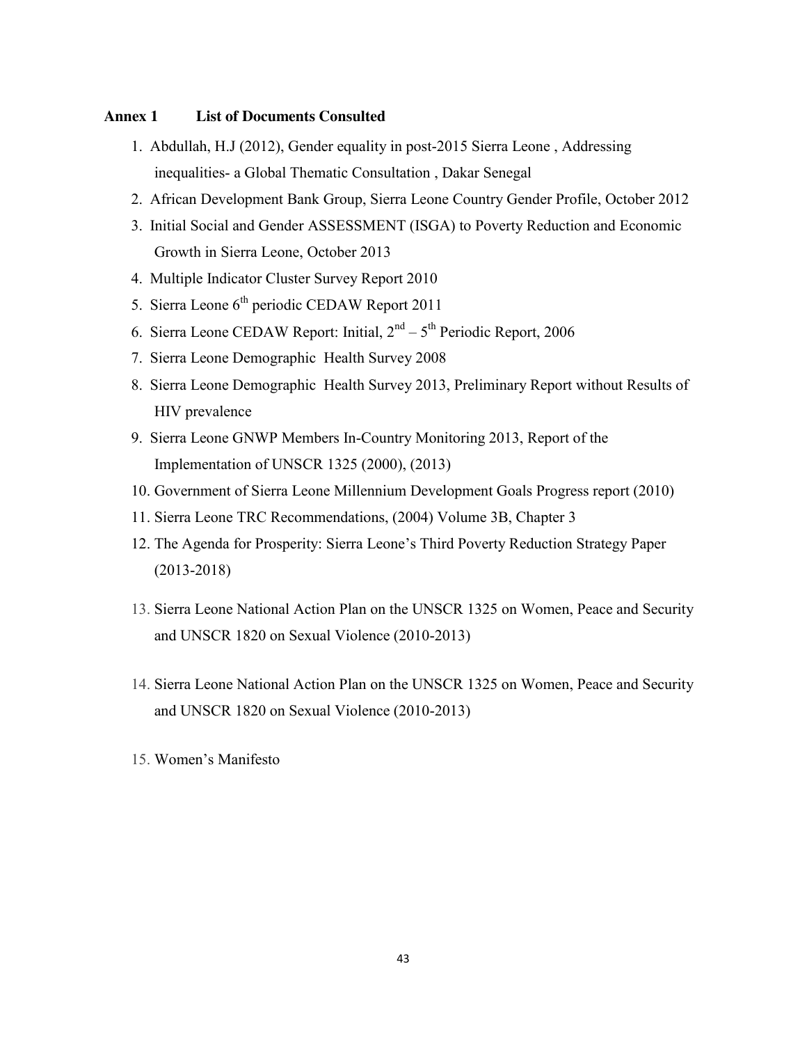## Annex 1 List of Documents Consulted

1. Abdullah, H.J (2012), Gender equality in post-2015 Sierra Leone , Addressing inequalities- a Global Thematic Consultation , Dakar Senegal
2. African Development Bank Group, Sierra Leone Country Gender Profile, October 2012
3. Initial Social and Gender ASSESSMENT (ISGA) to Poverty Reduction and Economic Growth in Sierra Leone, October 2013
4. Multiple Indicator Cluster Survey Report 2010
5. Sierra Leone 6th periodic CEDAW Report 2011
6. Sierra Leone CEDAW Report: Initial, 2nd – 5th Periodic Report, 2006
7. Sierra Leone Demographic Health Survey 2008
8. Sierra Leone Demographic Health Survey 2013, Preliminary Report without Results of HIV prevalence
9. Sierra Leone GNWP Members In-Country Monitoring 2013, Report of the Implementation of UNSCR 1325 (2000), (2013)
10. Government of Sierra Leone Millennium Development Goals Progress report (2010)
11. Sierra Leone TRC Recommendations, (2004) Volume 3B, Chapter 3
12. The Agenda for Prosperity: Sierra Leone's Third Poverty Reduction Strategy Paper (2013-2018)
13. Sierra Leone National Action Plan on the UNSCR 1325 on Women, Peace and Security and UNSCR 1820 on Sexual Violence (2010-2013)
14. Sierra Leone National Action Plan on the UNSCR 1325 on Women, Peace and Security and UNSCR 1820 on Sexual Violence (2010-2013)
15. Women's Manifesto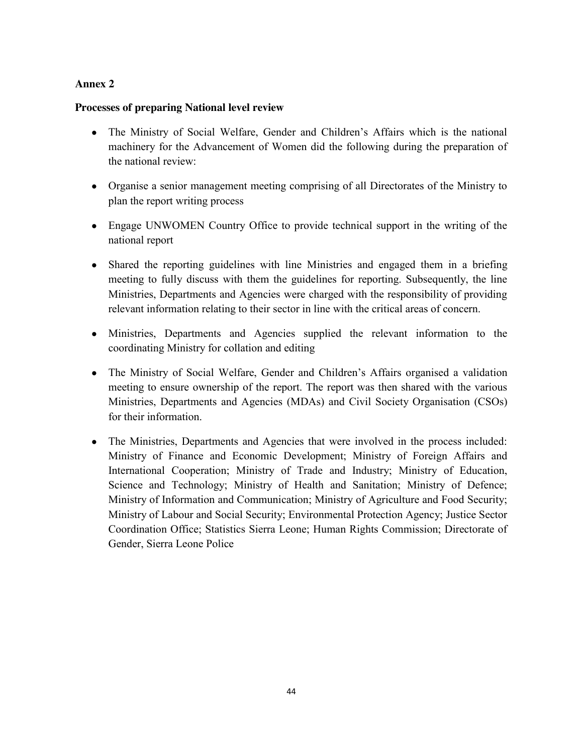**Annex 2**

**Processes of preparing National level review**

- The Ministry of Social Welfare, Gender and Children's Affairs which is the national machinery for the Advancement of Women did the following during the preparation of the national review:
- Organise a senior management meeting comprising of all Directorates of the Ministry to plan the report writing process
- Engage UNWOMEN Country Office to provide technical support in the writing of the national report
- Shared the reporting guidelines with line Ministries and engaged them in a briefing meeting to fully discuss with them the guidelines for reporting. Subsequently, the line Ministries, Departments and Agencies were charged with the responsibility of providing relevant information relating to their sector in line with the critical areas of concern.
- Ministries, Departments and Agencies supplied the relevant information to the coordinating Ministry for collation and editing
- The Ministry of Social Welfare, Gender and Children's Affairs organised a validation meeting to ensure ownership of the report. The report was then shared with the various Ministries, Departments and Agencies (MDAs) and Civil Society Organisation (CSOs) for their information.
- The Ministries, Departments and Agencies that were involved in the process included: Ministry of Finance and Economic Development; Ministry of Foreign Affairs and International Cooperation; Ministry of Trade and Industry; Ministry of Education, Science and Technology; Ministry of Health and Sanitation; Ministry of Defence; Ministry of Information and Communication; Ministry of Agriculture and Food Security; Ministry of Labour and Social Security; Environmental Protection Agency; Justice Sector Coordination Office; Statistics Sierra Leone; Human Rights Commission; Directorate of Gender, Sierra Leone Police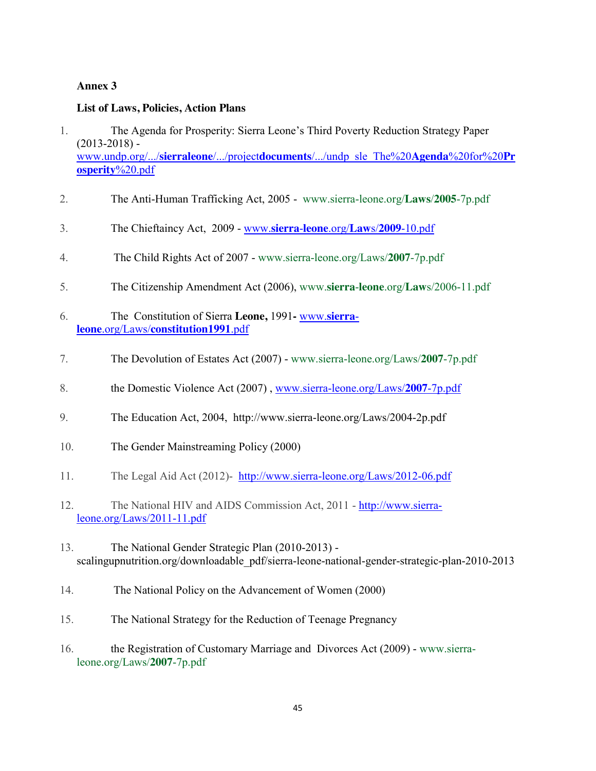**Annex 3**

**List of Laws, Policies, Action Plans**

1. The Agenda for Prosperity: Sierra Leone's Third Poverty Reduction Strategy Paper (2013-2018) - www.undp.org/.../**sierraleone**/.../project**documents**/.../undp_sle_The%20**Agenda**%20for%20**Prosperity**%20.pdf

2. The Anti-Human Trafficking Act, 2005 - www.sierra-leone.org/**Laws**/**2005**-7p.pdf

3. The Chieftaincy Act, 2009 - www.**sierra-leone**.org/**Law**s/**2009**-10.pdf

4. The Child Rights Act of 2007 - www.sierra-leone.org/Laws/**2007**-7p.pdf

5. The Citizenship Amendment Act (2006), www.**sierra-leone**.org/**Law**s/2006-11.pdf

6. The Constitution of Sierra **Leone,** 1991**-** www.**sierra-leone**.org/Laws/**constitution1991**.pdf

7. The Devolution of Estates Act (2007) - www.sierra-leone.org/Laws/**2007**-7p.pdf

8. the Domestic Violence Act (2007) , www.sierra-leone.org/Laws/**2007**-7p.pdf

9. The Education Act, 2004, http://www.sierra-leone.org/Laws/2004-2p.pdf

10. The Gender Mainstreaming Policy (2000)

11. The Legal Aid Act (2012)- http://www.sierra-leone.org/Laws/2012-06.pdf

12. The National HIV and AIDS Commission Act, 2011 - http://www.sierra-leone.org/Laws/2011-11.pdf

13. The National Gender Strategic Plan (2010-2013) - scalingupnutrition.org/downloadable_pdf/sierra-leone-national-gender-strategic-plan-2010-2013

14. The National Policy on the Advancement of Women (2000)

15. The National Strategy for the Reduction of Teenage Pregnancy

16. the Registration of Customary Marriage and Divorces Act (2009) - www.sierra-leone.org/Laws/**2007**-7p.pdf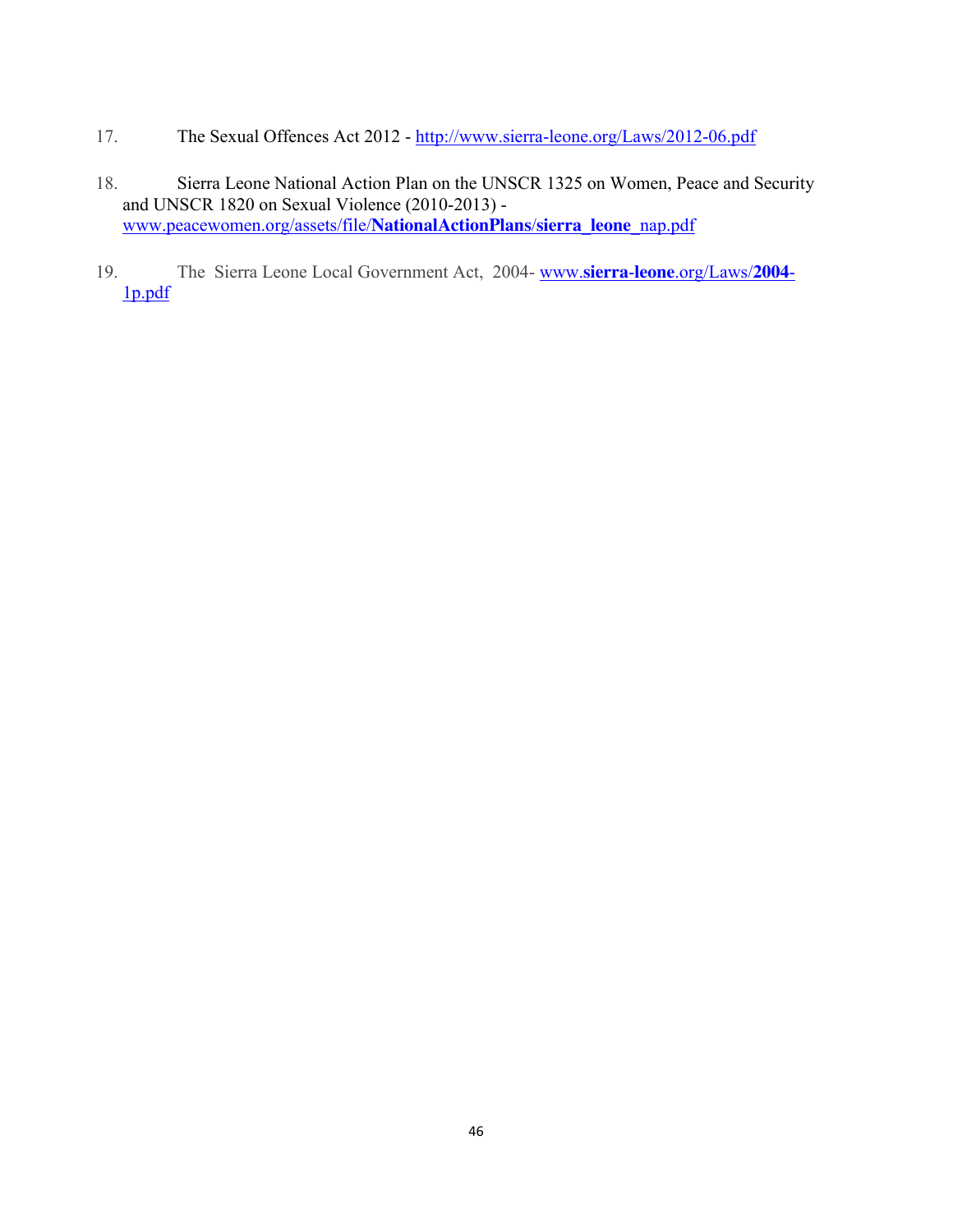17. The Sexual Offences Act 2012 - http://www.sierra-leone.org/Laws/2012-06.pdf

18. Sierra Leone National Action Plan on the UNSCR 1325 on Women, Peace and Security and UNSCR 1820 on Sexual Violence (2010-2013) - www.peacewomen.org/assets/file/NationalActionPlans/sierra_leone_nap.pdf

19. The Sierra Leone Local Government Act, 2004- www.sierra-leone.org/Laws/2004-1p.pdf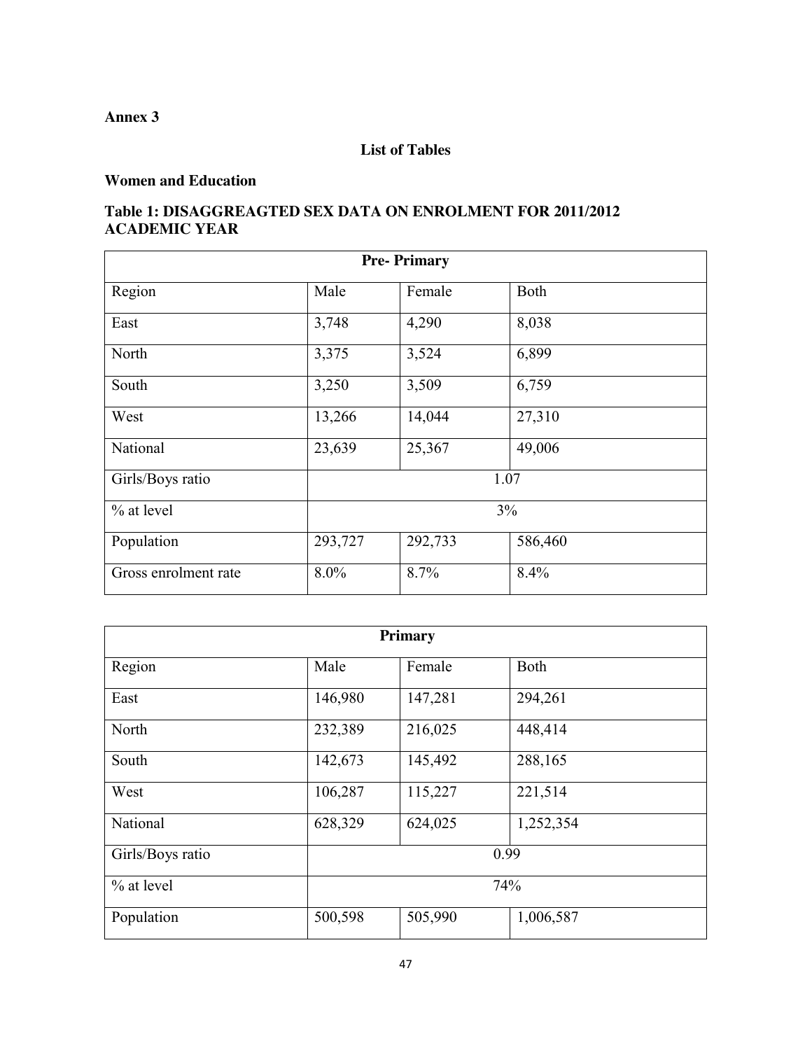**Annex 3**

**List of Tables**

**Women and Education**

**Table 1: DISAGGREAGTED SEX DATA ON ENROLMENT FOR 2011/2012 ACADEMIC YEAR**

| Pre- Primary | | | |
|---|---|---|---|
| Region | Male | Female | Both |
| East | 3,748 | 4,290 | 8,038 |
| North | 3,375 | 3,524 | 6,899 |
| South | 3,250 | 3,509 | 6,759 |
| West | 13,266 | 14,044 | 27,310 |
| National | 23,639 | 25,367 | 49,006 |
| Girls/Boys ratio | 1.07 | | |
| % at level | 3% | | |
| Population | 293,727 | 292,733 | 586,460 |
| Gross enrolment rate | 8.0% | 8.7% | 8.4% |

| Primary | | | |
|---|---|---|---|
| Region | Male | Female | Both |
| East | 146,980 | 147,281 | 294,261 |
| North | 232,389 | 216,025 | 448,414 |
| South | 142,673 | 145,492 | 288,165 |
| West | 106,287 | 115,227 | 221,514 |
| National | 628,329 | 624,025 | 1,252,354 |
| Girls/Boys ratio | 0.99 | | |
| % at level | 74% | | |
| Population | 500,598 | 505,990 | 1,006,587 |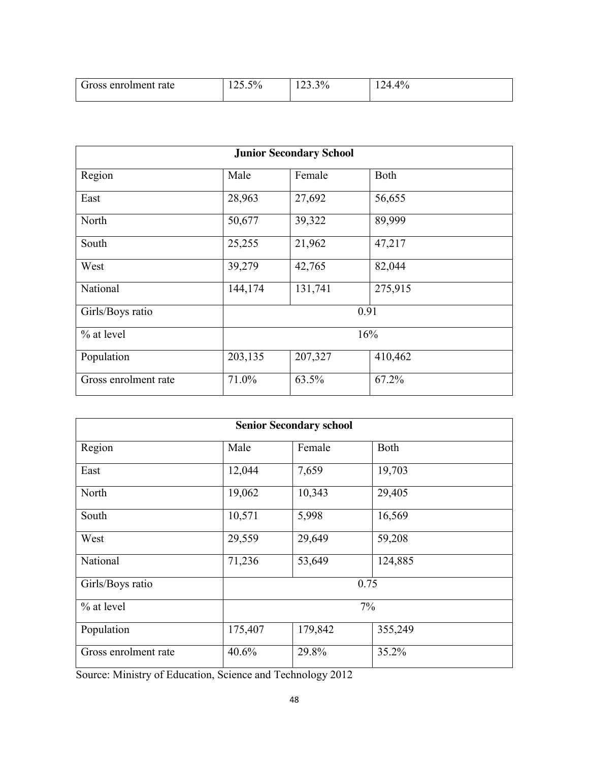| Gross enrolment rate | 125.5% | 123.3% | 124.4% |
|---|---|---|---|

| Junior Secondary School | | | |
|---|---|---|---|
| Region | Male | Female | Both |
| East | 28,963 | 27,692 | 56,655 |
| North | 50,677 | 39,322 | 89,999 |
| South | 25,255 | 21,962 | 47,217 |
| West | 39,279 | 42,765 | 82,044 |
| National | 144,174 | 131,741 | 275,915 |
| Girls/Boys ratio | 0.91 | | |
| % at level | 16% | | |
| Population | 203,135 | 207,327 | 410,462 |
| Gross enrolment rate | 71.0% | 63.5% | 67.2% |

| Senior Secondary school | | | |
|---|---|---|---|
| Region | Male | Female | Both |
| East | 12,044 | 7,659 | 19,703 |
| North | 19,062 | 10,343 | 29,405 |
| South | 10,571 | 5,998 | 16,569 |
| West | 29,559 | 29,649 | 59,208 |
| National | 71,236 | 53,649 | 124,885 |
| Girls/Boys ratio | 0.75 | | |
| % at level | 7% | | |
| Population | 175,407 | 179,842 | 355,249 |
| Gross enrolment rate | 40.6% | 29.8% | 35.2% |

Source: Ministry of Education, Science and Technology 2012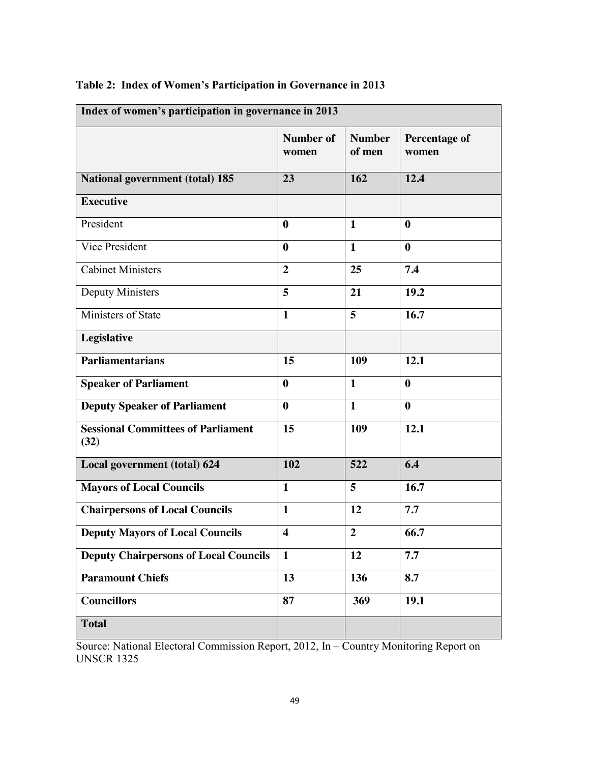**Table 2: Index of Women's Participation in Governance in 2013**

| Index of women's participation in governance in 2013 | | | |
|---|---|---|---|
| | **Number of women** | **Number of men** | **Percentage of women** |
| **National government (total) 185** | **23** | **162** | **12.4** |
| **Executive** | | | |
| President | **0** | **1** | **0** |
| Vice President | **0** | **1** | **0** |
| Cabinet Ministers | **2** | **25** | **7.4** |
| Deputy Ministers | **5** | **21** | **19.2** |
| Ministers of State | **1** | **5** | **16.7** |
| **Legislative** | | | |
| **Parliamentarians** | **15** | **109** | **12.1** |
| **Speaker of Parliament** | **0** | **1** | **0** |
| **Deputy Speaker of Parliament** | **0** | **1** | **0** |
| **Sessional Committees of Parliament (32)** | **15** | **109** | **12.1** |
| **Local government (total) 624** | **102** | **522** | **6.4** |
| **Mayors of Local Councils** | **1** | **5** | **16.7** |
| **Chairpersons of Local Councils** | **1** | **12** | **7.7** |
| **Deputy Mayors of Local Councils** | **4** | **2** | **66.7** |
| **Deputy Chairpersons of Local Councils** | **1** | **12** | **7.7** |
| **Paramount Chiefs** | **13** | **136** | **8.7** |
| **Councillors** | **87** | **369** | **19.1** |
| **Total** | | | |

Source: National Electoral Commission Report, 2012, In – Country Monitoring Report on UNSCR 1325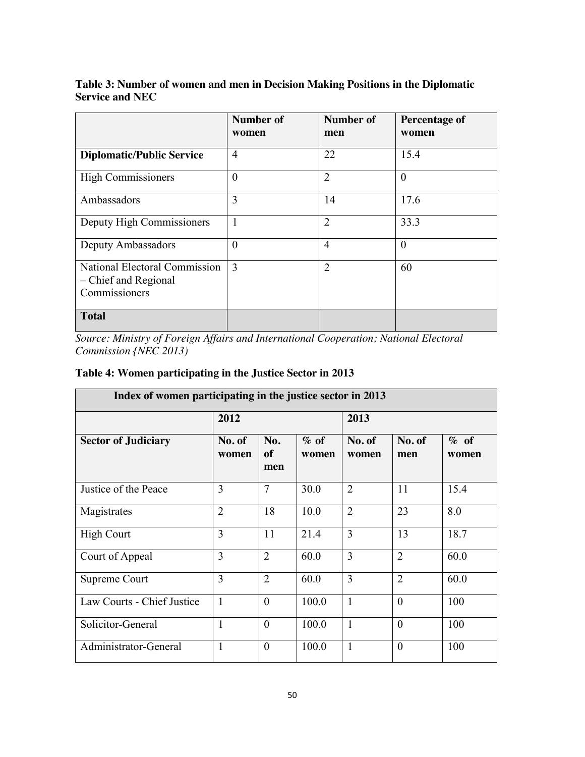**Table 3: Number of women and men in Decision Making Positions in the Diplomatic Service and NEC**

| | Number of women | Number of men | Percentage of women |
|---|---|---|---|
| **Diplomatic/Public Service** | 4 | 22 | 15.4 |
| High Commissioners | 0 | 2 | 0 |
| Ambassadors | 3 | 14 | 17.6 |
| Deputy High Commissioners | 1 | 2 | 33.3 |
| Deputy Ambassadors | 0 | 4 | 0 |
| National Electoral Commission – Chief and Regional Commissioners | 3 | 2 | 60 |
| **Total** | | | |

*Source: Ministry of Foreign Affairs and International Cooperation; National Electoral Commission {NEC 2013)*

**Table 4: Women participating in the Justice Sector in 2013**

| **Index of women participating in the justice sector in 2013** | | | | | | |
|---|---|---|---|---|---|---|
| | **2012** | | | **2013** | | |
| **Sector of Judiciary** | **No. of women** | **No. of men** | **% of women** | **No. of women** | **No. of men** | **% of women** |
| Justice of the Peace | 3 | 7 | 30.0 | 2 | 11 | 15.4 |
| Magistrates | 2 | 18 | 10.0 | 2 | 23 | 8.0 |
| High Court | 3 | 11 | 21.4 | 3 | 13 | 18.7 |
| Court of Appeal | 3 | 2 | 60.0 | 3 | 2 | 60.0 |
| Supreme Court | 3 | 2 | 60.0 | 3 | 2 | 60.0 |
| Law Courts - Chief Justice | 1 | 0 | 100.0 | 1 | 0 | 100 |
| Solicitor-General | 1 | 0 | 100.0 | 1 | 0 | 100 |
| Administrator-General | 1 | 0 | 100.0 | 1 | 0 | 100 |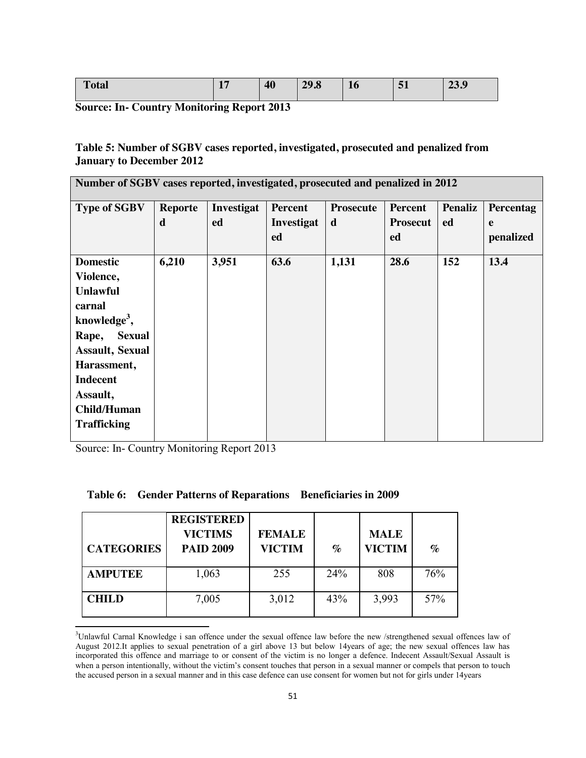| **Total** | **17** | **40** | **29.8** | **16** | **51** | **23.9** |
|---|---|---|---|---|---|---|

**Source: In- Country Monitoring Report 2013**

**Table 5: Number of SGBV cases reported, investigated, prosecuted and penalized from January to December 2012**

| **Number of SGBV cases reported, investigated, prosecuted and penalized in 2012** | | | | | | | |
|---|---|---|---|---|---|---|---|
| **Type of SGBV** | **Reported** | **Investigated** | **Percent Investigated** | **Prosecuted** | **Percent Prosecuted** | **Penalized** | **Percentage penalized** |
| **Domestic Violence, Unlawful carnal knowledge[3], Rape, Sexual Assault, Sexual Harassment, Indecent Assault, Child/Human Trafficking** | **6,210** | **3,951** | **63.6** | **1,131** | **28.6** | **152** | **13.4** |

Source: In- Country Monitoring Report 2013

**Table 6: Gender Patterns of Reparations Beneficiaries in 2009**

| **CATEGORIES** | **REGISTERED VICTIMS PAID 2009** | **FEMALE VICTIM** | **%** | **MALE VICTIM** | **%** |
|---|---|---|---|---|---|
| **AMPUTEE** | 1,063 | 255 | 24% | 808 | 76% |
| **CHILD** | 7,005 | 3,012 | 43% | 3,993 | 57% |

[3]Unlawful Carnal Knowledge i san offence under the sexual offence law before the new /strengthened sexual offences law of August 2012.It applies to sexual penetration of a girl above 13 but below 14years of age; the new sexual offences law has incorporated this offence and marriage to or consent of the victim is no longer a defence. Indecent Assault/Sexual Assault is when a person intentionally, without the victim's consent touches that person in a sexual manner or compels that person to touch the accused person in a sexual manner and in this case defence can use consent for women but not for girls under 14years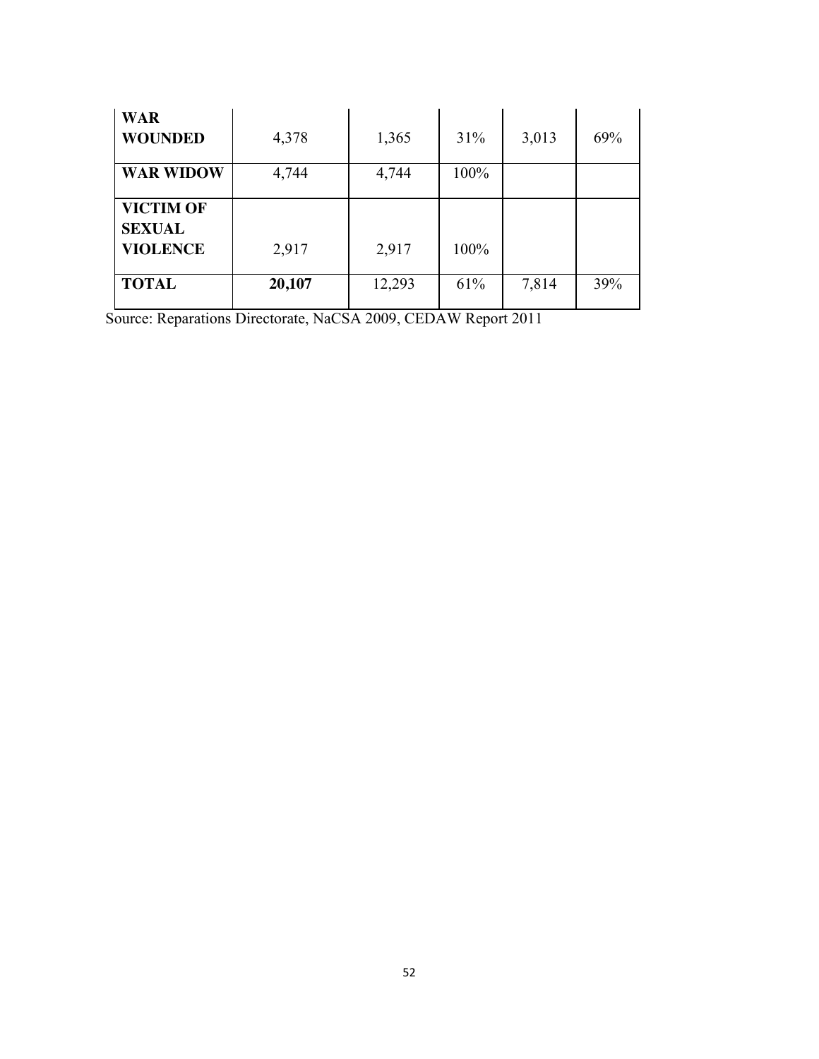| | | | | | |
|---|---|---|---|---|---|
| **WAR WOUNDED** | 4,378 | 1,365 | 31% | 3,013 | 69% |
| **WAR WIDOW** | 4,744 | 4,744 | 100% | | |
| **VICTIM OF SEXUAL VIOLENCE** | 2,917 | 2,917 | 100% | | |
| **TOTAL** | **20,107** | 12,293 | 61% | 7,814 | 39% |

Source: Reparations Directorate, NaCSA 2009, CEDAW Report 2011